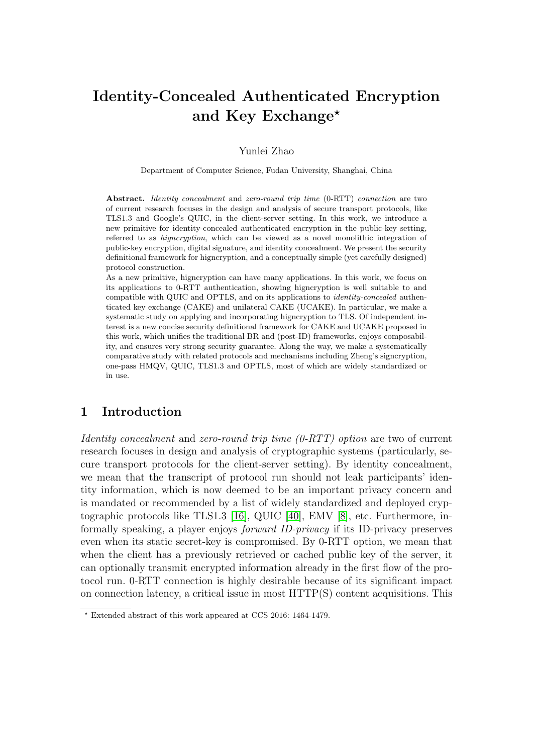# Identity-Concealed Authenticated Encryption and Key Exchange*

Yunlei Zhao

Department of Computer Science, Fudan University, Shanghai, China

**Abstract.** *Identity concealment* and *zero-round trip time* (0-RTT) *connection* are two of current research focuses in the design and analysis of secure transport protocols, like TLS1.3 and Google's QUIC, in the client-server setting. In this work, we introduce a new primitive for identity-concealed authenticated encryption in the public-key setting, referred to as *higncryption*, which can be viewed as a novel monolithic integration of public-key encryption, digital signature, and identity concealment. We present the security definitional framework for higncryption, and a conceptually simple (yet carefully designed) protocol construction.

As a new primitive, higncryption can have many applications. In this work, we focus on its applications to 0-RTT authentication, showing higncryption is well suitable to and compatible with QUIC and OPTLS, and on its applications to *identity-concealed* authenticated key exchange (CAKE) and unilateral CAKE (UCAKE). In particular, we make a systematic study on applying and incorporating higncryption to TLS. Of independent interest is a new concise security definitional framework for CAKE and UCAKE proposed in this work, which unifies the traditional BR and (post-ID) frameworks, enjoys composability, and ensures very strong security guarantee. Along the way, we make a systematically comparative study with related protocols and mechanisms including Zheng's signcryption, one-pass HMQV, QUIC, TLS1.3 and OPTLS, most of which are widely standardized or in use.

## 1 Introduction

*Identity concealment* and *zero-round trip time (0-RTT) option* are two of current research focuses in design and analysis of cryptographic systems (particularly, secure transport protocols for the client-server setting). By identity concealment, we mean that the transcript of protocol run should not leak participants' identity information, which is now deemed to be an important privacy concern and is mandated or recommended by a list of widely standardized and deployed cryptographic protocols like TLS1.3 [16], QUIC [40], EMV [8], etc. Furthermore, informally speaking, a player enjoys *forward ID-privacy* if its ID-privacy preserves even when its static secret-key is compromised. By 0-RTT option, we mean that when the client has a previously retrieved or cached public key of the server, it can optionally transmit encrypted information already in the first flow of the protocol run. 0-RTT connection is highly desirable because of its significant impact on connection latency, a critical issue in most HTTP(S) content acquisitions. This

* Extended abstract of this work appeared at CCS 2016: 1464-1479.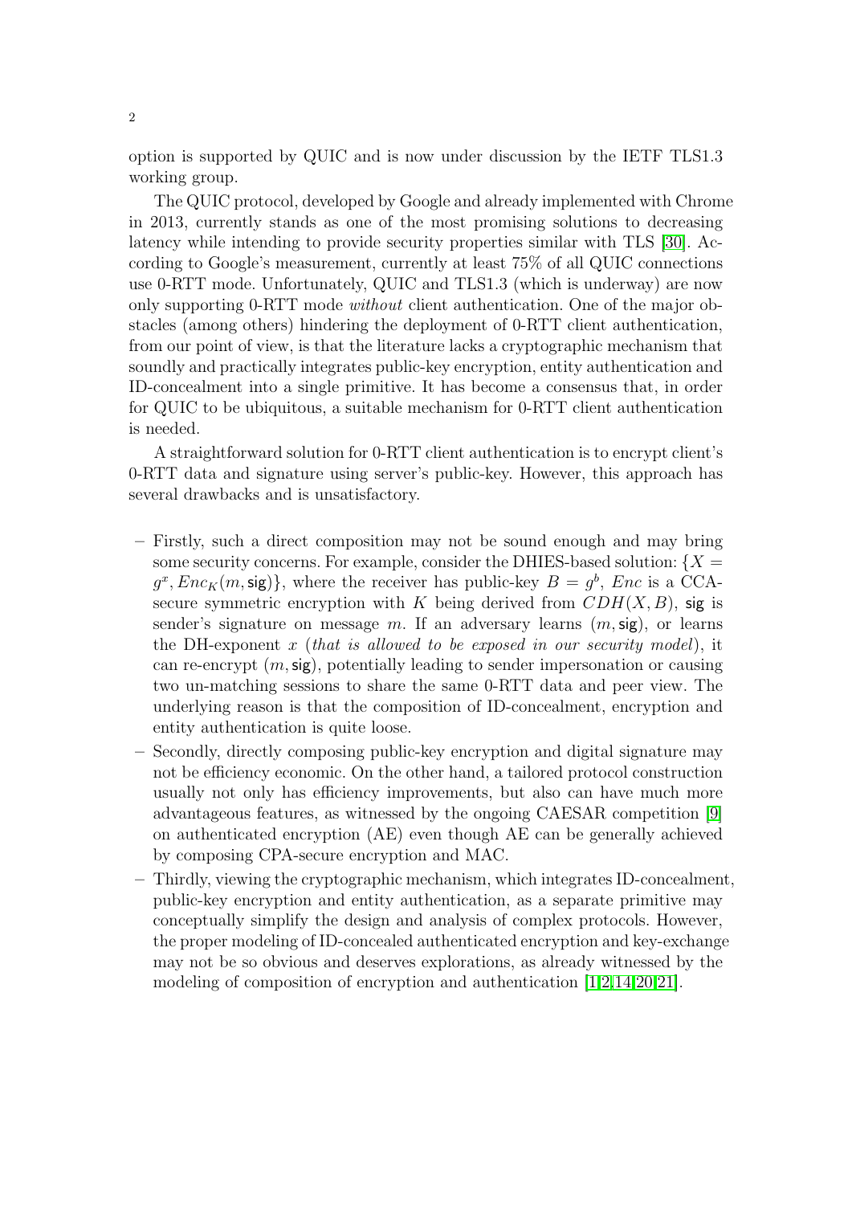option is supported by QUIC and is now under discussion by the IETF TLS1.3 working group.

The QUIC protocol, developed by Google and already implemented with Chrome in 2013, currently stands as one of the most promising solutions to decreasing latency while intending to provide security properties similar with TLS [30]. According to Google's measurement, currently at least 75% of all QUIC connections use 0-RTT mode. Unfortunately, QUIC and TLS1.3 (which is underway) are now only supporting 0-RTT mode *without* client authentication. One of the major obstacles (among others) hindering the deployment of 0-RTT client authentication, from our point of view, is that the literature lacks a cryptographic mechanism that soundly and practically integrates public-key encryption, entity authentication and ID-concealment into a single primitive. It has become a consensus that, in order for QUIC to be ubiquitous, a suitable mechanism for 0-RTT client authentication is needed.

A straightforward solution for 0-RTT client authentication is to encrypt client's 0-RTT data and signature using server's public-key. However, this approach has several drawbacks and is unsatisfactory.

– Firstly, such a direct composition may not be sound enough and may bring some security concerns. For example, consider the DHIES-based solution: $\{X = g^x, Enc_K(m, \mathsf{sig})\}$, where the receiver has public-key $B = g^b$, $Enc$ is a CCA-secure symmetric encryption with $K$ being derived from $CDH(X, B)$, $\mathsf{sig}$ is sender's signature on message $m$. If an adversary learns $(m, \mathsf{sig})$, or learns the DH-exponent $x$ (*that is allowed to be exposed in our security model*), it can re-encrypt $(m, \mathsf{sig})$, potentially leading to sender impersonation or causing two un-matching sessions to share the same 0-RTT data and peer view. The underlying reason is that the composition of ID-concealment, encryption and entity authentication is quite loose.
– Secondly, directly composing public-key encryption and digital signature may not be efficiency economic. On the other hand, a tailored protocol construction usually not only has efficiency improvements, but also can have much more advantageous features, as witnessed by the ongoing CAESAR competition [9] on authenticated encryption (AE) even though AE can be generally achieved by composing CPA-secure encryption and MAC.
– Thirdly, viewing the cryptographic mechanism, which integrates ID-concealment, public-key encryption and entity authentication, as a separate primitive may conceptually simplify the design and analysis of complex protocols. However, the proper modeling of ID-concealed authenticated encryption and key-exchange may not be so obvious and deserves explorations, as already witnessed by the modeling of composition of encryption and authentication [1,2,14,20,21].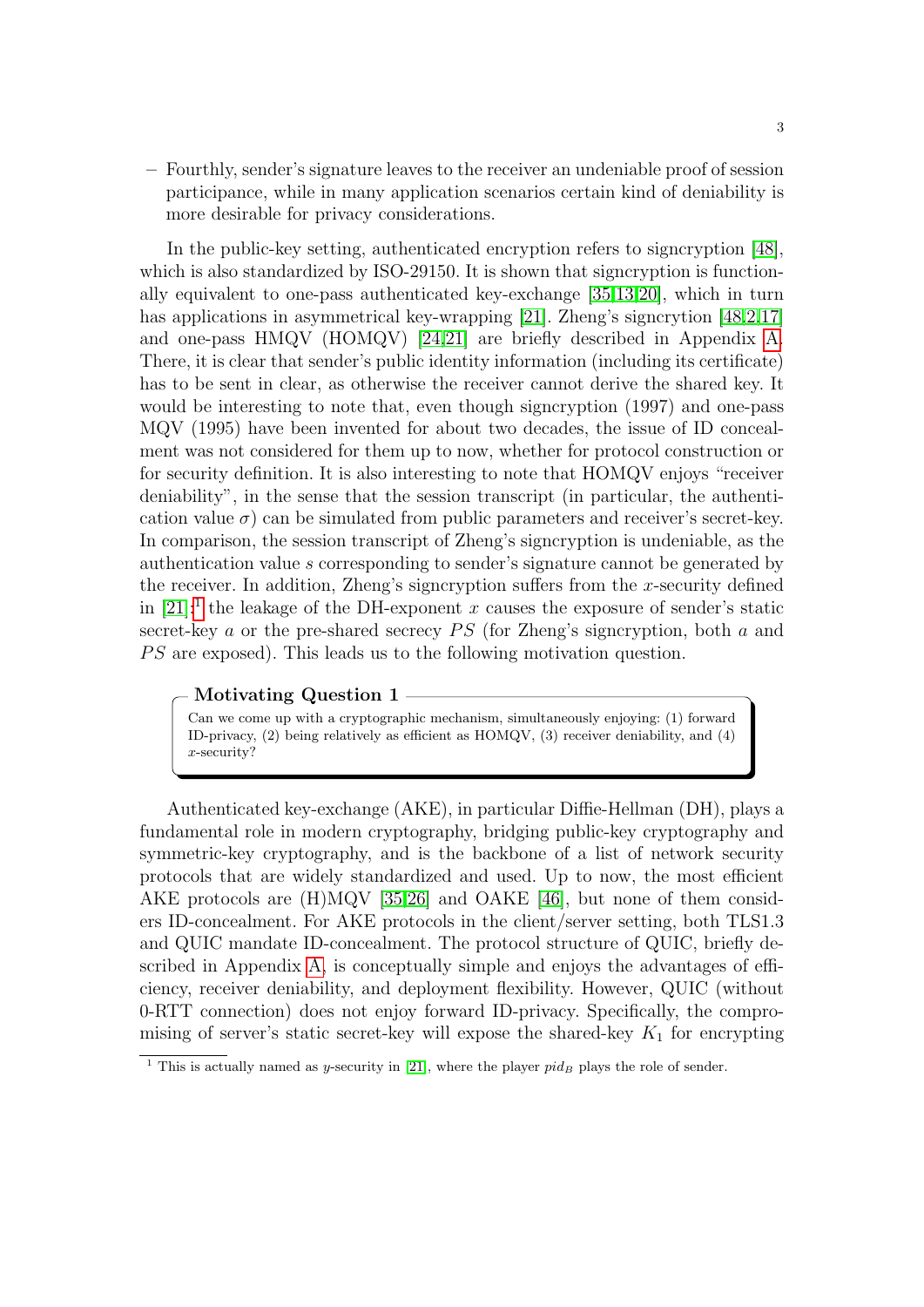– Fourthly, sender's signature leaves to the receiver an undeniable proof of session participance, while in many application scenarios certain kind of deniability is more desirable for privacy considerations.

In the public-key setting, authenticated encryption refers to signcryption [48], which is also standardized by ISO-29150. It is shown that signcryption is functionally equivalent to one-pass authenticated key-exchange [35,13,20], which in turn has applications in asymmetrical key-wrapping [21]. Zheng's signcrytion [48,2,17] and one-pass HMQV (HOMQV) [24,21] are briefly described in Appendix A. There, it is clear that sender's public identity information (including its certificate) has to be sent in clear, as otherwise the receiver cannot derive the shared key. It would be interesting to note that, even though signcryption (1997) and one-pass MQV (1995) have been invented for about two decades, the issue of ID concealment was not considered for them up to now, whether for protocol construction or for security definition. It is also interesting to note that HOMQV enjoys "receiver deniability", in the sense that the session transcript (in particular, the authentication value $\sigma$) can be simulated from public parameters and receiver's secret-key. In comparison, the session transcript of Zheng's signcryption is undeniable, as the authentication value $s$ corresponding to sender's signature cannot be generated by the receiver. In addition, Zheng's signcryption suffers from the $x$-security defined in [21];[1] the leakage of the DH-exponent $x$ causes the exposure of sender's static secret-key $a$ or the pre-shared secrecy $PS$ (for Zheng's signcryption, both $a$ and $PS$ are exposed). This leads us to the following motivation question.

**Motivating Question 1**

Can we come up with a cryptographic mechanism, simultaneously enjoying: (1) forward ID-privacy, (2) being relatively as efficient as HOMQV, (3) receiver deniability, and (4) $x$-security?

Authenticated key-exchange (AKE), in particular Diffie-Hellman (DH), plays a fundamental role in modern cryptography, bridging public-key cryptography and symmetric-key cryptography, and is the backbone of a list of network security protocols that are widely standardized and used. Up to now, the most efficient AKE protocols are (H)MQV [35,26] and OAKE [46], but none of them considers ID-concealment. For AKE protocols in the client/server setting, both TLS1.3 and QUIC mandate ID-concealment. The protocol structure of QUIC, briefly described in Appendix A, is conceptually simple and enjoys the advantages of efficiency, receiver deniability, and deployment flexibility. However, QUIC (without 0-RTT connection) does not enjoy forward ID-privacy. Specifically, the compromising of server's static secret-key will expose the shared-key $K_1$ for encrypting

[1] This is actually named as $y$-security in [21], where the player $pid_B$ plays the role of sender.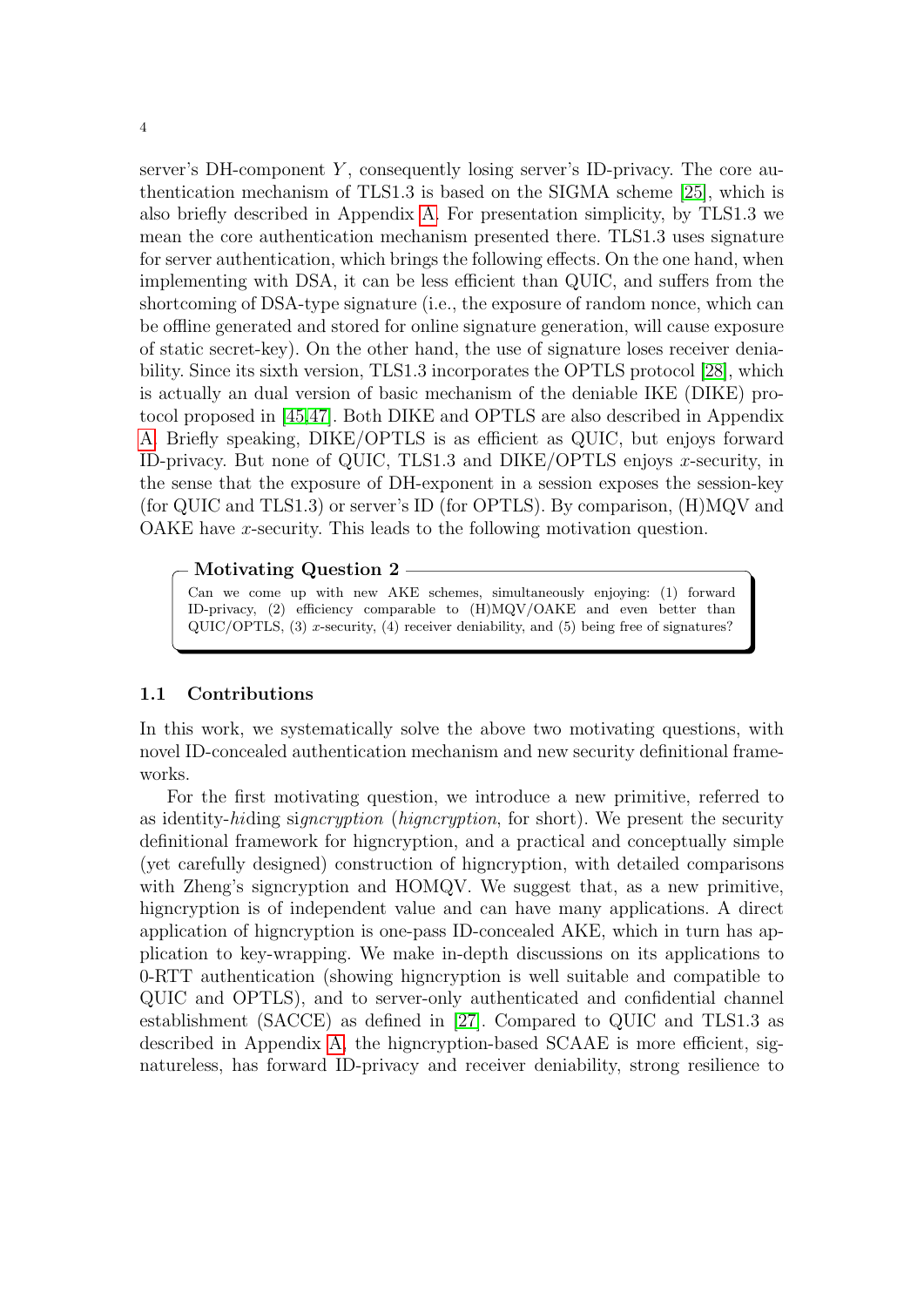server's DH-component $Y$, consequently losing server's ID-privacy. The core authentication mechanism of TLS1.3 is based on the SIGMA scheme [25], which is also briefly described in Appendix A. For presentation simplicity, by TLS1.3 we mean the core authentication mechanism presented there. TLS1.3 uses signature for server authentication, which brings the following effects. On the one hand, when implementing with DSA, it can be less efficient than QUIC, and suffers from the shortcoming of DSA-type signature (i.e., the exposure of random nonce, which can be offline generated and stored for online signature generation, will cause exposure of static secret-key). On the other hand, the use of signature loses receiver deniability. Since its sixth version, TLS1.3 incorporates the OPTLS protocol [28], which is actually an dual version of basic mechanism of the deniable IKE (DIKE) protocol proposed in [45,47]. Both DIKE and OPTLS are also described in Appendix A. Briefly speaking, DIKE/OPTLS is as efficient as QUIC, but enjoys forward ID-privacy. But none of QUIC, TLS1.3 and DIKE/OPTLS enjoys $x$-security, in the sense that the exposure of DH-exponent in a session exposes the session-key (for QUIC and TLS1.3) or server's ID (for OPTLS). By comparison, (H)MQV and OAKE have $x$-security. This leads to the following motivation question.

**Motivating Question 2**

Can we come up with new AKE schemes, simultaneously enjoying: (1) forward ID-privacy, (2) efficiency comparable to (H)MQV/OAKE and even better than QUIC/OPTLS, (3) $x$-security, (4) receiver deniability, and (5) being free of signatures?

## 1.1 Contributions

In this work, we systematically solve the above two motivating questions, with novel ID-concealed authentication mechanism and new security definitional frameworks.

For the first motivating question, we introduce a new primitive, referred to as identity-*hi*ding si*gncryption* (*higncryption*, for short). We present the security definitional framework for higncryption, and a practical and conceptually simple (yet carefully designed) construction of higncryption, with detailed comparisons with Zheng's signcryption and HOMQV. We suggest that, as a new primitive, higncryption is of independent value and can have many applications. A direct application of higncryption is one-pass ID-concealed AKE, which in turn has application to key-wrapping. We make in-depth discussions on its applications to 0-RTT authentication (showing higncryption is well suitable and compatible to QUIC and OPTLS), and to server-only authenticated and confidential channel establishment (SACCE) as defined in [27]. Compared to QUIC and TLS1.3 as described in Appendix A, the higncryption-based SCAAE is more efficient, signatureless, has forward ID-privacy and receiver deniability, strong resilience to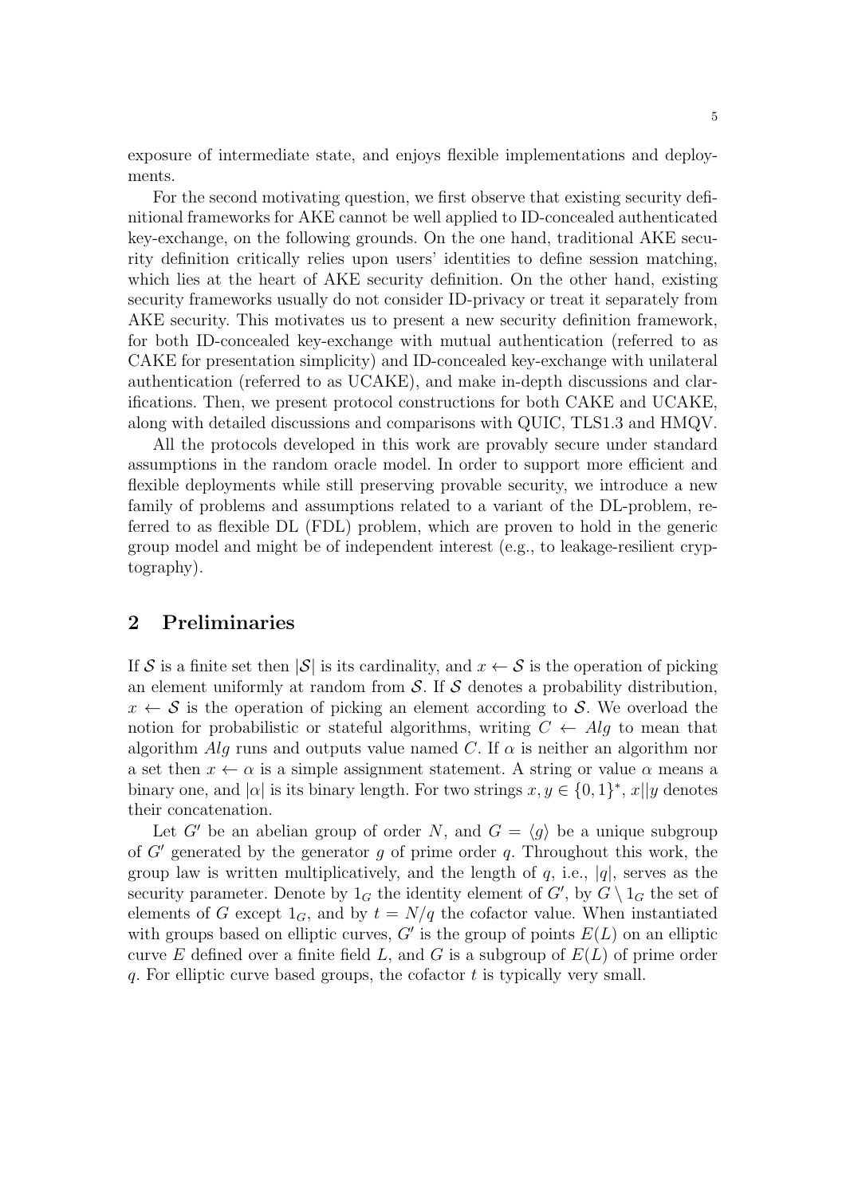exposure of intermediate state, and enjoys flexible implementations and deployments.

For the second motivating question, we first observe that existing security definitional frameworks for AKE cannot be well applied to ID-concealed authenticated key-exchange, on the following grounds. On the one hand, traditional AKE security definition critically relies upon users' identities to define session matching, which lies at the heart of AKE security definition. On the other hand, existing security frameworks usually do not consider ID-privacy or treat it separately from AKE security. This motivates us to present a new security definition framework, for both ID-concealed key-exchange with mutual authentication (referred to as CAKE for presentation simplicity) and ID-concealed key-exchange with unilateral authentication (referred to as UCAKE), and make in-depth discussions and clarifications. Then, we present protocol constructions for both CAKE and UCAKE, along with detailed discussions and comparisons with QUIC, TLS1.3 and HMQV.

All the protocols developed in this work are provably secure under standard assumptions in the random oracle model. In order to support more efficient and flexible deployments while still preserving provable security, we introduce a new family of problems and assumptions related to a variant of the DL-problem, referred to as flexible DL (FDL) problem, which are proven to hold in the generic group model and might be of independent interest (e.g., to leakage-resilient cryptography).

## 2 Preliminaries

If $\mathcal{S}$ is a finite set then $|\mathcal{S}|$ is its cardinality, and $x \leftarrow \mathcal{S}$ is the operation of picking an element uniformly at random from $\mathcal{S}$. If $\mathcal{S}$ denotes a probability distribution, $x \leftarrow \mathcal{S}$ is the operation of picking an element according to $\mathcal{S}$. We overload the notion for probabilistic or stateful algorithms, writing $C \leftarrow Alg$ to mean that algorithm $Alg$ runs and outputs value named $C$. If $\alpha$ is neither an algorithm nor a set then $x \leftarrow \alpha$ is a simple assignment statement. A string or value $\alpha$ means a binary one, and $|\alpha|$ is its binary length. For two strings $x, y \in \{0,1\}^*$, $x||y$ denotes their concatenation.

Let $G'$ be an abelian group of order $N$, and $G = \langle g \rangle$ be a unique subgroup of $G'$ generated by the generator $g$ of prime order $q$. Throughout this work, the group law is written multiplicatively, and the length of $q$, i.e., $|q|$, serves as the security parameter. Denote by $1_G$ the identity element of $G'$, by $G \setminus 1_G$ the set of elements of $G$ except $1_G$, and by $t = N/q$ the cofactor value. When instantiated with groups based on elliptic curves, $G'$ is the group of points $E(L)$ on an elliptic curve $E$ defined over a finite field $L$, and $G$ is a subgroup of $E(L)$ of prime order $q$. For elliptic curve based groups, the cofactor $t$ is typically very small.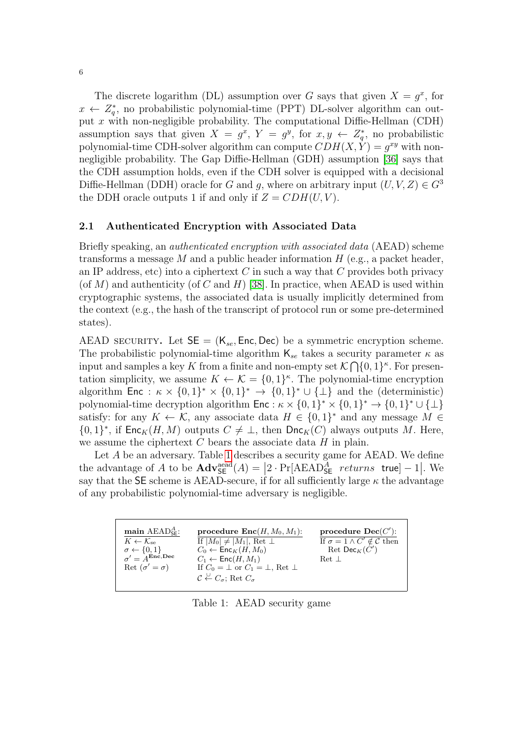The discrete logarithm (DL) assumption over $G$ says that given $X = g^x$, for $x \leftarrow Z_q^*$, no probabilistic polynomial-time (PPT) DL-solver algorithm can output $x$ with non-negligible probability. The computational Diffie-Hellman (CDH) assumption says that given $X = g^x$, $Y = g^y$, for $x, y \leftarrow Z_q^*$, no probabilistic polynomial-time CDH-solver algorithm can compute $CDH(X, Y) = g^{xy}$ with non-negligible probability. The Gap Diffie-Hellman (GDH) assumption [36] says that the CDH assumption holds, even if the CDH solver is equipped with a decisional Diffie-Hellman (DDH) oracle for $G$ and $g$, where on arbitrary input $(U, V, Z) \in G^3$ the DDH oracle outputs 1 if and only if $Z = CDH(U, V)$.

### 2.1 Authenticated Encryption with Associated Data

Briefly speaking, an *authenticated encryption with associated data* (AEAD) scheme transforms a message $M$ and a public header information $H$ (e.g., a packet header, an IP address, etc) into a ciphertext $C$ in such a way that $C$ provides both privacy (of $M$) and authenticity (of $C$ and $H$) [38]. In practice, when AEAD is used within cryptographic systems, the associated data is usually implicitly determined from the context (e.g., the hash of the transcript of protocol run or some pre-determined states).

AEAD SECURITY. Let $\mathsf{SE} = (\mathsf{K}_{se}, \mathsf{Enc}, \mathsf{Dec})$ be a symmetric encryption scheme. The probabilistic polynomial-time algorithm $\mathsf{K}_{se}$ takes a security parameter $\kappa$ as input and samples a key $K$ from a finite and non-empty set $\mathcal{K} \bigcap \{0,1\}^\kappa$. For presentation simplicity, we assume $K \leftarrow \mathcal{K} = \{0,1\}^\kappa$. The polynomial-time encryption algorithm $\mathsf{Enc} : \kappa \times \{0,1\}^* \times \{0,1\}^* \rightarrow \{0,1\}^* \cup \{\bot\}$ and the (deterministic) polynomial-time decryption algorithm $\mathsf{Enc} : \kappa \times \{0,1\}^* \times \{0,1\}^* \rightarrow \{0,1\}^* \cup \{\bot\}$ satisfy: for any $K \leftarrow \mathcal{K}$, any associate data $H \in \{0,1\}^*$ and any message $M \in \{0,1\}^*$, if $\mathsf{Enc}_K(H, M)$ outputs $C \neq \bot$, then $\mathsf{Dnc}_K(C)$ always outputs $M$. Here, we assume the ciphertext $C$ bears the associate data $H$ in plain.

Let $A$ be an adversary. Table 1 describes a security game for AEAD. We define the advantage of $A$ to be $\mathbf{Adv}_{\mathsf{SE}}^{\mathrm{aead}}(A) = \left|2 \cdot \Pr[\mathrm{AEAD}_{\mathsf{SE}}^{A} \ \ returns \ \ \mathsf{true}] - 1\right|$. We say that the $\mathsf{SE}$ scheme is AEAD-secure, if for all sufficiently large $\kappa$ the advantage of any probabilistic polynomial-time adversary is negligible.

| **main** $\mathrm{AEAD}_{\mathsf{SE}}^{A}$: | **procedure Enc**$(H, M_0, M_1)$: | **procedure Dec**$(C')$: |
|---|---|---|
| $K \leftarrow \mathcal{K}_{se}$<br>$\sigma \leftarrow \{0,1\}$<br>$\sigma' = A^{\mathbf{Enc},\mathbf{Dec}}$<br>Ret $(\sigma' = \sigma)$ | If $\|M_0\| \neq \|M_1\|$, Ret $\bot$<br>$C_0 \leftarrow \mathsf{Enc}_K(H, M_0)$<br>$C_1 \leftarrow \mathsf{Enc}(H, M_1)$<br>If $C_0 = \bot$ or $C_1 = \bot$, Ret $\bot$<br>$\mathcal{C} \stackrel{\cup}{\leftarrow} C_\sigma$; Ret $C_\sigma$ | If $\sigma = 1 \wedge C' \notin \mathcal{C}$ then<br>Ret $\mathsf{Dec}_K(C')$<br>Ret $\bot$ |

Table 1: AEAD security game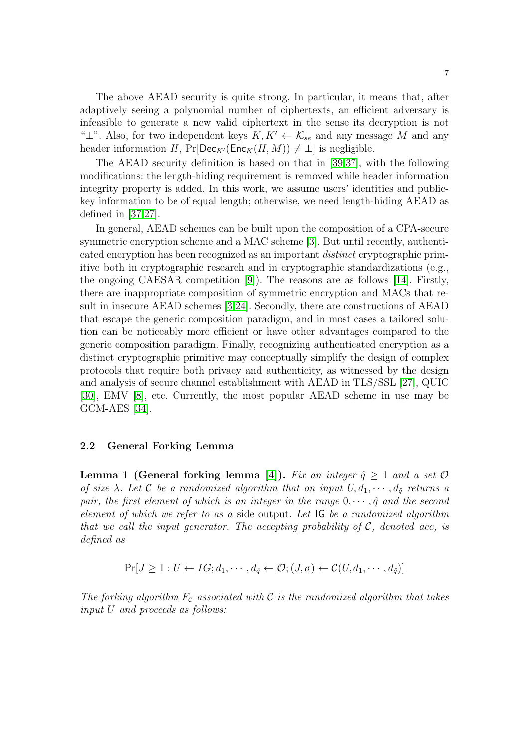The above AEAD security is quite strong. In particular, it means that, after adaptively seeing a polynomial number of ciphertexts, an efficient adversary is infeasible to generate a new valid ciphertext in the sense its decryption is not "$\perp$". Also, for two independent keys $K, K' \leftarrow \mathcal{K}_{se}$ and any message $M$ and any header information $H$, $\Pr[\mathsf{Dec}_{K'}(\mathsf{Enc}_K(H, M)) \neq \perp]$ is negligible.

The AEAD security definition is based on that in [39,37], with the following modifications: the length-hiding requirement is removed while header information integrity property is added. In this work, we assume users' identities and public-key information to be of equal length; otherwise, we need length-hiding AEAD as defined in [37,27].

In general, AEAD schemes can be built upon the composition of a CPA-secure symmetric encryption scheme and a MAC scheme [3]. But until recently, authenticated encryption has been recognized as an important *distinct* cryptographic primitive both in cryptographic research and in cryptographic standardizations (e.g., the ongoing CAESAR competition [9]). The reasons are as follows [14]. Firstly, there are inappropriate composition of symmetric encryption and MACs that result in insecure AEAD schemes [3,24]. Secondly, there are constructions of AEAD that escape the generic composition paradigm, and in most cases a tailored solution can be noticeably more efficient or have other advantages compared to the generic composition paradigm. Finally, recognizing authenticated encryption as a distinct cryptographic primitive may conceptually simplify the design of complex protocols that require both privacy and authenticity, as witnessed by the design and analysis of secure channel establishment with AEAD in TLS/SSL [27], QUIC [30], EMV [8], etc. Currently, the most popular AEAD scheme in use may be GCM-AES [34].

### 2.2 General Forking Lemma

**Lemma 1 (General forking lemma [4]).** *Fix an integer $\hat{q} \geq 1$ and a set $\mathcal{O}$ of size $\lambda$. Let $\mathcal{C}$ be a randomized algorithm that on input $U, d_1, \cdots, d_{\hat{q}}$ returns a pair, the first element of which is an integer in the range $0, \cdots, \hat{q}$ and the second element of which we refer to as a* side output*. Let $\mathsf{IG}$ be a randomized algorithm that we call the input generator. The accepting probability of $\mathcal{C}$, denoted acc, is defined as*

$$\Pr[J \geq 1 : U \leftarrow IG; d_1, \cdots, d_{\hat{q}} \leftarrow \mathcal{O}; (J, \sigma) \leftarrow \mathcal{C}(U, d_1, \cdots, d_{\hat{q}})]$$

*The forking algorithm $F_{\mathcal{C}}$ associated with $\mathcal{C}$ is the randomized algorithm that takes input $U$ and proceeds as follows:*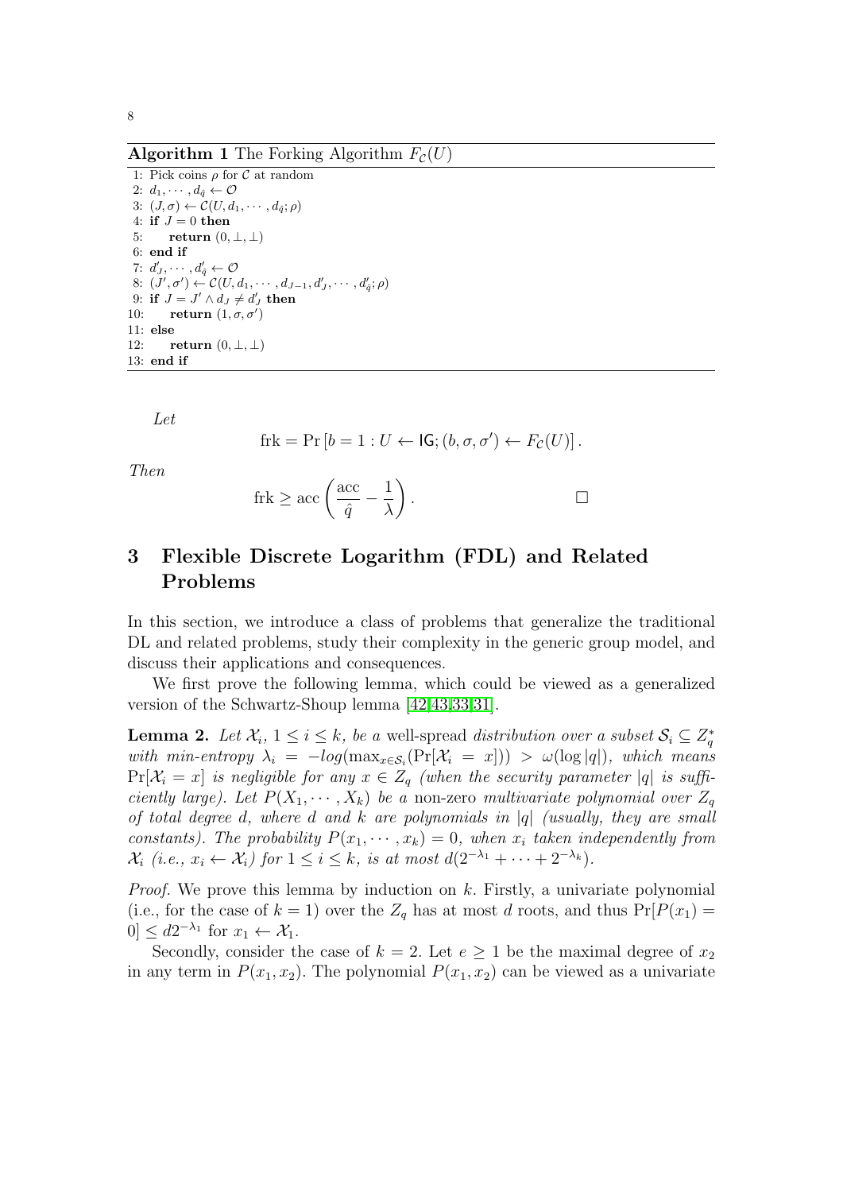**Algorithm 1** The Forking Algorithm $F_{\mathcal{C}}(U)$

```
1: Pick coins ρ for C at random
2: d_1, ···, d_q̂ ← O
3: (J, σ) ← C(U, d_1, ···, d_q̂; ρ)
4: if J = 0 then
5:     return (0, ⊥, ⊥)
6: end if
7: d'_J, ···, d'_q̂ ← O
8: (J', σ') ← C(U, d_1, ···, d_{J-1}, d'_J, ···, d'_q̂; ρ)
9: if J = J' ∧ d_J ≠ d'_J then
10:     return (1, σ, σ')
11: else
12:     return (0, ⊥, ⊥)
13: end if
```

*Let*

$$\text{frk} = \Pr\left[b = 1 : U \leftarrow \mathsf{IG}; (b, \sigma, \sigma') \leftarrow F_{\mathcal{C}}(U)\right].$$

*Then*

$$\text{frk} \geq \text{acc}\left(\frac{\text{acc}}{\hat{q}} - \frac{1}{\lambda}\right). \qquad \square$$

# 3 Flexible Discrete Logarithm (FDL) and Related Problems

In this section, we introduce a class of problems that generalize the traditional DL and related problems, study their complexity in the generic group model, and discuss their applications and consequences.

We first prove the following lemma, which could be viewed as a generalized version of the Schwartz-Shoup lemma [42,43,33,31].

**Lemma 2.** *Let $\mathcal{X}_i$, $1 \leq i \leq k$, be a* well-spread *distribution over a subset $\mathcal{S}_i \subseteq Z_q^*$ with min-entropy $\lambda_i = -log(\max_{x \in \mathcal{S}_i}(\Pr[\mathcal{X}_i = x])) > \omega(\log |q|)$, which means $\Pr[\mathcal{X}_i = x]$ is negligible for any $x \in Z_q$ (when the security parameter $|q|$ is sufficiently large). Let $P(X_1, \cdots, X_k)$ be a* non-zero *multivariate polynomial over $Z_q$ of total degree $d$, where $d$ and $k$ are polynomials in $|q|$ (usually, they are small constants). The probability $P(x_1, \cdots, x_k) = 0$, when $x_i$ taken independently from $\mathcal{X}_i$ (i.e., $x_i \leftarrow \mathcal{X}_i$) for $1 \leq i \leq k$, is at most $d(2^{-\lambda_1} + \cdots + 2^{-\lambda_k})$.*

*Proof.* We prove this lemma by induction on $k$. Firstly, a univariate polynomial (i.e., for the case of $k = 1$) over the $Z_q$ has at most $d$ roots, and thus $\Pr[P(x_1) = 0] \leq d2^{-\lambda_1}$ for $x_1 \leftarrow \mathcal{X}_1$.

Secondly, consider the case of $k = 2$. Let $e \geq 1$ be the maximal degree of $x_2$ in any term in $P(x_1, x_2)$. The polynomial $P(x_1, x_2)$ can be viewed as a univariate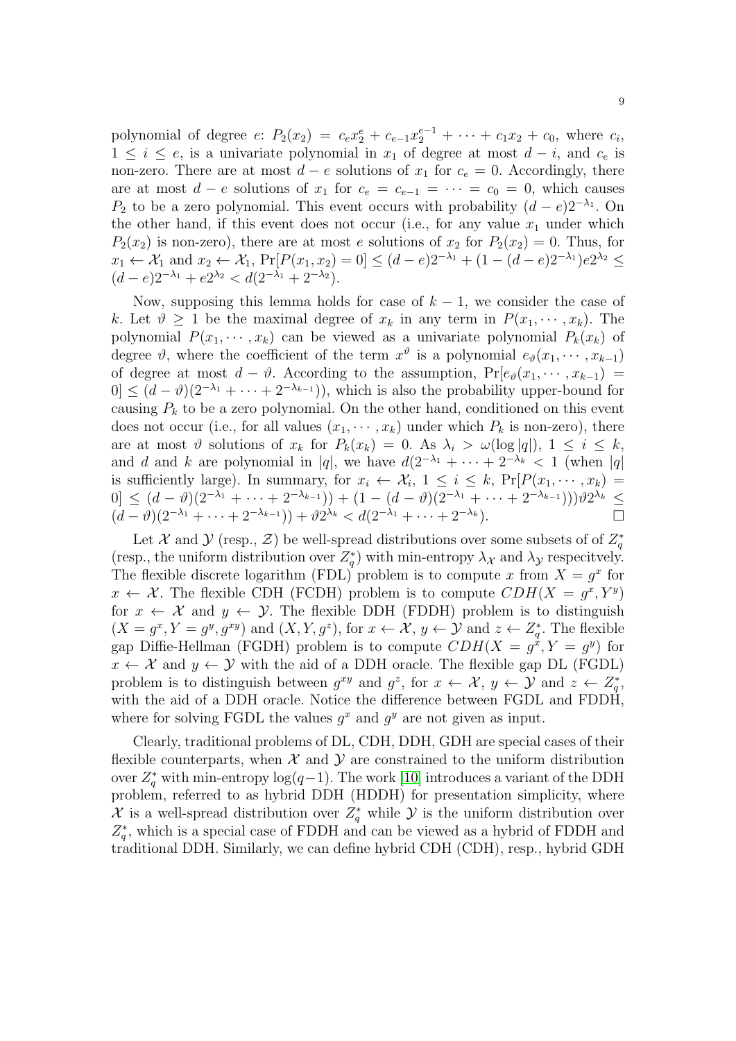polynomial of degree $e$: $P_2(x_2) = c_e x_2^e + c_{e-1}x_2^{e-1} + \cdots + c_1 x_2 + c_0$, where $c_i$, $1 \leq i \leq e$, is a univariate polynomial in $x_1$ of degree at most $d-i$, and $c_e$ is non-zero. There are at most $d-e$ solutions of $x_1$ for $c_e = 0$. Accordingly, there are at most $d-e$ solutions of $x_1$ for $c_e = c_{e-1} = \cdots = c_0 = 0$, which causes $P_2$ to be a zero polynomial. This event occurs with probability $(d-e)2^{-\lambda_1}$. On the other hand, if this event does not occur (i.e., for any value $x_1$ under which $P_2(x_2)$ is non-zero), there are at most $e$ solutions of $x_2$ for $P_2(x_2) = 0$. Thus, for $x_1 \leftarrow \mathcal{X}_1$ and $x_2 \leftarrow \mathcal{X}_1$, $\Pr[P(x_1, x_2) = 0] \leq (d-e)2^{-\lambda_1} + (1-(d-e)2^{-\lambda_1})e2^{\lambda_2} \leq (d-e)2^{-\lambda_1} + e2^{\lambda_2} < d(2^{-\lambda_1} + 2^{-\lambda_2})$.

Now, supposing this lemma holds for case of $k-1$, we consider the case of $k$. Let $\vartheta \geq 1$ be the maximal degree of $x_k$ in any term in $P(x_1, \cdots, x_k)$. The polynomial $P(x_1, \cdots, x_k)$ can be viewed as a univariate polynomial $P_k(x_k)$ of degree $\vartheta$, where the coefficient of the term $x^\vartheta$ is a polynomial $e_\vartheta(x_1, \cdots, x_{k-1})$ of degree at most $d - \vartheta$. According to the assumption, $\Pr[e_\vartheta(x_1, \cdots, x_{k-1}) = 0] \leq (d-\vartheta)(2^{-\lambda_1} + \cdots + 2^{-\lambda_{k-1}}))$, which is also the probability upper-bound for causing $P_k$ to be a zero polynomial. On the other hand, conditioned on this event does not occur (i.e., for all values $(x_1, \cdots, x_k)$ under which $P_k$ is non-zero), there are at most $\vartheta$ solutions of $x_k$ for $P_k(x_k) = 0$. As $\lambda_i > \omega(\log |q|)$, $1 \leq i \leq k$, and $d$ and $k$ are polynomial in $|q|$, we have $d(2^{-\lambda_1} + \cdots + 2^{-\lambda_k} < 1$ (when $|q|$ is sufficiently large). In summary, for $x_i \leftarrow \mathcal{X}_i$, $1 \leq i \leq k$, $\Pr[P(x_1, \cdots, x_k) = 0] \leq (d-\vartheta)(2^{-\lambda_1} + \cdots + 2^{-\lambda_{k-1}})) + (1-(d-\vartheta)(2^{-\lambda_1} + \cdots + 2^{-\lambda_{k-1}})))\vartheta 2^{\lambda_k} \leq (d-\vartheta)(2^{-\lambda_1} + \cdots + 2^{-\lambda_{k-1}})) + \vartheta 2^{\lambda_k} < d(2^{-\lambda_1} + \cdots + 2^{-\lambda_k})$. □

Let $\mathcal{X}$ and $\mathcal{Y}$ (resp., $\mathcal{Z}$) be well-spread distributions over some subsets of of $Z_q^*$ (resp., the uniform distribution over $Z_q^*$) with min-entropy $\lambda_{\mathcal{X}}$ and $\lambda_{\mathcal{Y}}$ respecitvely. The flexible discrete logarithm (FDL) problem is to compute $x$ from $X = g^x$ for $x \leftarrow \mathcal{X}$. The flexible CDH (FCDH) problem is to compute $CDH(X = g^x, Y^y)$ for $x \leftarrow \mathcal{X}$ and $y \leftarrow \mathcal{Y}$. The flexible DDH (FDDH) problem is to distinguish $(X = g^x, Y = g^y, g^{xy})$ and $(X, Y, g^z)$, for $x \leftarrow \mathcal{X}$, $y \leftarrow \mathcal{Y}$ and $z \leftarrow Z_q^*$. The flexible gap Diffie-Hellman (FGDH) problem is to compute $CDH(X = g^x, Y = g^y)$ for $x \leftarrow \mathcal{X}$ and $y \leftarrow \mathcal{Y}$ with the aid of a DDH oracle. The flexible gap DL (FGDL) problem is to distinguish between $g^{xy}$ and $g^z$, for $x \leftarrow \mathcal{X}$, $y \leftarrow \mathcal{Y}$ and $z \leftarrow Z_q^*$, with the aid of a DDH oracle. Notice the difference between FGDL and FDDH, where for solving FGDL the values $g^x$ and $g^y$ are not given as input.

Clearly, traditional problems of DL, CDH, DDH, GDH are special cases of their flexible counterparts, when $\mathcal{X}$ and $\mathcal{Y}$ are constrained to the uniform distribution over $Z_q^*$ with min-entropy $\log(q-1)$. The work [10] introduces a variant of the DDH problem, referred to as hybrid DDH (HDDH) for presentation simplicity, where $\mathcal{X}$ is a well-spread distribution over $Z_q^*$ while $\mathcal{Y}$ is the uniform distribution over $Z_q^*$, which is a special case of FDDH and can be viewed as a hybrid of FDDH and traditional DDH. Similarly, we can define hybrid CDH (CDH), resp., hybrid GDH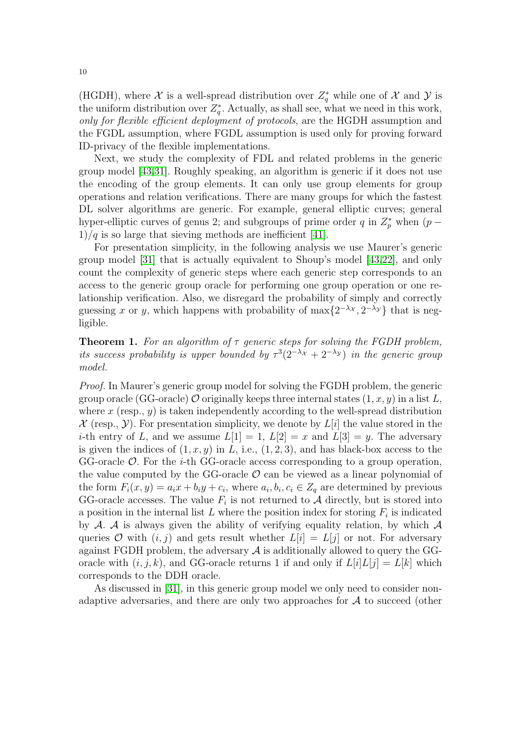(HGDH), where $\mathcal{X}$ is a well-spread distribution over $Z_q^*$ while one of $\mathcal{X}$ and $\mathcal{Y}$ is the uniform distribution over $Z_q^*$. Actually, as shall see, what we need in this work, *only for flexible efficient deployment of protocols*, are the HGDH assumption and the FGDL assumption, where FGDL assumption is used only for proving forward ID-privacy of the flexible implementations.

Next, we study the complexity of FDL and related problems in the generic group model [43,31]. Roughly speaking, an algorithm is generic if it does not use the encoding of the group elements. It can only use group elements for group operations and relation verifications. There are many groups for which the fastest DL solver algorithms are generic. For example, general elliptic curves; general hyper-elliptic curves of genus 2; and subgroups of prime order $q$ in $Z_p^*$ when $(p-1)/q$ is so large that sieving methods are inefficient [41].

For presentation simplicity, in the following analysis we use Maurer's generic group model [31] that is actually equivalent to Shoup's model [43,22], and only count the complexity of generic steps where each generic step corresponds to an access to the generic group oracle for performing one group operation or one relationship verification. Also, we disregard the probability of simply and correctly guessing $x$ or $y$, which happens with probability of $\max\{2^{-\lambda_{\mathcal{X}}}, 2^{-\lambda_{\mathcal{Y}}}\}$ that is negligible.

**Theorem 1.** *For an algorithm of $\tau$ generic steps for solving the FGDH problem, its success probability is upper bounded by $\tau^3(2^{-\lambda_{\mathcal{X}}} + 2^{-\lambda_{\mathcal{Y}}})$ in the generic group model.*

*Proof.* In Maurer's generic group model for solving the FGDH problem, the generic group oracle (GG-oracle) $\mathcal{O}$ originally keeps three internal states $(1, x, y)$ in a list $L$, where $x$ (resp., $y$) is taken independently according to the well-spread distribution $\mathcal{X}$ (resp., $\mathcal{Y}$). For presentation simplicity, we denote by $L[i]$ the value stored in the $i$-th entry of $L$, and we assume $L[1] = 1$, $L[2] = x$ and $L[3] = y$. The adversary is given the indices of $(1, x, y)$ in $L$, i.e., $(1, 2, 3)$, and has black-box access to the GG-oracle $\mathcal{O}$. For the $i$-th GG-oracle access corresponding to a group operation, the value computed by the GG-oracle $\mathcal{O}$ can be viewed as a linear polynomial of the form $F_i(x, y) = a_i x + b_i y + c_i$, where $a_i, b_i, c_i \in Z_q$ are determined by previous GG-oracle accesses. The value $F_i$ is not returned to $\mathcal{A}$ directly, but is stored into a position in the internal list $L$ where the position index for storing $F_i$ is indicated by $\mathcal{A}$. $\mathcal{A}$ is always given the ability of verifying equality relation, by which $\mathcal{A}$ queries $\mathcal{O}$ with $(i, j)$ and gets result whether $L[i] = L[j]$ or not. For adversary against FGDH problem, the adversary $\mathcal{A}$ is additionally allowed to query the GG-oracle with $(i, j, k)$, and GG-oracle returns 1 if and only if $L[i]L[j] = L[k]$ which corresponds to the DDH oracle.

As discussed in [31], in this generic group model we only need to consider non-adaptive adversaries, and there are only two approaches for $\mathcal{A}$ to succeed (other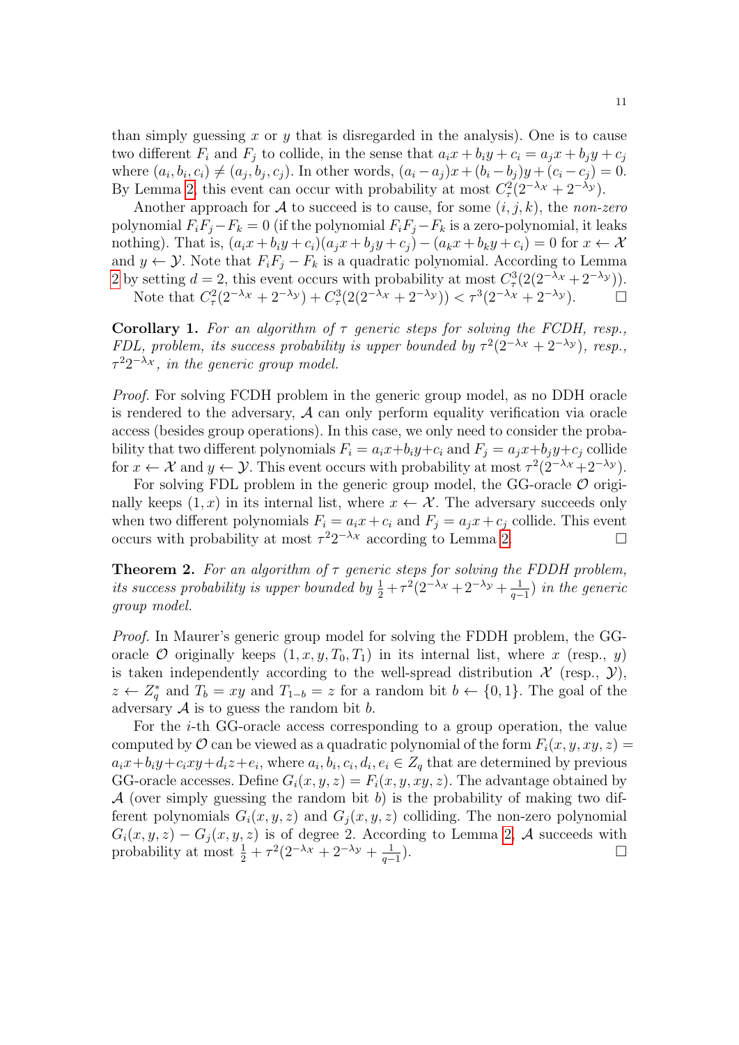than simply guessing $x$ or $y$ that is disregarded in the analysis). One is to cause two different $F_i$ and $F_j$ to collide, in the sense that $a_i x + b_i y + c_i = a_j x + b_j y + c_j$ where $(a_i, b_i, c_i) \neq (a_j, b_j, c_j)$. In other words, $(a_i - a_j)x + (b_i - b_j)y + (c_i - c_j) = 0$. By Lemma 2, this event can occur with probability at most $C_\tau^2(2^{-\lambda_\mathcal{X}} + 2^{-\lambda_\mathcal{Y}})$.

Another approach for $\mathcal{A}$ to succeed is to cause, for some $(i, j, k)$, the *non-zero* polynomial $F_i F_j - F_k = 0$ (if the polynomial $F_i F_j - F_k$ is a zero-polynomial, it leaks nothing). That is, $(a_i x + b_i y + c_i)(a_j x + b_j y + c_j) - (a_k x + b_k y + c_i) = 0$ for $x \leftarrow \mathcal{X}$ and $y \leftarrow \mathcal{Y}$. Note that $F_i F_j - F_k$ is a quadratic polynomial. According to Lemma 2 by setting $d = 2$, this event occurs with probability at most $C_\tau^3(2(2^{-\lambda_\mathcal{X}} + 2^{-\lambda_\mathcal{Y}}))$.

Note that $C_\tau^2(2^{-\lambda_\mathcal{X}} + 2^{-\lambda_\mathcal{Y}}) + C_\tau^3(2(2^{-\lambda_\mathcal{X}} + 2^{-\lambda_\mathcal{Y}})) < \tau^3(2^{-\lambda_\mathcal{X}} + 2^{-\lambda_\mathcal{Y}})$. □

**Corollary 1.** *For an algorithm of $\tau$ generic steps for solving the FCDH, resp., FDL, problem, its success probability is upper bounded by $\tau^2(2^{-\lambda_\mathcal{X}} + 2^{-\lambda_\mathcal{Y}})$, resp., $\tau^2 2^{-\lambda_\mathcal{X}}$, in the generic group model.*

*Proof.* For solving FCDH problem in the generic group model, as no DDH oracle is rendered to the adversary, $\mathcal{A}$ can only perform equality verification via oracle access (besides group operations). In this case, we only need to consider the probability that two different polynomials $F_i = a_i x + b_i y + c_i$ and $F_j = a_j x + b_j y + c_j$ collide for $x \leftarrow \mathcal{X}$ and $y \leftarrow \mathcal{Y}$. This event occurs with probability at most $\tau^2(2^{-\lambda_\mathcal{X}} + 2^{-\lambda_\mathcal{Y}})$.

For solving FDL problem in the generic group model, the GG-oracle $\mathcal{O}$ originally keeps $(1, x)$ in its internal list, where $x \leftarrow \mathcal{X}$. The adversary succeeds only when two different polynomials $F_i = a_i x + c_i$ and $F_j = a_j x + c_j$ collide. This event occurs with probability at most $\tau^2 2^{-\lambda_\mathcal{X}}$ according to Lemma 2. □

**Theorem 2.** *For an algorithm of $\tau$ generic steps for solving the FDDH problem, its success probability is upper bounded by $\frac{1}{2} + \tau^2(2^{-\lambda_\mathcal{X}} + 2^{-\lambda_\mathcal{Y}} + \frac{1}{q-1})$ in the generic group model.*

*Proof.* In Maurer's generic group model for solving the FDDH problem, the GG-oracle $\mathcal{O}$ originally keeps $(1, x, y, T_0, T_1)$ in its internal list, where $x$ (resp., $y$) is taken independently according to the well-spread distribution $\mathcal{X}$ (resp., $\mathcal{Y}$), $z \leftarrow Z_q^*$ and $T_b = xy$ and $T_{1-b} = z$ for a random bit $b \leftarrow \{0, 1\}$. The goal of the adversary $\mathcal{A}$ is to guess the random bit $b$.

For the $i$-th GG-oracle access corresponding to a group operation, the value computed by $\mathcal{O}$ can be viewed as a quadratic polynomial of the form $F_i(x, y, xy, z) = a_i x + b_i y + c_i xy + d_i z + e_i$, where $a_i, b_i, c_i, d_i, e_i \in Z_q$ that are determined by previous GG-oracle accesses. Define $G_i(x, y, z) = F_i(x, y, xy, z)$. The advantage obtained by $\mathcal{A}$ (over simply guessing the random bit $b$) is the probability of making two different polynomials $G_i(x, y, z)$ and $G_j(x, y, z)$ colliding. The non-zero polynomial $G_i(x, y, z) - G_j(x, y, z)$ is of degree 2. According to Lemma 2, $\mathcal{A}$ succeeds with probability at most $\frac{1}{2} + \tau^2(2^{-\lambda_\mathcal{X}} + 2^{-\lambda_\mathcal{Y}} + \frac{1}{q-1})$. □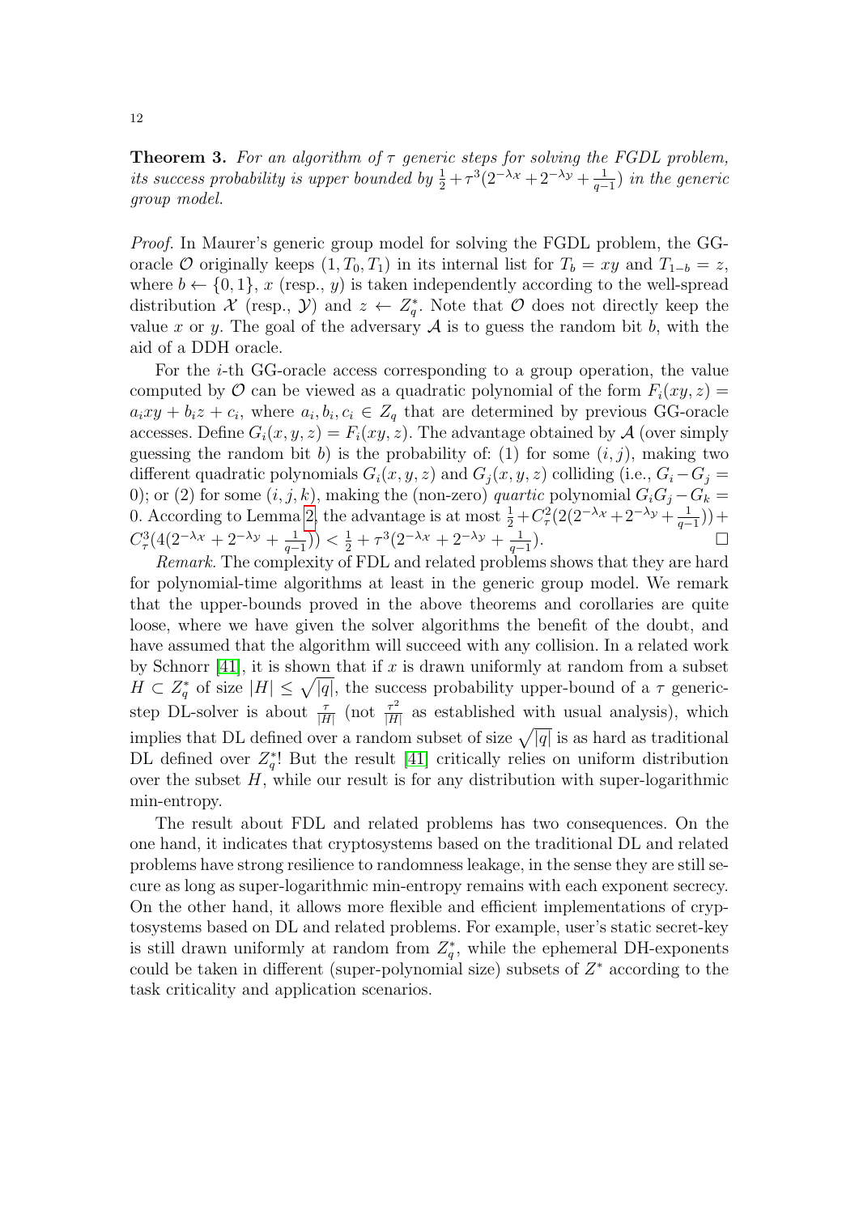**Theorem 3.** *For an algorithm of $\tau$ generic steps for solving the FGDL problem, its success probability is upper bounded by $\frac{1}{2} + \tau^3(2^{-\lambda_{\mathcal{X}}} + 2^{-\lambda_{\mathcal{Y}}} + \frac{1}{q-1})$ in the generic group model.*

*Proof.* In Maurer's generic group model for solving the FGDL problem, the GG-oracle $\mathcal{O}$ originally keeps $(1, T_0, T_1)$ in its internal list for $T_b = xy$ and $T_{1-b} = z$, where $b \leftarrow \{0, 1\}$, $x$ (resp., $y$) is taken independently according to the well-spread distribution $\mathcal{X}$ (resp., $\mathcal{Y}$) and $z \leftarrow Z_q^*$. Note that $\mathcal{O}$ does not directly keep the value $x$ or $y$. The goal of the adversary $\mathcal{A}$ is to guess the random bit $b$, with the aid of a DDH oracle.

For the $i$-th GG-oracle access corresponding to a group operation, the value computed by $\mathcal{O}$ can be viewed as a quadratic polynomial of the form $F_i(xy, z) = a_i xy + b_i z + c_i$, where $a_i, b_i, c_i \in Z_q$ that are determined by previous GG-oracle accesses. Define $G_i(x, y, z) = F_i(xy, z)$. The advantage obtained by $\mathcal{A}$ (over simply guessing the random bit $b$) is the probability of: (1) for some $(i, j)$, making two different quadratic polynomials $G_i(x, y, z)$ and $G_j(x, y, z)$ colliding (i.e., $G_i - G_j = 0$); or (2) for some $(i, j, k)$, making the (non-zero) *quartic* polynomial $G_i G_j - G_k = 0$. According to Lemma 2, the advantage is at most $\frac{1}{2} + C_\tau^2(2(2^{-\lambda_{\mathcal{X}}} + 2^{-\lambda_{\mathcal{Y}}} + \frac{1}{q-1})) + C_\tau^3(4(2^{-\lambda_{\mathcal{X}}} + 2^{-\lambda_{\mathcal{Y}}} + \frac{1}{q-1})) < \frac{1}{2} + \tau^3(2^{-\lambda_{\mathcal{X}}} + 2^{-\lambda_{\mathcal{Y}}} + \frac{1}{q-1})$. □

*Remark.* The complexity of FDL and related problems shows that they are hard for polynomial-time algorithms at least in the generic group model. We remark that the upper-bounds proved in the above theorems and corollaries are quite loose, where we have given the solver algorithms the benefit of the doubt, and have assumed that the algorithm will succeed with any collision. In a related work by Schnorr [41], it is shown that if $x$ is drawn uniformly at random from a subset $H \subset Z_q^*$ of size $|H| \leq \sqrt{|q|}$, the success probability upper-bound of a $\tau$ generic-step DL-solver is about $\frac{\tau}{|H|}$ (not $\frac{\tau^2}{|H|}$ as established with usual analysis), which implies that DL defined over a random subset of size $\sqrt{|q|}$ is as hard as traditional DL defined over $Z_q^*$! But the result [41] critically relies on uniform distribution over the subset $H$, while our result is for any distribution with super-logarithmic min-entropy.

The result about FDL and related problems has two consequences. On the one hand, it indicates that cryptosystems based on the traditional DL and related problems have strong resilience to randomness leakage, in the sense they are still secure as long as super-logarithmic min-entropy remains with each exponent secrecy. On the other hand, it allows more flexible and efficient implementations of cryptosystems based on DL and related problems. For example, user's static secret-key is still drawn uniformly at random from $Z_q^*$, while the ephemeral DH-exponents could be taken in different (super-polynomial size) subsets of $Z^*$ according to the task criticality and application scenarios.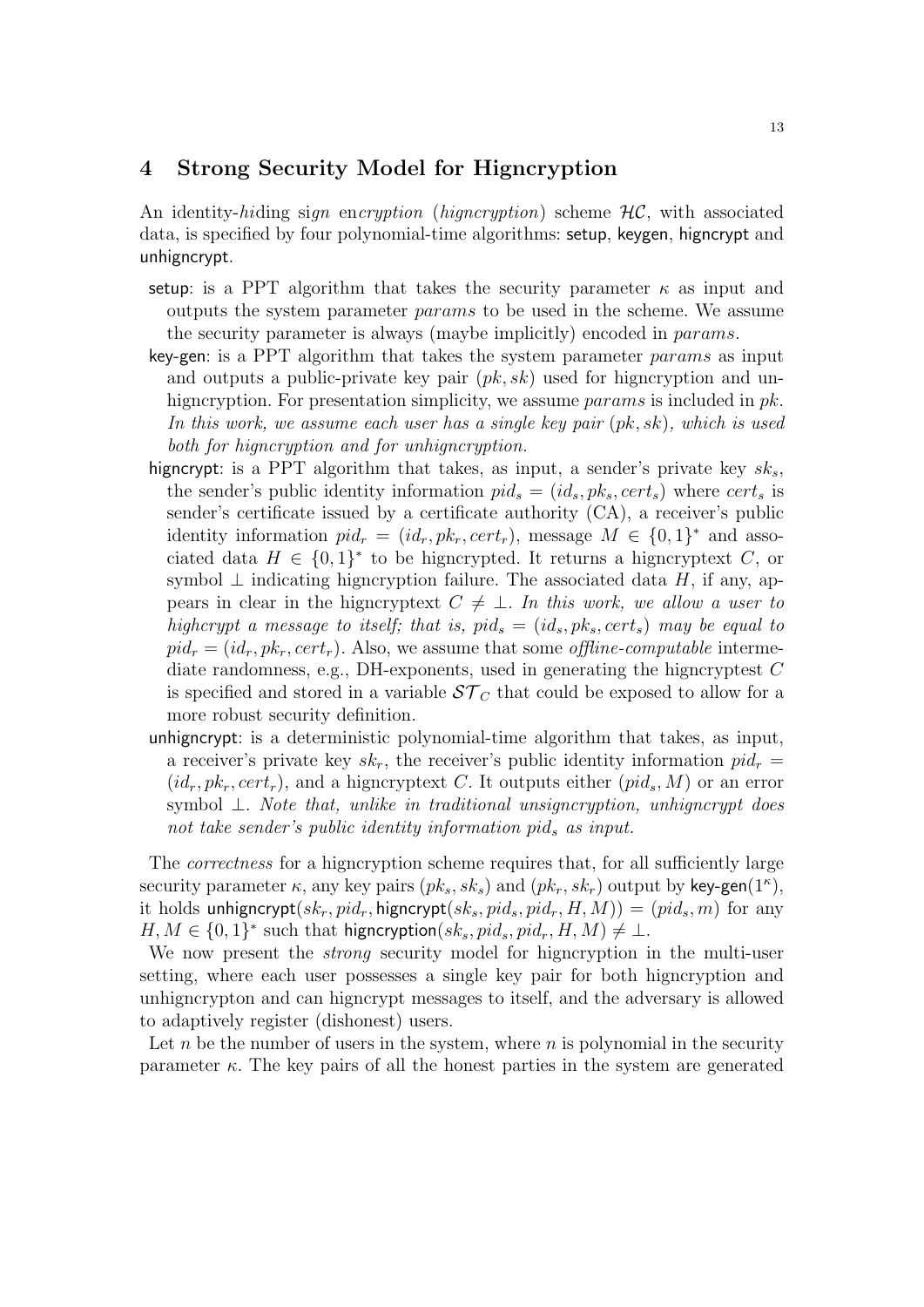## 4 Strong Security Model for Higncryption

An identity-*hi*ding si*gn* en*cryption* (*higncryption*) scheme $\mathcal{HC}$, with associated data, is specified by four polynomial-time algorithms: setup, keygen, higncrypt and unhigncrypt.

- setup: is a PPT algorithm that takes the security parameter $\kappa$ as input and outputs the system parameter $params$ to be used in the scheme. We assume the security parameter is always (maybe implicitly) encoded in $params$.
- key-gen: is a PPT algorithm that takes the system parameter $params$ as input and outputs a public-private key pair $(pk, sk)$ used for higncryption and unhigncryption. For presentation simplicity, we assume $params$ is included in $pk$. *In this work, we assume each user has a single key pair* $(pk, sk)$*, which is used both for higncryption and for unhigncryption.*
- higncrypt: is a PPT algorithm that takes, as input, a sender's private key $sk_s$, the sender's public identity information $pid_s = (id_s, pk_s, cert_s)$ where $cert_s$ is sender's certificate issued by a certificate authority (CA), a receiver's public identity information $pid_r = (id_r, pk_r, cert_r)$, message $M \in \{0,1\}^*$ and associated data $H \in \{0,1\}^*$ to be higncrypted. It returns a higncryptext $C$, or symbol $\perp$ indicating higncryption failure. The associated data $H$, if any, appears in clear in the higncryptext $C \neq \perp$. *In this work, we allow a user to highcrypt a message to itself; that is,* $pid_s = (id_s, pk_s, cert_s)$ *may be equal to* $pid_r = (id_r, pk_r, cert_r)$. Also, we assume that some *offline-computable* intermediate randomness, e.g., DH-exponents, used in generating the higncryptest $C$ is specified and stored in a variable $\mathcal{ST}_C$ that could be exposed to allow for a more robust security definition.
- unhigncrypt: is a deterministic polynomial-time algorithm that takes, as input, a receiver's private key $sk_r$, the receiver's public identity information $pid_r = (id_r, pk_r, cert_r)$, and a higncryptext $C$. It outputs either $(pid_s, M)$ or an error symbol $\perp$. *Note that, unlike in traditional unsigncryption, unhigncrypt does not take sender's public identity information* $pid_s$ *as input.*

The *correctness* for a higncryption scheme requires that, for all sufficiently large security parameter $\kappa$, any key pairs $(pk_s, sk_s)$ and $(pk_r, sk_r)$ output by key-gen$(1^\kappa)$, it holds unhigncrypt$(sk_r, pid_r,$ higncrypt$(sk_s, pid_s, pid_r, H, M)) = (pid_s, m)$ for any $H, M \in \{0,1\}^*$ such that higncryption$(sk_s, pid_s, pid_r, H, M) \neq \perp$.

We now present the *strong* security model for higncryption in the multi-user setting, where each user possesses a single key pair for both higncryption and unhigncrypton and can higncrypt messages to itself, and the adversary is allowed to adaptively register (dishonest) users.

Let $n$ be the number of users in the system, where $n$ is polynomial in the security parameter $\kappa$. The key pairs of all the honest parties in the system are generated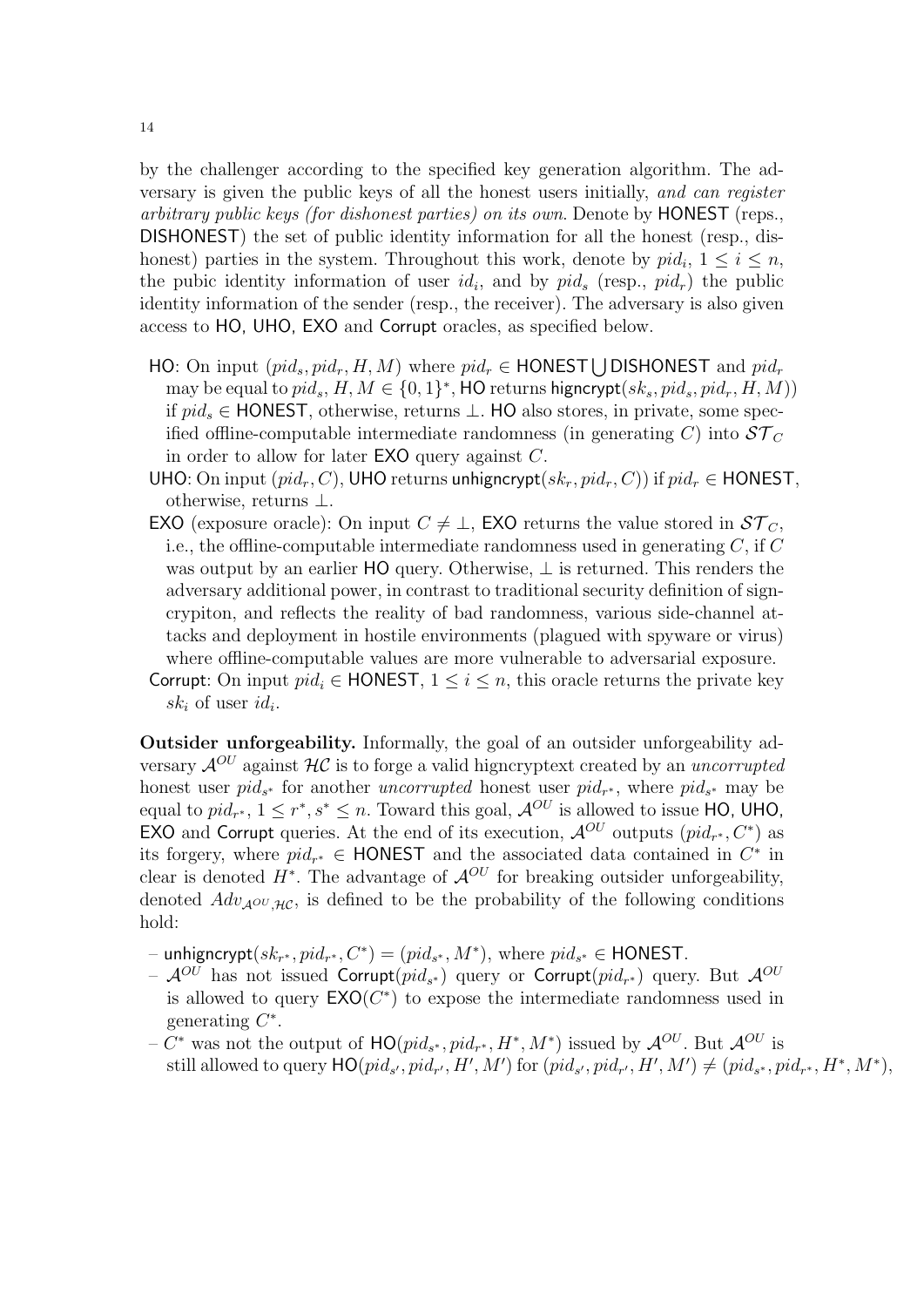by the challenger according to the specified key generation algorithm. The adversary is given the public keys of all the honest users initially, *and can register arbitrary public keys (for dishonest parties) on its own*. Denote by $\mathsf{HONEST}$ (reps., $\mathsf{DISHONEST}$) the set of public identity information for all the honest (resp., dishonest) parties in the system. Throughout this work, denote by $pid_i$, $1 \leq i \leq n$, the pubic identity information of user $id_i$, and by $pid_s$ (resp., $pid_r$) the public identity information of the sender (resp., the receiver). The adversary is also given access to HO, UHO, EXO and Corrupt oracles, as specified below.

- HO: On input $(pid_s, pid_r, H, M)$ where $pid_r \in \mathsf{HONEST} \bigcup \mathsf{DISHONEST}$ and $pid_r$ may be equal to $pid_s$, $H, M \in \{0,1\}^*$, HO returns $\mathsf{higncrypt}(sk_s, pid_s, pid_r, H, M))$ if $pid_s \in \mathsf{HONEST}$, otherwise, returns $\perp$. HO also stores, in private, some specified offline-computable intermediate randomness (in generating $C$) into $\mathcal{ST}_C$ in order to allow for later EXO query against $C$.
- UHO: On input $(pid_r, C)$, UHO returns $\mathsf{unhigncrypt}(sk_r, pid_r, C))$ if $pid_r \in \mathsf{HONEST}$, otherwise, returns $\perp$.
- EXO (exposure oracle): On input $C \neq \perp$, EXO returns the value stored in $\mathcal{ST}_C$, i.e., the offline-computable intermediate randomness used in generating $C$, if $C$ was output by an earlier HO query. Otherwise, $\perp$ is returned. This renders the adversary additional power, in contrast to traditional security definition of signcrypiton, and reflects the reality of bad randomness, various side-channel attacks and deployment in hostile environments (plagued with spyware or virus) where offline-computable values are more vulnerable to adversarial exposure.
- Corrupt: On input $pid_i \in \mathsf{HONEST}$, $1 \leq i \leq n$, this oracle returns the private key $sk_i$ of user $id_i$.

**Outsider unforgeability.** Informally, the goal of an outsider unforgeability adversary $\mathcal{A}^{OU}$ against $\mathcal{HC}$ is to forge a valid higncryptext created by an *uncorrupted* honest user $pid_{s^*}$ for another *uncorrupted* honest user $pid_{r^*}$, where $pid_{s^*}$ may be equal to $pid_{r^*}$, $1 \leq r^*, s^* \leq n$. Toward this goal, $\mathcal{A}^{OU}$ is allowed to issue HO, UHO, EXO and Corrupt queries. At the end of its execution, $\mathcal{A}^{OU}$ outputs $(pid_{r^*}, C^*)$ as its forgery, where $pid_{r^*} \in \mathsf{HONEST}$ and the associated data contained in $C^*$ in clear is denoted $H^*$. The advantage of $\mathcal{A}^{OU}$ for breaking outsider unforgeability, denoted $Adv_{\mathcal{A}^{OU},\mathcal{HC}}$, is defined to be the probability of the following conditions hold:

- $\mathsf{unhigncrypt}(sk_{r^*}, pid_{r^*}, C^*) = (pid_{s^*}, M^*)$, where $pid_{s^*} \in \mathsf{HONEST}$.
- $\mathcal{A}^{OU}$ has not issued $\mathsf{Corrupt}(pid_{s^*})$ query or $\mathsf{Corrupt}(pid_{r^*})$ query. But $\mathcal{A}^{OU}$ is allowed to query $\mathsf{EXO}(C^*)$ to expose the intermediate randomness used in generating $C^*$.
- $C^*$ was not the output of $\mathsf{HO}(pid_{s^*}, pid_{r^*}, H^*, M^*)$ issued by $\mathcal{A}^{OU}$. But $\mathcal{A}^{OU}$ is still allowed to query $\mathsf{HO}(pid_{s'}, pid_{r'}, H', M')$ for $(pid_{s'}, pid_{r'}, H', M') \neq (pid_{s^*}, pid_{r^*}, H^*, M^*)$,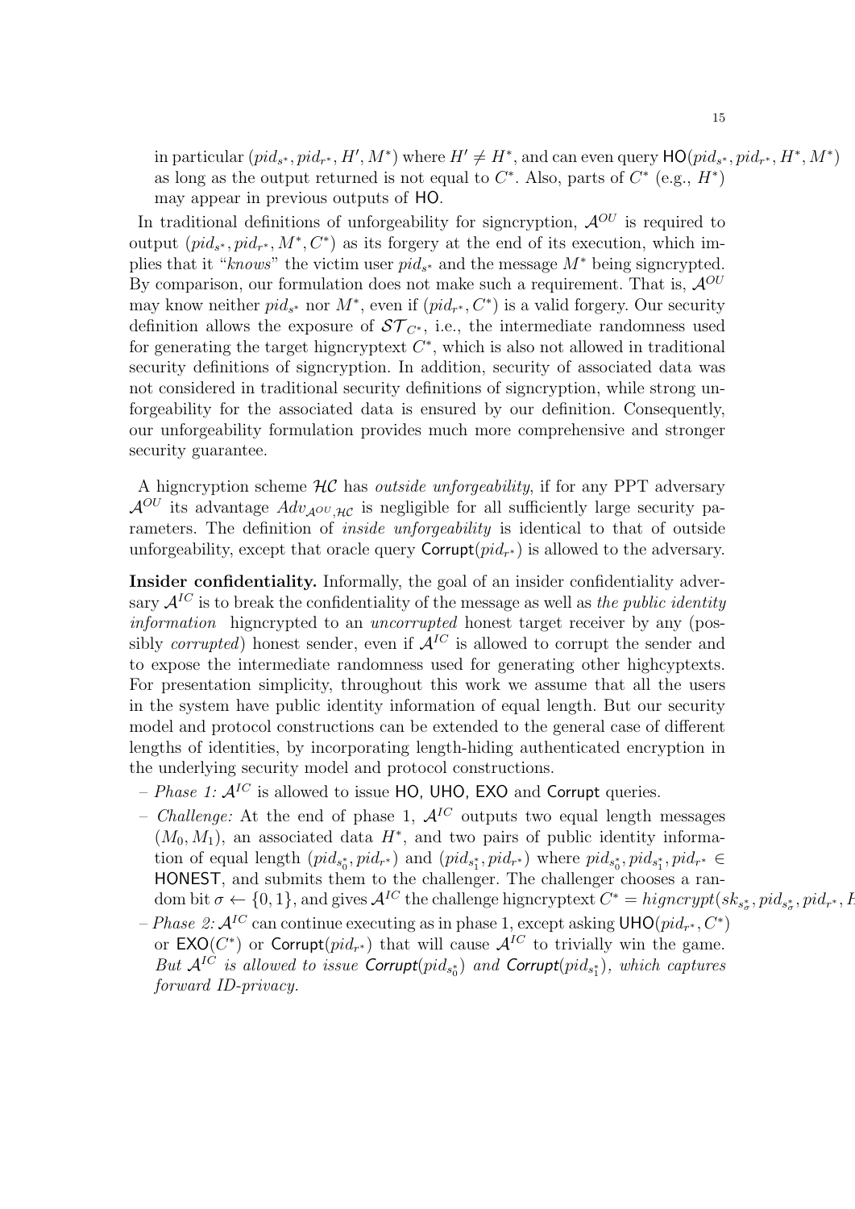in particular $(pid_{s^*}, pid_{r^*}, H', M^*)$ where $H' \neq H^*$, and can even query $\mathsf{HO}(pid_{s^*}, pid_{r^*}, H^*, M^*)$ as long as the output returned is not equal to $C^*$. Also, parts of $C^*$ (e.g., $H^*$) may appear in previous outputs of $\mathsf{HO}$.

In traditional definitions of unforgeability for signcryption, $\mathcal{A}^{OU}$ is required to output $(pid_{s^*}, pid_{r^*}, M^*, C^*)$ as its forgery at the end of its execution, which implies that it "*knows*" the victim user $pid_{s^*}$ and the message $M^*$ being signcrypted. By comparison, our formulation does not make such a requirement. That is, $\mathcal{A}^{OU}$ may know neither $pid_{s^*}$ nor $M^*$, even if $(pid_{r^*}, C^*)$ is a valid forgery. Our security definition allows the exposure of $\mathcal{ST}_{C^*}$, i.e., the intermediate randomness used for generating the target higncryptext $C^*$, which is also not allowed in traditional security definitions of signcryption. In addition, security of associated data was not considered in traditional security definitions of signcryption, while strong unforgeability for the associated data is ensured by our definition. Consequently, our unforgeability formulation provides much more comprehensive and stronger security guarantee.

A higncryption scheme $\mathcal{HC}$ has *outside unforgeability*, if for any PPT adversary $\mathcal{A}^{OU}$ its advantage $Adv_{\mathcal{A}^{OU},\mathcal{HC}}$ is negligible for all sufficiently large security parameters. The definition of *inside unforgeability* is identical to that of outside unforgeability, except that oracle query $\mathsf{Corrupt}(pid_{r^*})$ is allowed to the adversary.

**Insider confidentiality.** Informally, the goal of an insider confidentiality adversary $\mathcal{A}^{IC}$ is to break the confidentiality of the message as well as *the public identity information* higncrypted to an *uncorrupted* honest target receiver by any (possibly *corrupted*) honest sender, even if $\mathcal{A}^{IC}$ is allowed to corrupt the sender and to expose the intermediate randomness used for generating other highcyptexts. For presentation simplicity, throughout this work we assume that all the users in the system have public identity information of equal length. But our security model and protocol constructions can be extended to the general case of different lengths of identities, by incorporating length-hiding authenticated encryption in the underlying security model and protocol constructions.

- *Phase 1:* $\mathcal{A}^{IC}$ is allowed to issue $\mathsf{HO}$, $\mathsf{UHO}$, $\mathsf{EXO}$ and $\mathsf{Corrupt}$ queries.
- *Challenge:* At the end of phase 1, $\mathcal{A}^{IC}$ outputs two equal length messages $(M_0, M_1)$, an associated data $H^*$, and two pairs of public identity information of equal length $(pid_{s_0^*}, pid_{r^*})$ and $(pid_{s_1^*}, pid_{r^*})$ where $pid_{s_0^*}, pid_{s_1^*}, pid_{r^*} \in$ $\mathsf{HONEST}$, and submits them to the challenger. The challenger chooses a random bit $\sigma \leftarrow \{0,1\}$, and gives $\mathcal{A}^{IC}$ the challenge higncryptext $C^* = higncrypt(sk_{s_\sigma^*}, pid_{s_\sigma^*}, pid_{r^*}, H$
- *Phase 2:* $\mathcal{A}^{IC}$ can continue executing as in phase 1, except asking $\mathsf{UHO}(pid_{r^*}, C^*)$ or $\mathsf{EXO}(C^*)$ or $\mathsf{Corrupt}(pid_{r^*})$ that will cause $\mathcal{A}^{IC}$ to trivially win the game. *But $\mathcal{A}^{IC}$ is allowed to issue $\mathsf{Corrupt}(pid_{s_0^*})$ and $\mathsf{Corrupt}(pid_{s_1^*})$, which captures forward ID-privacy.*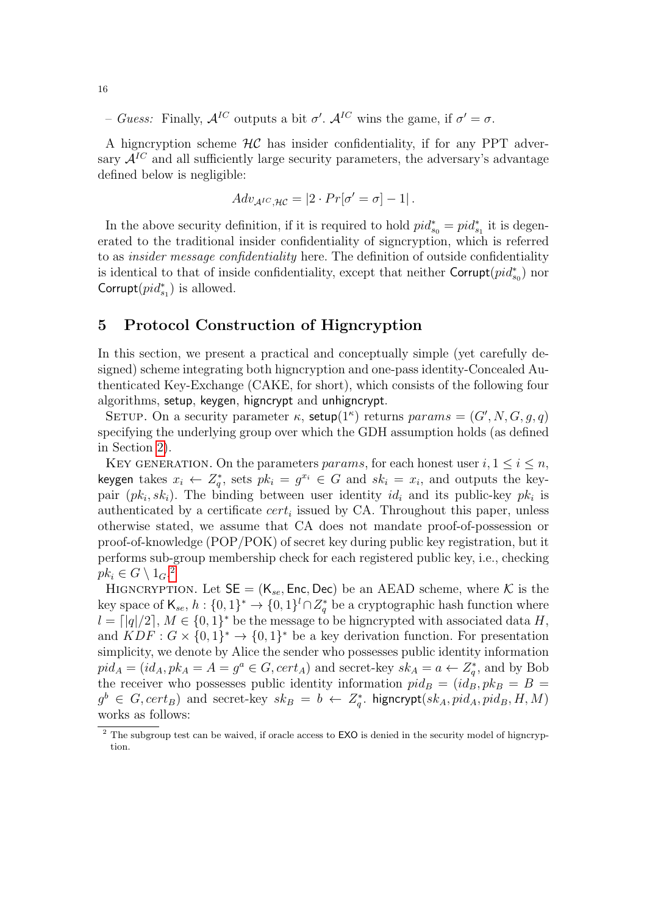– *Guess:* Finally, $\mathcal{A}^{IC}$ outputs a bit $\sigma'$. $\mathcal{A}^{IC}$ wins the game, if $\sigma' = \sigma$.

A higncryption scheme $\mathcal{HC}$ has insider confidentiality, if for any PPT adversary $\mathcal{A}^{IC}$ and all sufficiently large security parameters, the adversary's advantage defined below is negligible:

$$Adv_{\mathcal{A}^{IC},\mathcal{HC}} = |2 \cdot Pr[\sigma' = \sigma] - 1| .$$

In the above security definition, if it is required to hold $pid^*_{s_0} = pid^*_{s_1}$ it is degenerated to the traditional insider confidentiality of signcryption, which is referred to as *insider message confidentiality* here. The definition of outside confidentiality is identical to that of inside confidentiality, except that neither $\mathsf{Corrupt}(pid^*_{s_0})$ nor $\mathsf{Corrupt}(pid^*_{s_1})$ is allowed.

## 5 Protocol Construction of Higncryption

In this section, we present a practical and conceptually simple (yet carefully designed) scheme integrating both higncryption and one-pass identity-Concealed Authenticated Key-Exchange (CAKE, for short), which consists of the following four algorithms, setup, keygen, higncrypt and unhigncrypt.

Setup. On a security parameter $\kappa$, $\mathsf{setup}(1^\kappa)$ returns $params = (G', N, G, g, q)$ specifying the underlying group over which the GDH assumption holds (as defined in Section 2).

Key generation. On the parameters $params$, for each honest user $i, 1 \leq i \leq n$, keygen takes $x_i \leftarrow Z^*_q$, sets $pk_i = g^{x_i} \in G$ and $sk_i = x_i$, and outputs the key-pair $(pk_i, sk_i)$. The binding between user identity $id_i$ and its public-key $pk_i$ is authenticated by a certificate $cert_i$ issued by CA. Throughout this paper, unless otherwise stated, we assume that CA does not mandate proof-of-possession or proof-of-knowledge (POP/POK) of secret key during public key registration, but it performs sub-group membership check for each registered public key, i.e., checking $pk_i \in G \setminus 1_G$.[2]

Higncryption. Let $\mathsf{SE} = (\mathsf{K}_{se}, \mathsf{Enc}, \mathsf{Dec})$ be an AEAD scheme, where $\mathcal{K}$ is the key space of $\mathsf{K}_{se}$, $h : \{0,1\}^* \rightarrow \{0,1\}^l \cap Z^*_q$ be a cryptographic hash function where $l = \lceil |q|/2 \rceil$, $M \in \{0,1\}^*$ be the message to be higncrypted with associated data $H$, and $KDF : G \times \{0,1\}^* \rightarrow \{0,1\}^*$ be a key derivation function. For presentation simplicity, we denote by Alice the sender who possesses public identity information $pid_A = (id_A, pk_A = A = g^a \in G, cert_A)$ and secret-key $sk_A = a \leftarrow Z^*_q$, and by Bob the receiver who possesses public identity information $pid_B = (id_B, pk_B = B = g^b \in G, cert_B)$ and secret-key $sk_B = b \leftarrow Z^*_q$. $\mathsf{higncrypt}(sk_A, pid_A, pid_B, H, M)$ works as follows:

[2] The subgroup test can be waived, if oracle access to EXO is denied in the security model of higncryption.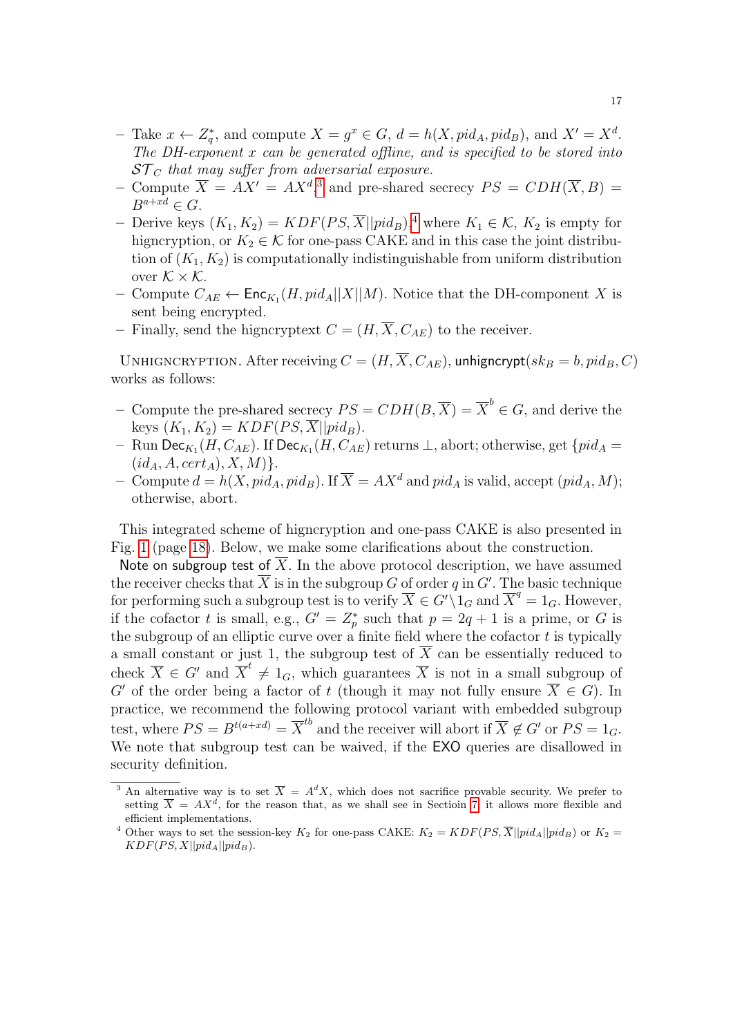- Take $x \leftarrow Z_q^*$, and compute $X = g^x \in G$, $d = h(X, pid_A, pid_B)$, and $X' = X^d$. *The DH-exponent $x$ can be generated offline, and is specified to be stored into $\mathcal{ST}_C$ that may suffer from adversarial exposure.*
- Compute $\overline{X} = AX' = AX^d$,[3] and pre-shared secrecy $PS = CDH(\overline{X}, B) = B^{a+xd} \in G$.
- Derive keys $(K_1, K_2) = KDF(PS, \overline{X}||pid_B)$,[4] where $K_1 \in \mathcal{K}$, $K_2$ is empty for higncryption, or $K_2 \in \mathcal{K}$ for one-pass CAKE and in this case the joint distribution of $(K_1, K_2)$ is computationally indistinguishable from uniform distribution over $\mathcal{K} \times \mathcal{K}$.
- Compute $C_{AE} \leftarrow \mathsf{Enc}_{K_1}(H, pid_A||X||M)$. Notice that the DH-component $X$ is sent being encrypted.
- Finally, send the higncryptext $C = (H, \overline{X}, C_{AE})$ to the receiver.

Unhigncryption. After receiving $C = (H, \overline{X}, C_{AE})$, $\mathsf{unhigncrypt}(sk_B = b, pid_B, C)$ works as follows:

- Compute the pre-shared secrecy $PS = CDH(B, \overline{X}) = \overline{X}^b \in G$, and derive the keys $(K_1, K_2) = KDF(PS, \overline{X}||pid_B)$.
- Run $\mathsf{Dec}_{K_1}(H, C_{AE})$. If $\mathsf{Dec}_{K_1}(H, C_{AE})$ returns $\perp$, abort; otherwise, get $\{pid_A = (id_A, A, cert_A), X, M)\}$.
- Compute $d = h(X, pid_A, pid_B)$. If $\overline{X} = AX^d$ and $pid_A$ is valid, accept $(pid_A, M)$; otherwise, abort.

This integrated scheme of higncryption and one-pass CAKE is also presented in Fig. 1 (page 18). Below, we make some clarifications about the construction.

Note on subgroup test of $\overline{X}$. In the above protocol description, we have assumed the receiver checks that $\overline{X}$ is in the subgroup $G$ of order $q$ in $G'$. The basic technique for performing such a subgroup test is to verify $\overline{X} \in G' \backslash 1_G$ and $\overline{X}^q = 1_G$. However, if the cofactor $t$ is small, e.g., $G' = Z_p^*$ such that $p = 2q + 1$ is a prime, or $G$ is the subgroup of an elliptic curve over a finite field where the cofactor $t$ is typically a small constant or just 1, the subgroup test of $\overline{X}$ can be essentially reduced to check $\overline{X} \in G'$ and $\overline{X}^t \neq 1_G$, which guarantees $\overline{X}$ is not in a small subgroup of $G'$ of the order being a factor of $t$ (though it may not fully ensure $\overline{X} \in G$). In practice, we recommend the following protocol variant with embedded subgroup test, where $PS = B^{t(a+xd)} = \overline{X}^{tb}$ and the receiver will abort if $\overline{X} \notin G'$ or $PS = 1_G$. We note that subgroup test can be waived, if the $\mathsf{EXO}$ queries are disallowed in security definition.

[3] An alternative way is to set $\overline{X} = A^d X$, which does not sacrifice provable security. We prefer to setting $\overline{X} = AX^d$, for the reason that, as we shall see in Sectioin 7, it allows more flexible and efficient implementations.

[4] Other ways to set the session-key $K_2$ for one-pass CAKE: $K_2 = KDF(PS, \overline{X}||pid_A||pid_B)$ or $K_2 = KDF(PS, X||pid_A||pid_B)$.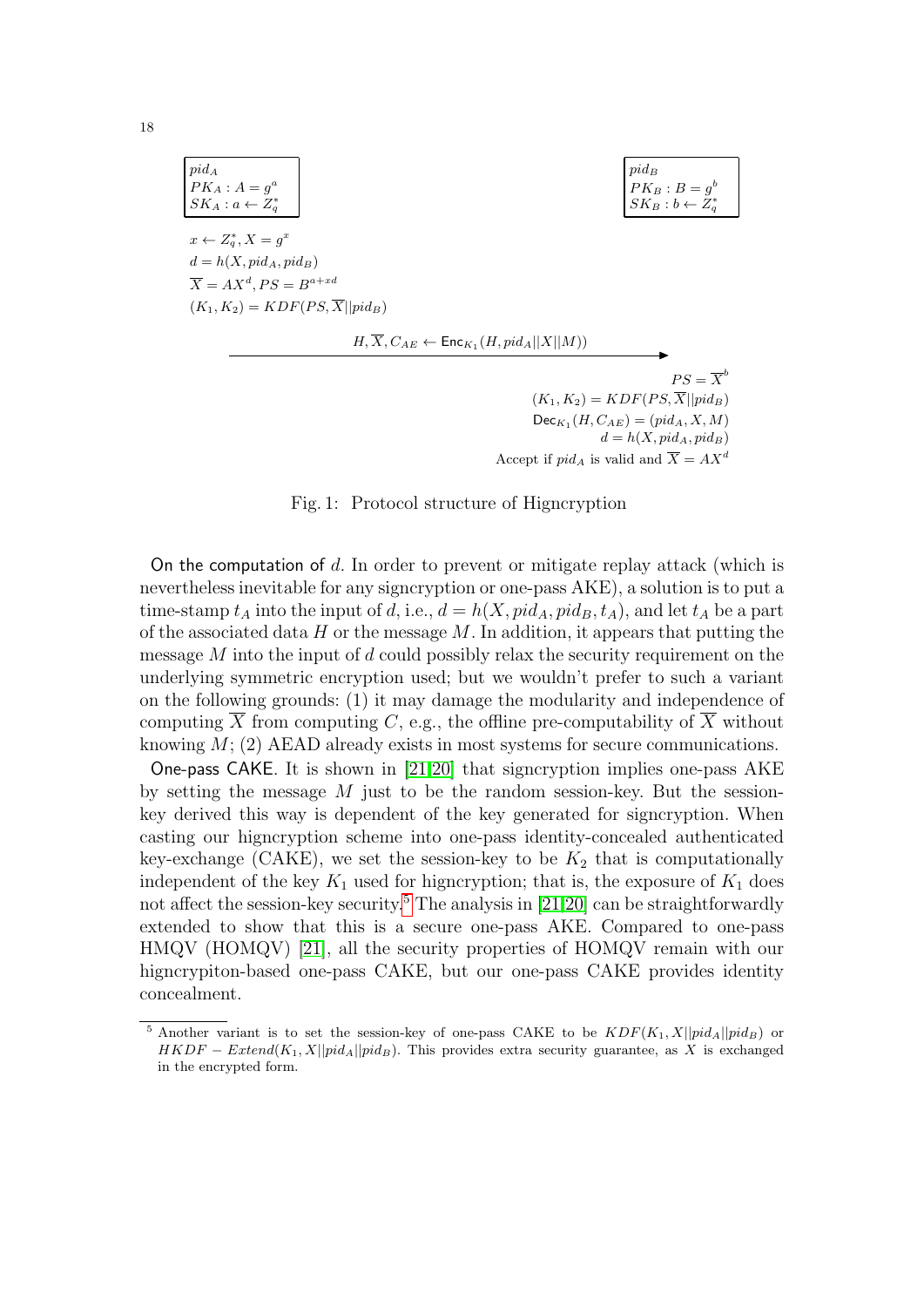| $pid_A$ | | $pid_B$ |
|---|---|---|
| $PK_A : A = g^a$ | | $PK_B : B = g^b$ |
| $SK_A : a \leftarrow Z_q^*$ | | $SK_B : b \leftarrow Z_q^*$ |
| $x \leftarrow Z_q^*, X = g^x$ | | |
| $d = h(X, pid_A, pid_B)$ | | |
| $\overline{X} = AX^d, PS = B^{a+xd}$ | | |
| $(K_1, K_2) = KDF(PS, \overline{X} \| pid_B)$ | | |
| | $H, \overline{X}, C_{AE} \leftarrow \mathsf{Enc}_{K_1}(H, pid_A \| X \| M)$ $\longrightarrow$ | |
| | | $PS = \overline{X}^b$ |
| | | $(K_1, K_2) = KDF(PS, \overline{X} \| pid_B)$ |
| | | $\mathsf{Dec}_{K_1}(H, C_{AE}) = (pid_A, X, M)$ |
| | | $d = h(X, pid_A, pid_B)$ |
| | | Accept if $pid_A$ is valid and $\overline{X} = AX^d$ |

Fig. 1: Protocol structure of Higncryption

On the computation of $d$. In order to prevent or mitigate replay attack (which is nevertheless inevitable for any signcryption or one-pass AKE), a solution is to put a time-stamp $t_A$ into the input of $d$, i.e., $d = h(X, pid_A, pid_B, t_A)$, and let $t_A$ be a part of the associated data $H$ or the message $M$. In addition, it appears that putting the message $M$ into the input of $d$ could possibly relax the security requirement on the underlying symmetric encryption used; but we wouldn't prefer to such a variant on the following grounds: (1) it may damage the modularity and independence of computing $\overline{X}$ from computing $C$, e.g., the offline pre-computability of $\overline{X}$ without knowing $M$; (2) AEAD already exists in most systems for secure communications.

One-pass CAKE. It is shown in [21,20] that signcryption implies one-pass AKE by setting the message $M$ just to be the random session-key. But the session-key derived this way is dependent of the key generated for signcryption. When casting our higncryption scheme into one-pass identity-concealed authenticated key-exchange (CAKE), we set the session-key to be $K_2$ that is computationally independent of the key $K_1$ used for higncryption; that is, the exposure of $K_1$ does not affect the session-key security.[5] The analysis in [21,20] can be straightforwardly extended to show that this is a secure one-pass AKE. Compared to one-pass HMQV (HOMQV) [21], all the security properties of HOMQV remain with our higncrypiton-based one-pass CAKE, but our one-pass CAKE provides identity concealment.

[5] Another variant is to set the session-key of one-pass CAKE to be $KDF(K_1, X \| pid_A \| pid_B)$ or $HKDF - Extend(K_1, X \| pid_A \| pid_B)$. This provides extra security guarantee, as $X$ is exchanged in the encrypted form.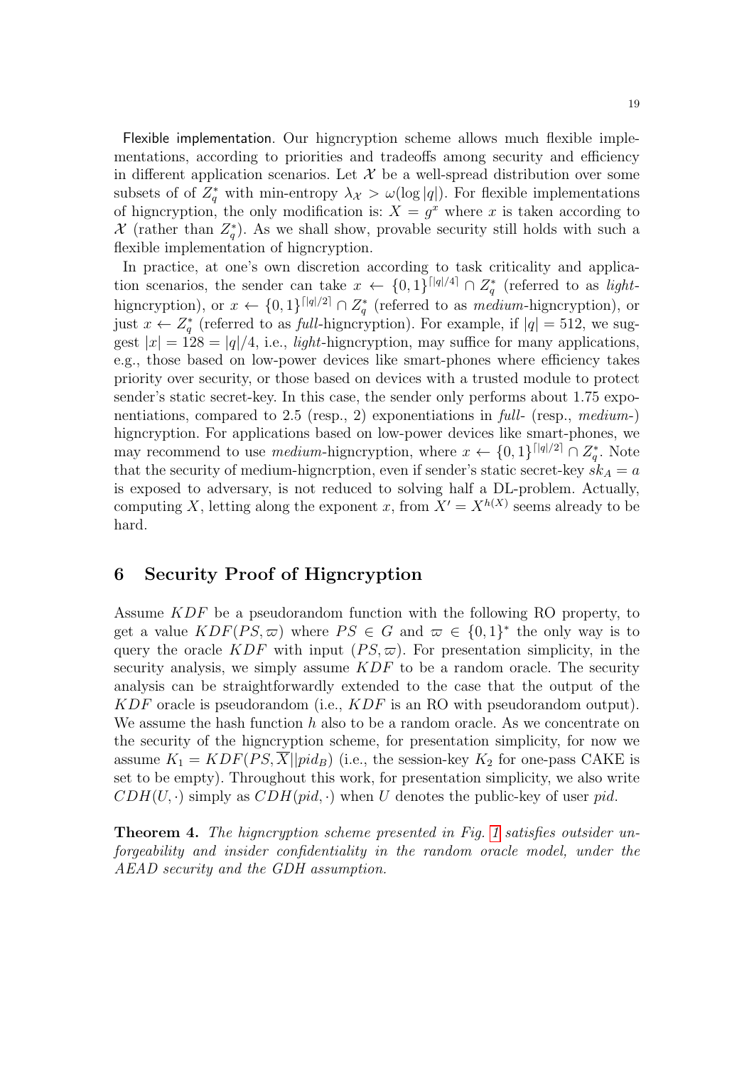**Flexible implementation.** Our higncryption scheme allows much flexible implementations, according to priorities and tradeoffs among security and efficiency in different application scenarios. Let $\mathcal{X}$ be a well-spread distribution over some subsets of of $Z_q^*$ with min-entropy $\lambda_{\mathcal{X}} > \omega(\log |q|)$. For flexible implementations of higncryption, the only modification is: $X = g^x$ where $x$ is taken according to $\mathcal{X}$ (rather than $Z_q^*$). As we shall show, provable security still holds with such a flexible implementation of higncryption.

In practice, at one's own discretion according to task criticality and application scenarios, the sender can take $x \leftarrow \{0,1\}^{\lceil |q|/4 \rceil} \cap Z_q^*$ (referred to as *light*-higncryption), or $x \leftarrow \{0,1\}^{\lceil |q|/2 \rceil} \cap Z_q^*$ (referred to as *medium*-higncryption), or just $x \leftarrow Z_q^*$ (referred to as *full*-higncryption). For example, if $|q| = 512$, we suggest $|x| = 128 = |q|/4$, i.e., *light*-higncryption, may suffice for many applications, e.g., those based on low-power devices like smart-phones where efficiency takes priority over security, or those based on devices with a trusted module to protect sender's static secret-key. In this case, the sender only performs about 1.75 exponentiations, compared to 2.5 (resp., 2) exponentiations in *full*- (resp., *medium*-) higncryption. For applications based on low-power devices like smart-phones, we may recommend to use *medium*-higncryption, where $x \leftarrow \{0,1\}^{\lceil |q|/2 \rceil} \cap Z_q^*$. Note that the security of medium-higncrption, even if sender's static secret-key $sk_A = a$ is exposed to adversary, is not reduced to solving half a DL-problem. Actually, computing $X$, letting along the exponent $x$, from $X' = X^{h(X)}$ seems already to be hard.

## 6 Security Proof of Higncryption

Assume $KDF$ be a pseudorandom function with the following RO property, to get a value $KDF(PS, \varpi)$ where $PS \in G$ and $\varpi \in \{0,1\}^*$ the only way is to query the oracle $KDF$ with input $(PS, \varpi)$. For presentation simplicity, in the security analysis, we simply assume $KDF$ to be a random oracle. The security analysis can be straightforwardly extended to the case that the output of the $KDF$ oracle is pseudorandom (i.e., $KDF$ is an RO with pseudorandom output). We assume the hash function $h$ also to be a random oracle. As we concentrate on the security of the higncryption scheme, for presentation simplicity, for now we assume $K_1 = KDF(PS, \overline{X} || pid_B)$ (i.e., the session-key $K_2$ for one-pass CAKE is set to be empty). Throughout this work, for presentation simplicity, we also write $CDH(U, \cdot)$ simply as $CDH(pid, \cdot)$ when $U$ denotes the public-key of user $pid$.

**Theorem 4.** *The higncryption scheme presented in Fig. 1 satisfies outsider unforgeability and insider confidentiality in the random oracle model, under the AEAD security and the GDH assumption.*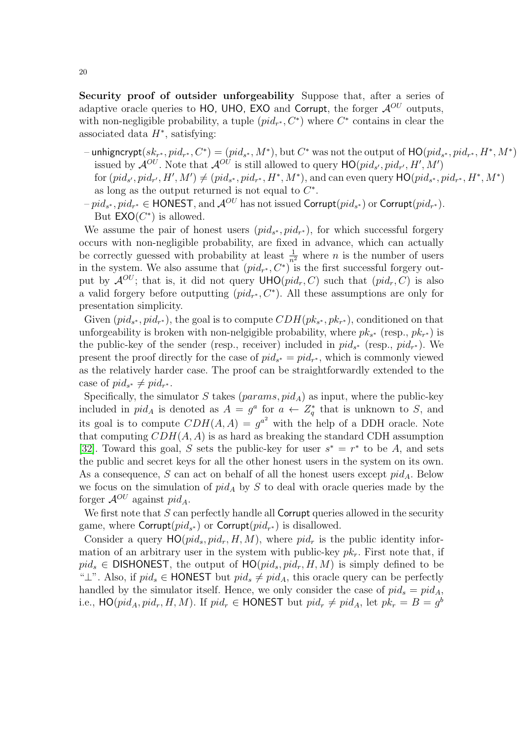**Security proof of outsider unforgeability** Suppose that, after a series of adaptive oracle queries to HO, UHO, EXO and Corrupt, the forger $\mathcal{A}^{OU}$ outputs, with non-negligible probability, a tuple $(pid_{r^*}, C^*)$ where $C^*$ contains in clear the associated data $H^*$, satisfying:

- $\mathsf{unhigncrypt}(sk_{r^*}, pid_{r^*}, C^*) = (pid_{s^*}, M^*)$, but $C^*$ was not the output of $\mathsf{HO}(pid_{s^*}, pid_{r^*}, H^*, M^*)$ issued by $\mathcal{A}^{OU}$. Note that $\mathcal{A}^{OU}$ is still allowed to query $\mathsf{HO}(pid_{s'}, pid_{r'}, H', M')$ for $(pid_{s'}, pid_{r'}, H', M') \neq (pid_{s^*}, pid_{r^*}, H^*, M^*)$, and can even query $\mathsf{HO}(pid_{s^*}, pid_{r^*}, H^*, M^*)$ as long as the output returned is not equal to $C^*$.
- $pid_{s^*}, pid_{r^*} \in \mathsf{HONEST}$, and $\mathcal{A}^{OU}$ has not issued $\mathsf{Corrupt}(pid_{s^*})$ or $\mathsf{Corrupt}(pid_{r^*})$. But $\mathsf{EXO}(C^*)$ is allowed.

We assume the pair of honest users $(pid_{s^*}, pid_{r^*})$, for which successful forgery occurs with non-negligible probability, are fixed in advance, which can actually be correctly guessed with probability at least $\frac{1}{n^2}$ where $n$ is the number of users in the system. We also assume that $(pid_{r^*}, C^*)$ is the first successful forgery output by $\mathcal{A}^{OU}$; that is, it did not query $\mathsf{UHO}(pid_r, C)$ such that $(pid_r, C)$ is also a valid forgery before outputting $(pid_{r^*}, C^*)$. All these assumptions are only for presentation simplicity.

Given $(pid_{s^*}, pid_{r^*})$, the goal is to compute $CDH(pk_{s^*}, pk_{r^*})$, conditioned on that unforgeability is broken with non-nelgigible probability, where $pk_{s^*}$ (resp., $pk_{r^*}$) is the public-key of the sender (resp., receiver) included in $pid_{s^*}$ (resp., $pid_{r^*}$). We present the proof directly for the case of $pid_{s^*} = pid_{r^*}$, which is commonly viewed as the relatively harder case. The proof can be straightforwardly extended to the case of $pid_{s^*} \neq pid_{r^*}$.

Specifically, the simulator $S$ takes $(params, pid_A)$ as input, where the public-key included in $pid_A$ is denoted as $A = g^a$ for $a \leftarrow Z_q^*$ that is unknown to $S$, and its goal is to compute $CDH(A, A) = g^{a^2}$ with the help of a DDH oracle. Note that computing $CDH(A, A)$ is as hard as breaking the standard CDH assumption [32]. Toward this goal, $S$ sets the public-key for user $s^* = r^*$ to be $A$, and sets the public and secret keys for all the other honest users in the system on its own. As a consequence, $S$ can act on behalf of all the honest users except $pid_A$. Below we focus on the simulation of $pid_A$ by $S$ to deal with oracle queries made by the forger $\mathcal{A}^{OU}$ against $pid_A$.

We first note that $S$ can perfectly handle all Corrupt queries allowed in the security game, where $\mathsf{Corrupt}(pid_{s^*})$ or $\mathsf{Corrupt}(pid_{r^*})$ is disallowed.

Consider a query $\mathsf{HO}(pid_s, pid_r, H, M)$, where $pid_r$ is the public identity information of an arbitrary user in the system with public-key $pk_r$. First note that, if $pid_s \in \mathsf{DISHONEST}$, the output of $\mathsf{HO}(pid_s, pid_r, H, M)$ is simply defined to be "$\perp$". Also, if $pid_s \in \mathsf{HONEST}$ but $pid_s \neq pid_A$, this oracle query can be perfectly handled by the simulator itself. Hence, we only consider the case of $pid_s = pid_A$, i.e., $\mathsf{HO}(pid_A, pid_r, H, M)$. If $pid_r \in \mathsf{HONEST}$ but $pid_r \neq pid_A$, let $pk_r = B = g^b$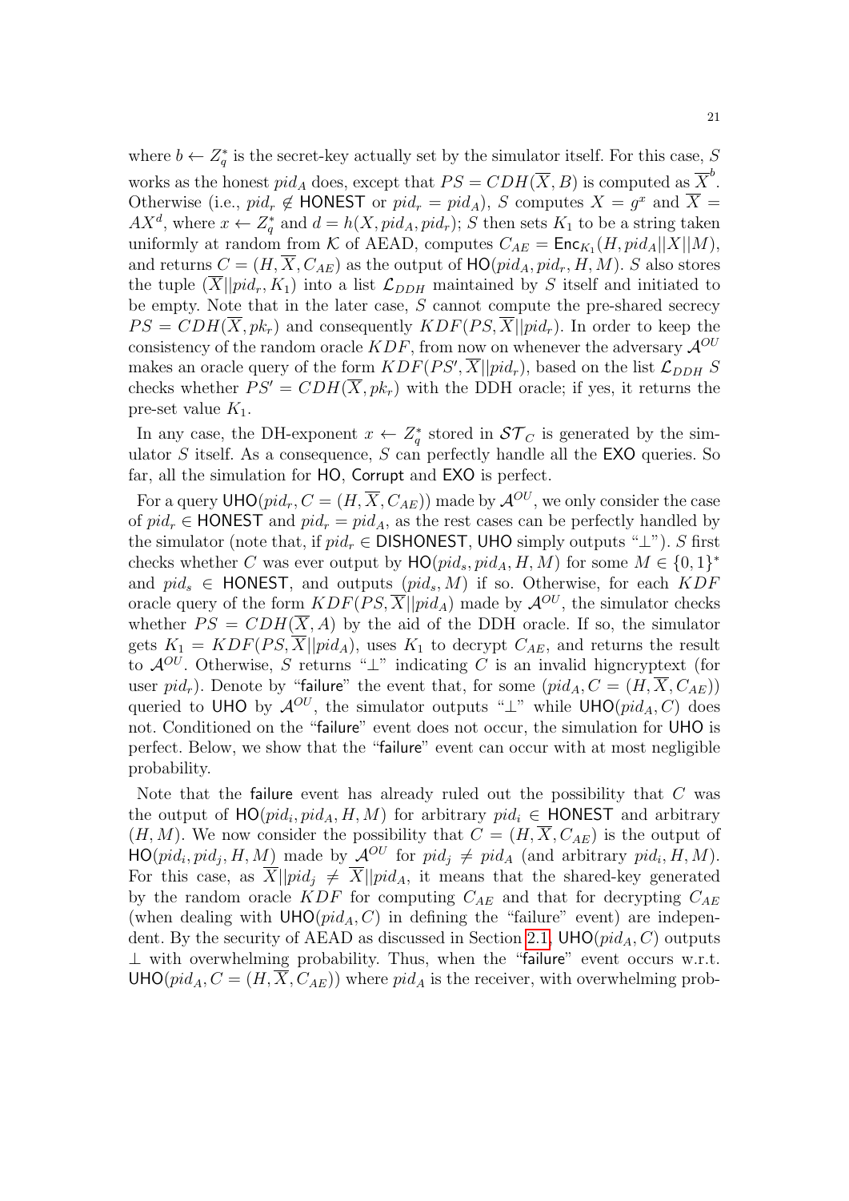where $b \leftarrow Z_q^*$ is the secret-key actually set by the simulator itself. For this case, $S$ works as the honest $pid_A$ does, except that $PS = CDH(\overline{X}, B)$ is computed as $\overline{X}^b$. Otherwise (i.e., $pid_r \notin$ HONEST or $pid_r = pid_A$), $S$ computes $X = g^x$ and $\overline{X} = AX^d$, where $x \leftarrow Z_q^*$ and $d = h(X, pid_A, pid_r)$; $S$ then sets $K_1$ to be a string taken uniformly at random from $\mathcal{K}$ of AEAD, computes $C_{AE} = \mathsf{Enc}_{K_1}(H, pid_A||X||M)$, and returns $C = (H, \overline{X}, C_{AE})$ as the output of $\mathsf{HO}(pid_A, pid_r, H, M)$. $S$ also stores the tuple $(\overline{X}||pid_r, K_1)$ into a list $\mathcal{L}_{DDH}$ maintained by $S$ itself and initiated to be empty. Note that in the later case, $S$ cannot compute the pre-shared secrecy $PS = CDH(\overline{X}, pk_r)$ and consequently $KDF(PS, \overline{X}||pid_r)$. In order to keep the consistency of the random oracle $KDF$, from now on whenever the adversary $\mathcal{A}^{OU}$ makes an oracle query of the form $KDF(PS', \overline{X}||pid_r)$, based on the list $\mathcal{L}_{DDH}$ $S$ checks whether $PS' = CDH(\overline{X}, pk_r)$ with the DDH oracle; if yes, it returns the pre-set value $K_1$.

In any case, the DH-exponent $x \leftarrow Z_q^*$ stored in $\mathcal{ST}_C$ is generated by the simulator $S$ itself. As a consequence, $S$ can perfectly handle all the EXO queries. So far, all the simulation for HO, Corrupt and EXO is perfect.

For a query $\mathsf{UHO}(pid_r, C = (H, \overline{X}, C_{AE}))$ made by $\mathcal{A}^{OU}$, we only consider the case of $pid_r \in$ HONEST and $pid_r = pid_A$, as the rest cases can be perfectly handled by the simulator (note that, if $pid_r \in$ DISHONEST, UHO simply outputs "$\perp$"). $S$ first checks whether $C$ was ever output by $\mathsf{HO}(pid_s, pid_A, H, M)$ for some $M \in \{0,1\}^*$ and $pid_s \in$ HONEST, and outputs $(pid_s, M)$ if so. Otherwise, for each $KDF$ oracle query of the form $KDF(PS, \overline{X}||pid_A)$ made by $\mathcal{A}^{OU}$, the simulator checks whether $PS = CDH(\overline{X}, A)$ by the aid of the DDH oracle. If so, the simulator gets $K_1 = KDF(PS, \overline{X}||pid_A)$, uses $K_1$ to decrypt $C_{AE}$, and returns the result to $\mathcal{A}^{OU}$. Otherwise, $S$ returns "$\perp$" indicating $C$ is an invalid higncryptext (for user $pid_r$). Denote by "failure" the event that, for some $(pid_A, C = (H, \overline{X}, C_{AE}))$ queried to UHO by $\mathcal{A}^{OU}$, the simulator outputs "$\perp$" while $\mathsf{UHO}(pid_A, C)$ does not. Conditioned on the "failure" event does not occur, the simulation for UHO is perfect. Below, we show that the "failure" event can occur with at most negligible probability.

Note that the failure event has already ruled out the possibility that $C$ was the output of $\mathsf{HO}(pid_i, pid_A, H, M)$ for arbitrary $pid_i \in$ HONEST and arbitrary $(H, M)$. We now consider the possibility that $C = (H, \overline{X}, C_{AE})$ is the output of $\mathsf{HO}(pid_i, pid_j, H, M)$ made by $\mathcal{A}^{OU}$ for $pid_j \neq pid_A$ (and arbitrary $pid_i, H, M$). For this case, as $\overline{X}||pid_j \neq \overline{X}||pid_A$, it means that the shared-key generated by the random oracle $KDF$ for computing $C_{AE}$ and that for decrypting $C_{AE}$ (when dealing with $\mathsf{UHO}(pid_A, C)$ in defining the "failure" event) are independent. By the security of AEAD as discussed in Section 2.1, $\mathsf{UHO}(pid_A, C)$ outputs $\perp$ with overwhelming probability. Thus, when the "failure" event occurs w.r.t. $\mathsf{UHO}(pid_A, C = (H, \overline{X}, C_{AE}))$ where $pid_A$ is the receiver, with overwhelming prob-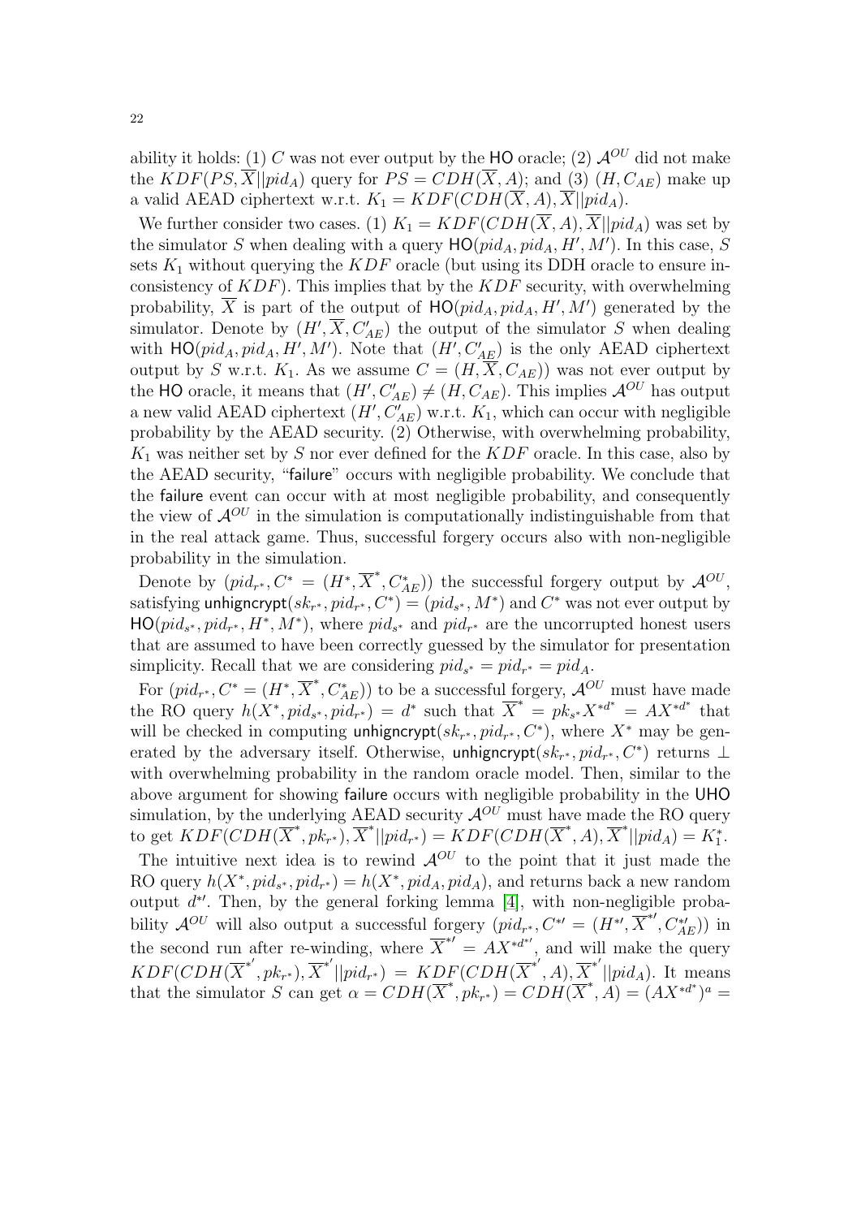ability it holds: (1) $C$ was not ever output by the $\mathsf{HO}$ oracle; (2) $\mathcal{A}^{OU}$ did not make the $KDF(PS, \overline{X}||pid_A)$ query for $PS = CDH(\overline{X}, A)$; and (3) $(H, C_{AE})$ make up a valid AEAD ciphertext w.r.t. $K_1 = KDF(CDH(\overline{X}, A), \overline{X}||pid_A)$.

We further consider two cases. (1) $K_1 = KDF(CDH(\overline{X}, A), \overline{X}||pid_A)$ was set by the simulator $S$ when dealing with a query $\mathsf{HO}(pid_A, pid_A, H', M')$. In this case, $S$ sets $K_1$ without querying the $KDF$ oracle (but using its DDH oracle to ensure inconsistency of $KDF$). This implies that by the $KDF$ security, with overwhelming probability, $\overline{X}$ is part of the output of $\mathsf{HO}(pid_A, pid_A, H', M')$ generated by the simulator. Denote by $(H', \overline{X}, C'_{AE})$ the output of the simulator $S$ when dealing with $\mathsf{HO}(pid_A, pid_A, H', M')$. Note that $(H', C'_{AE})$ is the only AEAD ciphertext output by $S$ w.r.t. $K_1$. As we assume $C = (H, \overline{X}, C_{AE})$) was not ever output by the $\mathsf{HO}$ oracle, it means that $(H', C'_{AE}) \neq (H, C_{AE})$. This implies $\mathcal{A}^{OU}$ has output a new valid AEAD ciphertext $(H', C'_{AE})$ w.r.t. $K_1$, which can occur with negligible probability by the AEAD security. (2) Otherwise, with overwhelming probability, $K_1$ was neither set by $S$ nor ever defined for the $KDF$ oracle. In this case, also by the AEAD security, "$\mathsf{failure}$" occurs with negligible probability. We conclude that the $\mathsf{failure}$ event can occur with at most negligible probability, and consequently the view of $\mathcal{A}^{OU}$ in the simulation is computationally indistinguishable from that in the real attack game. Thus, successful forgery occurs also with non-negligible probability in the simulation.

Denote by $(pid_{r^*}, C^* = (H^*, \overline{X}^*, C^*_{AE}))$ the successful forgery output by $\mathcal{A}^{OU}$, satisfying $\mathsf{unhigncrypt}(sk_{r^*}, pid_{r^*}, C^*) = (pid_{s^*}, M^*)$ and $C^*$ was not ever output by $\mathsf{HO}(pid_{s^*}, pid_{r^*}, H^*, M^*)$, where $pid_{s^*}$ and $pid_{r^*}$ are the uncorrupted honest users that are assumed to have been correctly guessed by the simulator for presentation simplicity. Recall that we are considering $pid_{s^*} = pid_{r^*} = pid_A$.

For $(pid_{r^*}, C^* = (H^*, \overline{X}^*, C^*_{AE}))$ to be a successful forgery, $\mathcal{A}^{OU}$ must have made the RO query $h(X^*, pid_{s^*}, pid_{r^*}) = d^*$ such that $\overline{X}^* = pk_{s^*}X^{*d^*} = AX^{*d^*}$ that will be checked in computing $\mathsf{unhigncrypt}(sk_{r^*}, pid_{r^*}, C^*)$, where $X^*$ may be generated by the adversary itself. Otherwise, $\mathsf{unhigncrypt}(sk_{r^*}, pid_{r^*}, C^*)$ returns $\perp$ with overwhelming probability in the random oracle model. Then, similar to the above argument for showing $\mathsf{failure}$ occurs with negligible probability in the $\mathsf{UHO}$ simulation, by the underlying AEAD security $\mathcal{A}^{OU}$ must have made the RO query to get $KDF(CDH(\overline{X}^*, pk_{r^*}), \overline{X}^*||pid_{r^*}) = KDF(CDH(\overline{X}^*, A), \overline{X}^*||pid_A) = K_1^*$.

The intuitive next idea is to rewind $\mathcal{A}^{OU}$ to the point that it just made the RO query $h(X^*, pid_{s^*}, pid_{r^*}) = h(X^*, pid_A, pid_A)$, and returns back a new random output $d^{*\prime}$. Then, by the general forking lemma [4], with non-negligible probability $\mathcal{A}^{OU}$ will also output a successful forgery $(pid_{r^*}, C^{*\prime} = (H^{*\prime}, \overline{X}^{*\prime}, C^{*\prime}_{AE}))$ in the second run after re-winding, where $\overline{X}^{*\prime} = AX^{*d^{*\prime}}$, and will make the query $KDF(CDH(\overline{X}^{*'}, pk_{r^*}), \overline{X}^{*'}||pid_{r^*}) = KDF(CDH(\overline{X}^{*'}, A), \overline{X}^{*'}||pid_A)$. It means that the simulator $S$ can get $\alpha = CDH(\overline{X}^*, pk_{r^*}) = CDH(\overline{X}^*, A) = (AX^{*d^*})^a =$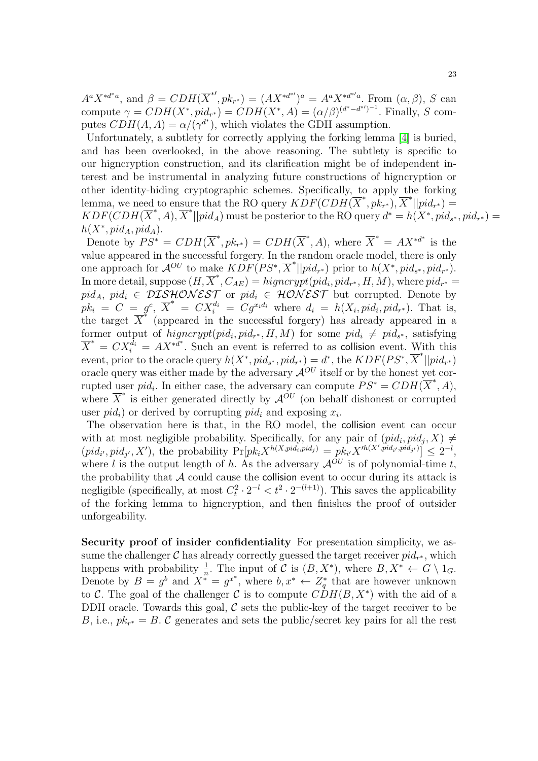$A^a X^{*d^* a}$, and $\beta = CDH(\overline{X}^{*\prime}, pk_{r^*}) = (AX^{*d^{*\prime}})^a = A^a X^{*d^{*\prime} a}$. From $(\alpha, \beta)$, $S$ can compute $\gamma = CDH(X^*, pid_{r^*}) = CDH(X^*, A) = (\alpha/\beta)^{(d^* - d^{*\prime})^{-1}}$. Finally, $S$ computes $CDH(A, A) = \alpha/(\gamma^{d^*})$, which violates the GDH assumption.

Unfortunately, a subtlety for correctly applying the forking lemma [4] is buried, and has been overlooked, in the above reasoning. The subtlety is specific to our higncryption construction, and its clarification might be of independent interest and be instrumental in analyzing future constructions of higncryption or other identity-hiding cryptographic schemes. Specifically, to apply the forking lemma, we need to ensure that the RO query $KDF(CDH(\overline{X}^*, pk_{r^*}), \overline{X}^* || pid_{r^*}) = KDF(CDH(\overline{X}^*, A), \overline{X}^* || pid_A)$ must be posterior to the RO query $d^* = h(X^*, pid_{s^*}, pid_{r^*}) = h(X^*, pid_A, pid_A)$.

Denote by $PS^* = CDH(\overline{X}^*, pk_{r^*}) = CDH(\overline{X}^*, A)$, where $\overline{X}^* = AX^{*d^*}$ is the value appeared in the successful forgery. In the random oracle model, there is only one approach for $\mathcal{A}^{OU}$ to make $KDF(PS^*, \overline{X}^* || pid_{r^*})$ prior to $h(X^*, pid_{s^*}, pid_{r^*})$. In more detail, suppose $(H, \overline{X}^*, C_{AE}) = higncrypt(pid_i, pid_{r^*}, H, M)$, where $pid_{r^*} = pid_A$, $pid_i \in \mathcal{DISHONEST}$ or $pid_i \in \mathcal{HONEST}$ but corrupted. Denote by $pk_i = C = g^c$, $\overline{X}^* = CX_i^{d_i} = Cg^{x_i d_i}$ where $d_i = h(X_i, pid_i, pid_{r^*})$. That is, the target $\overline{X}^*$ (appeared in the successful forgery) has already appeared in a former output of $higncrypt(pid_i, pid_{r^*}, H, M)$ for some $pid_i \neq pid_{s^*}$, satisfying $\overline{X}^* = CX_i^{d_i} = AX^{*d^*}$. Such an event is referred to as collision event. With this event, prior to the oracle query $h(X^*, pid_{s^*}, pid_{r^*}) = d^*$, the $KDF(PS^*, \overline{X}^* || pid_{r^*})$ oracle query was either made by the adversary $\mathcal{A}^{OU}$ itself or by the honest yet corrupted user $pid_i$. In either case, the adversary can compute $PS^* = CDH(\overline{X}^*, A)$, where $\overline{X}^*$ is either generated directly by $\mathcal{A}^{OU}$ (on behalf dishonest or corrupted user $pid_i$) or derived by corrupting $pid_i$ and exposing $x_i$.

The observation here is that, in the RO model, the collision event can occur with at most negligible probability. Specifically, for any pair of $(pid_i, pid_j, X) \neq (pid_{i'}, pid_{j'}, X')$, the probability $\Pr[pk_i X^{h(X, pid_i, pid_j)} = pk_{i'} X'^{h(X', pid_{i'}, pid_{j'})}] \leq 2^{-l}$, where $l$ is the output length of $h$. As the adversary $\mathcal{A}^{OU}$ is of polynomial-time $t$, the probability that $\mathcal{A}$ could cause the collision event to occur during its attack is negligible (specifically, at most $C_t^2 \cdot 2^{-l} < t^2 \cdot 2^{-(l+1)}$). This saves the applicability of the forking lemma to higncryption, and then finishes the proof of outsider unforgeability.

**Security proof of insider confidentiality** For presentation simplicity, we assume the challenger $\mathcal{C}$ has already correctly guessed the target receiver $pid_{r^*}$, which happens with probability $\frac{1}{n}$. The input of $\mathcal{C}$ is $(B, X^*)$, where $B, X^* \leftarrow G \setminus 1_G$. Denote by $B = g^b$ and $X^* = g^{x^*}$, where $b, x^* \leftarrow Z_q^*$ that are however unknown to $\mathcal{C}$. The goal of the challenger $\mathcal{C}$ is to compute $CDH(B, X^*)$ with the aid of a DDH oracle. Towards this goal, $\mathcal{C}$ sets the public-key of the target receiver to be $B$, i.e., $pk_{r^*} = B$. $\mathcal{C}$ generates and sets the public/secret key pairs for all the rest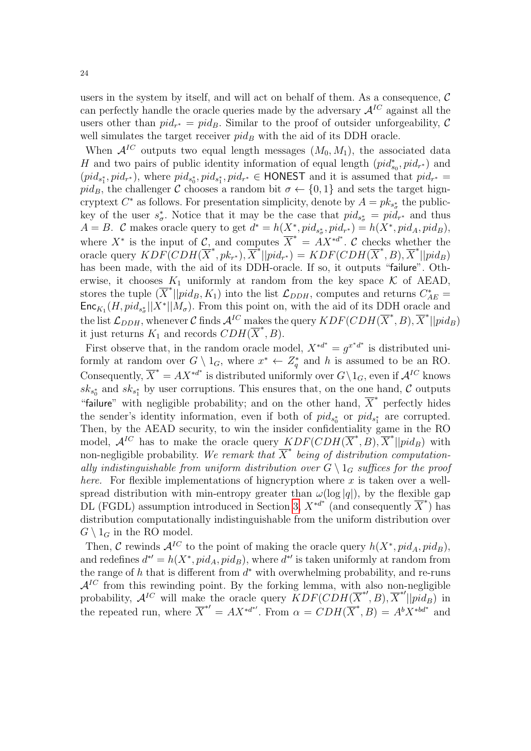users in the system by itself, and will act on behalf of them. As a consequence, $\mathcal{C}$ can perfectly handle the oracle queries made by the adversary $\mathcal{A}^{IC}$ against all the users other than $pid_{r^*} = pid_B$. Similar to the proof of outsider unforgeability, $\mathcal{C}$ well simulates the target receiver $pid_B$ with the aid of its DDH oracle.

When $\mathcal{A}^{IC}$ outputs two equal length messages $(M_0, M_1)$, the associated data $H$ and two pairs of public identity information of equal length $(pid^*_{s_0}, pid_{r^*})$ and $(pid_{s^*_1}, pid_{r^*})$, where $pid_{s^*_0}, pid_{s^*_1}, pid_{r^*} \in \mathsf{HONEST}$ and it is assumed that $pid_{r^*} = pid_B$, the challenger $\mathcal{C}$ chooses a random bit $\sigma \leftarrow \{0, 1\}$ and sets the target higncryptext $C^*$ as follows. For presentation simplicity, denote by $A = pk_{s^*_\sigma}$ the public-key of the user $s^*_\sigma$. Notice that it may be the case that $pid_{s^*_\sigma} = pid_{r^*}$ and thus $A = B$. $\mathcal{C}$ makes oracle query to get $d^* = h(X^*, pid_{s^*_\sigma}, pid_{r^*}) = h(X^*, pid_A, pid_B)$, where $X^*$ is the input of $\mathcal{C}$, and computes $\overline{X}^* = AX^{*d^*}$. $\mathcal{C}$ checks whether the oracle query $KDF(CDH(\overline{X}^*, pk_{r^*}), \overline{X}^*||pid_{r^*}) = KDF(CDH(\overline{X}^*, B), \overline{X}^*||pid_B)$ has been made, with the aid of its DDH-oracle. If so, it outputs "failure". Otherwise, it chooses $K_1$ uniformly at random from the key space $\mathcal{K}$ of AEAD, stores the tuple $(\overline{X}^*||pid_B, K_1)$ into the list $\mathcal{L}_{DDH}$, computes and returns $C^*_{AE} = \mathsf{Enc}_{K_1}(H, pid_{s^*_\sigma}||X^*||M_\sigma)$. From this point on, with the aid of its DDH oracle and the list $\mathcal{L}_{DDH}$, whenever $\mathcal{C}$ finds $\mathcal{A}^{IC}$ makes the query $KDF(CDH(\overline{X}^*, B), \overline{X}^*||pid_B)$ it just returns $K_1$ and records $CDH(\overline{X}^*, B)$.

First observe that, in the random oracle model, $X^{*d^*} = g^{x^* d^*}$ is distributed uniformly at random over $G \setminus 1_G$, where $x^* \leftarrow Z^*_q$ and $h$ is assumed to be an RO. Consequently, $\overline{X}^* = AX^{*d^*}$ is distributed uniformly over $G \setminus 1_G$, even if $\mathcal{A}^{IC}$ knows $sk_{s^*_0}$ and $sk_{s^*_1}$ by user corruptions. This ensures that, on the one hand, $\mathcal{C}$ outputs "failure" with negligible probability; and on the other hand, $\overline{X}^*$ perfectly hides the sender's identity information, even if both of $pid_{s^*_0}$ or $pid_{s^*_1}$ are corrupted. Then, by the AEAD security, to win the insider confidentiality game in the RO model, $\mathcal{A}^{IC}$ has to make the oracle query $KDF(CDH(\overline{X}^*, B), \overline{X}^*||pid_B)$ with non-negligible probability. *We remark that $\overline{X}^*$ being of distribution computationally indistinguishable from uniform distribution over $G \setminus 1_G$ suffices for the proof here.* For flexible implementations of higncryption where $x$ is taken over a well-spread distribution with min-entropy greater than $\omega(\log |q|)$, by the flexible gap DL (FGDL) assumption introduced in Section 3, $X^{*d^*}$ (and consequently $\overline{X}^*$) has distribution computationally indistinguishable from the uniform distribution over $G \setminus 1_G$ in the RO model.

Then, $\mathcal{C}$ rewinds $\mathcal{A}^{IC}$ to the point of making the oracle query $h(X^*, pid_A, pid_B)$, and redefines $d^{*\prime} = h(X^*, pid_A, pid_B)$, where $d^{*\prime}$ is taken uniformly at random from the range of $h$ that is different from $d^*$ with overwhelming probability, and re-runs $\mathcal{A}^{IC}$ from this rewinding point. By the forking lemma, with also non-negligible probability, $\mathcal{A}^{IC}$ will make the oracle query $KDF(CDH(\overline{X}^{*\prime}, B), \overline{X}^{*\prime}||pid_B)$ in the repeated run, where $\overline{X}^{*\prime} = AX^{*d^{*\prime}}$. From $\alpha = CDH(\overline{X}^*, B) = A^b X^{*bd^*}$ and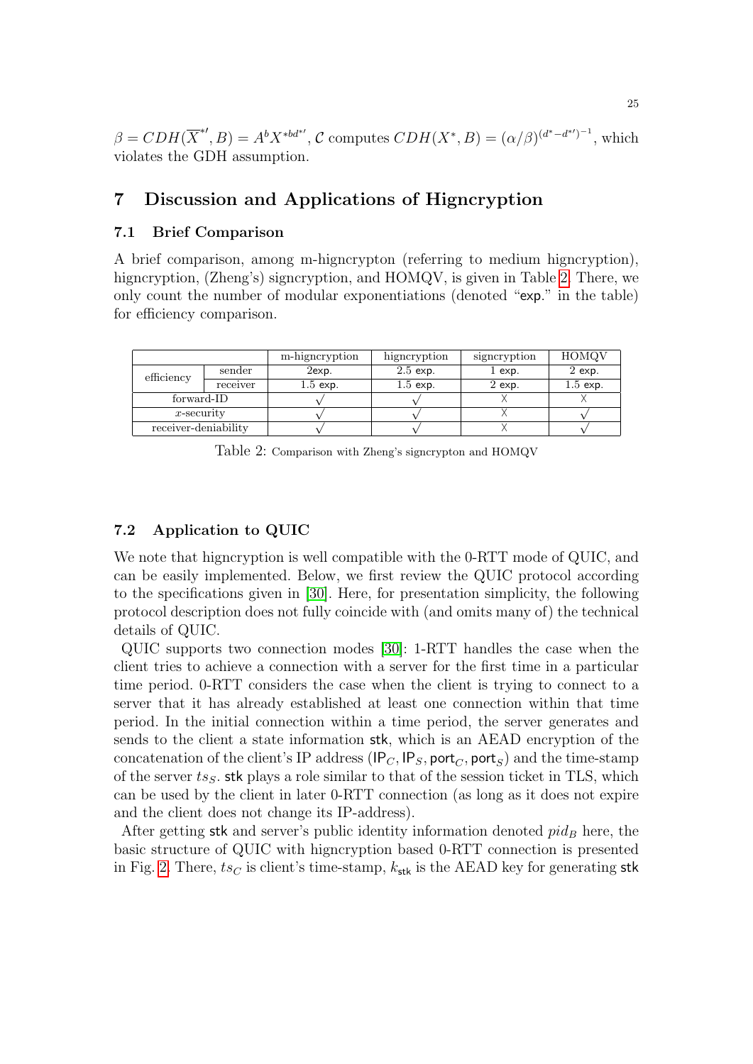$\beta = CDH(\overline{X}^{*\prime}, B) = A^b X^{*bd^{*\prime}}$, $\mathcal{C}$ computes $CDH(X^*, B) = (\alpha/\beta)^{(d^*-d^{*\prime})^{-1}}$, which violates the GDH assumption.

# 7 Discussion and Applications of Higncryption

## 7.1 Brief Comparison

A brief comparison, among m-higncrypton (referring to medium higncryption), higncryption, (Zheng's) signcryption, and HOMQV, is given in Table 2. There, we only count the number of modular exponentiations (denoted "exp." in the table) for efficiency comparison.

| | | m-higncryption | higncryption | signcryption | HOMQV |
|---|---|---|---|---|---|
| efficiency | sender | 2exp. | 2.5 exp. | 1 exp. | 2 exp. |
| | receiver | 1.5 exp. | 1.5 exp. | 2 exp. | 1.5 exp. |
| forward-ID | | √ | √ | X | X |
| $x$-security | | √ | √ | X | √ |
| receiver-deniability | | √ | √ | X | √ |

Table 2: Comparison with Zheng's signcrypton and HOMQV

## 7.2 Application to QUIC

We note that higncryption is well compatible with the 0-RTT mode of QUIC, and can be easily implemented. Below, we first review the QUIC protocol according to the specifications given in [30]. Here, for presentation simplicity, the following protocol description does not fully coincide with (and omits many of) the technical details of QUIC.

QUIC supports two connection modes [30]: 1-RTT handles the case when the client tries to achieve a connection with a server for the first time in a particular time period. 0-RTT considers the case when the client is trying to connect to a server that it has already established at least one connection within that time period. In the initial connection within a time period, the server generates and sends to the client a state information $\mathsf{stk}$, which is an AEAD encryption of the concatenation of the client's IP address $(\mathsf{IP}_C, \mathsf{IP}_S, \mathsf{port}_C, \mathsf{port}_S)$ and the time-stamp of the server $ts_S$. $\mathsf{stk}$ plays a role similar to that of the session ticket in TLS, which can be used by the client in later 0-RTT connection (as long as it does not expire and the client does not change its IP-address).

After getting $\mathsf{stk}$ and server's public identity information denoted $pid_B$ here, the basic structure of QUIC with higncryption based 0-RTT connection is presented in Fig. 2. There, $ts_C$ is client's time-stamp, $k_{\mathsf{stk}}$ is the AEAD key for generating $\mathsf{stk}$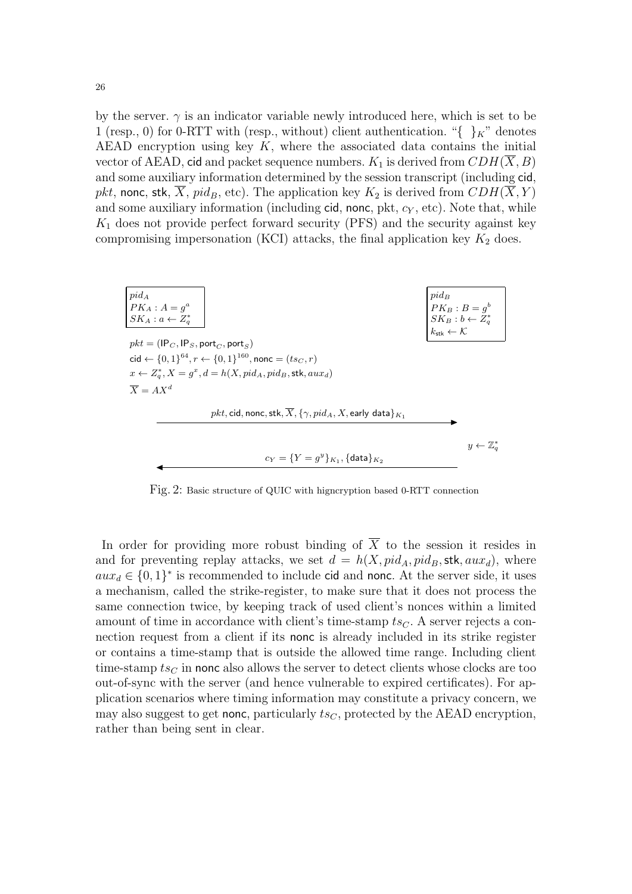by the server. $\gamma$ is an indicator variable newly introduced here, which is set to be 1 (resp., 0) for 0-RTT with (resp., without) client authentication. "$\{\ \}_K$" denotes AEAD encryption using key $K$, where the associated data contains the initial vector of AEAD, $\mathsf{cid}$ and packet sequence numbers. $K_1$ is derived from $CDH(\overline{X}, B)$ and some auxiliary information determined by the session transcript (including $\mathsf{cid}$, $pkt$, $\mathsf{nonc}$, $\mathsf{stk}$, $\overline{X}$, $pid_B$, etc). The application key $K_2$ is derived from $CDH(\overline{X}, Y)$ and some auxiliary information (including $\mathsf{cid}$, $\mathsf{nonc}$, pkt, $c_Y$, etc). Note that, while $K_1$ does not provide perfect forward security (PFS) and the security against key compromising impersonation (KCI) attacks, the final application key $K_2$ does.

Client: $pid_A$, $PK_A : A = g^a$, $SK_A : a \leftarrow Z_q^*$

Server: $pid_B$, $PK_B : B = g^b$, $SK_B : b \leftarrow Z_q^*$, $k_{\mathsf{stk}} \leftarrow \mathcal{K}$

$pkt = (\mathsf{IP}_C, \mathsf{IP}_S, \mathsf{port}_C, \mathsf{port}_S)$

$\mathsf{cid} \leftarrow \{0,1\}^{64}, r \leftarrow \{0,1\}^{160}, \mathsf{nonc} = (ts_C, r)$

$x \leftarrow Z_q^*, X = g^x, d = h(X, pid_A, pid_B, \mathsf{stk}, aux_d)$

$\overline{X} = AX^d$

Client → Server: $pkt, \mathsf{cid}, \mathsf{nonc}, \mathsf{stk}, \overline{X}, \{\gamma, pid_A, X, \text{early data}\}_{K_1}$

Server: $y \leftarrow \mathbb{Z}_q^*$

Server → Client: $c_Y = \{Y = g^y\}_{K_1}, \{\mathsf{data}\}_{K_2}$

Fig. 2: Basic structure of QUIC with higncryption based 0-RTT connection

In order for providing more robust binding of $\overline{X}$ to the session it resides in and for preventing replay attacks, we set $d = h(X, pid_A, pid_B, \mathsf{stk}, aux_d)$, where $aux_d \in \{0,1\}^*$ is recommended to include $\mathsf{cid}$ and $\mathsf{nonc}$. At the server side, it uses a mechanism, called the strike-register, to make sure that it does not process the same connection twice, by keeping track of used client's nonces within a limited amount of time in accordance with client's time-stamp $ts_C$. A server rejects a connection request from a client if its $\mathsf{nonc}$ is already included in its strike register or contains a time-stamp that is outside the allowed time range. Including client time-stamp $ts_C$ in $\mathsf{nonc}$ also allows the server to detect clients whose clocks are too out-of-sync with the server (and hence vulnerable to expired certificates). For application scenarios where timing information may constitute a privacy concern, we may also suggest to get $\mathsf{nonc}$, particularly $ts_C$, protected by the AEAD encryption, rather than being sent in clear.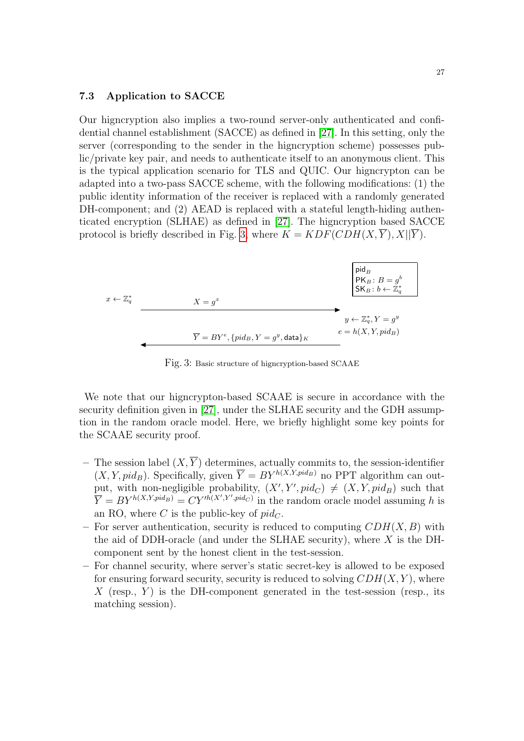### 7.3 Application to SACCE

Our higncryption also implies a two-round server-only authenticated and confidential channel establishment (SACCE) as defined in [27]. In this setting, only the server (corresponding to the sender in the higncryption scheme) possesses public/private key pair, and needs to authenticate itself to an anonymous client. This is the typical application scenario for TLS and QUIC. Our higncrypton can be adapted into a two-pass SACCE scheme, with the following modifications: (1) the public identity information of the receiver is replaced with a randomly generated DH-component; and (2) AEAD is replaced with a stateful length-hiding authenticated encryption (SLHAE) as defined in [27]. The higncryption based SACCE protocol is briefly described in Fig. 3, where $K = KDF(CDH(X, \overline{Y}), X||\overline{Y})$.

| Client | | Server ($\mathsf{pid}_B$, $\mathsf{PK}_B: B = g^b$, $\mathsf{SK}_B: b \leftarrow \mathbb{Z}_q^*$) |
|---|---|---|
| $x \leftarrow \mathbb{Z}_q^*$ | $X = g^x$ $\longrightarrow$ | |
| | | $y \leftarrow \mathbb{Z}_q^*, Y = g^y$ |
| | $\longleftarrow$ $\overline{Y} = BY^e, \{pid_B, Y = g^y, \mathsf{data}\}_K$ | $e = h(X, Y, pid_B)$ |

Fig. 3: Basic structure of higncryption-based SCAAE

We note that our higncrypton-based SCAAE is secure in accordance with the security definition given in [27], under the SLHAE security and the GDH assumption in the random oracle model. Here, we briefly highlight some key points for the SCAAE security proof.

- The session label $(X, \overline{Y})$ determines, actually commits to, the session-identifier $(X, Y, pid_B)$. Specifically, given $\overline{Y} = BY^{h(X,Y,pid_B)}$ no PPT algorithm can output, with non-negligible probability, $(X', Y', pid_C) \neq (X, Y, pid_B)$ such that $\overline{Y} = BY^{h(X,Y,pid_B)} = CY'^{h(X',Y',pid_C)}$ in the random oracle model assuming $h$ is an RO, where $C$ is the public-key of $pid_C$.
- For server authentication, security is reduced to computing $CDH(X, B)$ with the aid of DDH-oracle (and under the SLHAE security), where $X$ is the DH-component sent by the honest client in the test-session.
- For channel security, where server's static secret-key is allowed to be exposed for ensuring forward security, security is reduced to solving $CDH(X, Y)$, where $X$ (resp., $Y$) is the DH-component generated in the test-session (resp., its matching session).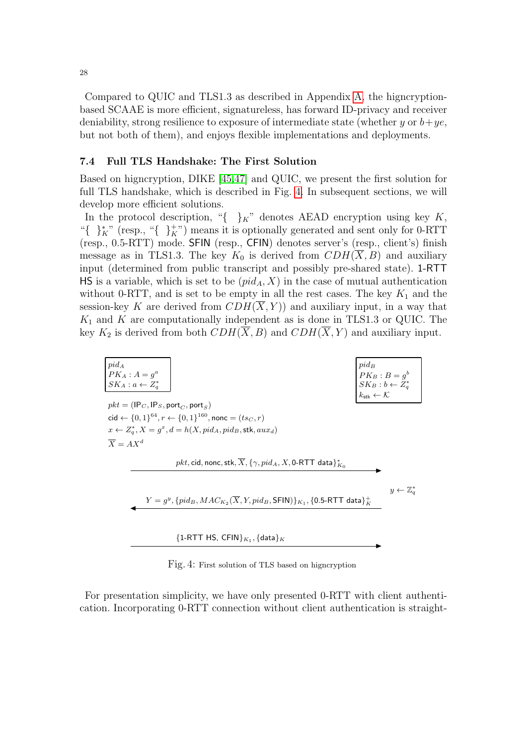Compared to QUIC and TLS1.3 as described in Appendix A, the higncryption-based SCAAE is more efficient, signatureless, has forward ID-privacy and receiver deniability, strong resilience to exposure of intermediate state (whether $y$ or $b+ye$, but not both of them), and enjoys flexible implementations and deployments.

### 7.4 Full TLS Handshake: The First Solution

Based on higncryption, DIKE [45,47] and QUIC, we present the first solution for full TLS handshake, which is described in Fig. 4. In subsequent sections, we will develop more efficient solutions.

In the protocol description, "$\{\ \}_K$" denotes AEAD encryption using key $K$, "$\{\ \}_K^*$" (resp., "$\{\ \}_K^+$") means it is optionally generated and sent only for 0-RTT (resp., 0.5-RTT) mode. $\mathsf{SFIN}$ (resp., $\mathsf{CFIN}$) denotes server's (resp., client's) finish message as in TLS1.3. The key $K_0$ is derived from $CDH(\overline{X}, B)$ and auxiliary input (determined from public transcript and possibly pre-shared state). 1-RTT HS is a variable, which is set to be $(pid_A, X)$ in the case of mutual authentication without 0-RTT, and is set to be empty in all the rest cases. The key $K_1$ and the session-key $K$ are derived from $CDH(\overline{X}, Y))$ and auxiliary input, in a way that $K_1$ and $K$ are computationally independent as is done in TLS1.3 or QUIC. The key $K_2$ is derived from both $CDH(\overline{X}, B)$ and $CDH(\overline{X}, Y)$ and auxiliary input.

Client: $pid_A$; $PK_A : A = g^a$; $SK_A : a \leftarrow Z_q^*$

Server: $pid_B$; $PK_B : B = g^b$; $SK_B : b \leftarrow Z_q^*$; $k_{\mathsf{stk}} \leftarrow \mathcal{K}$

$pkt = (\mathsf{IP}_C, \mathsf{IP}_S, \mathsf{port}_C, \mathsf{port}_S)$

$\mathsf{cid} \leftarrow \{0,1\}^{64}, r \leftarrow \{0,1\}^{160}, \mathsf{nonc} = (ts_C, r)$

$x \leftarrow Z_q^*, X = g^x, d = h(X, pid_A, pid_B, \mathsf{stk}, aux_d)$

$\overline{X} = AX^d$

Client → Server: $pkt, \mathsf{cid}, \mathsf{nonc}, \mathsf{stk}, \overline{X}, \{\gamma, pid_A, X, \text{0-RTT data}\}^*_{K_0}$

Server: $y \leftarrow \mathbb{Z}_q^*$

Server → Client: $Y = g^y, \{pid_B, MAC_{K_2}(\overline{X}, Y, pid_B, \mathsf{SFIN})\}_{K_1}, \{\text{0.5-RTT data}\}^+_K$

Client → Server: $\{\text{1-RTT HS}, \mathsf{CFIN}\}_{K_1}, \{\mathsf{data}\}_K$

Fig. 4: First solution of TLS based on higncryption

For presentation simplicity, we have only presented 0-RTT with client authentication. Incorporating 0-RTT connection without client authentication is straight-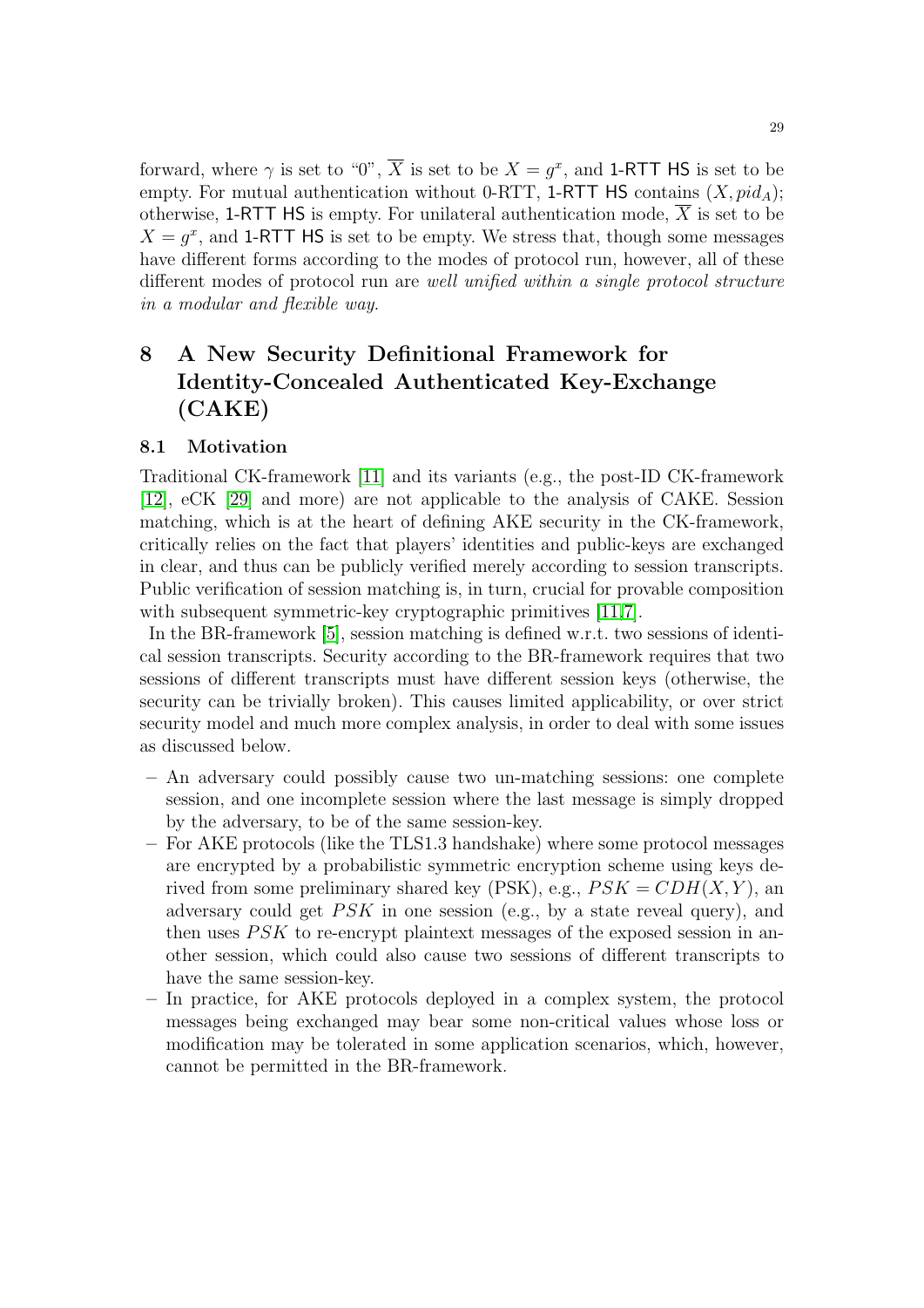forward, where $\gamma$ is set to "0", $\overline{X}$ is set to be $X = g^x$, and 1-RTT HS is set to be empty. For mutual authentication without 0-RTT, 1-RTT HS contains $(X, pid_A)$; otherwise, 1-RTT HS is empty. For unilateral authentication mode, $\overline{X}$ is set to be $X = g^x$, and 1-RTT HS is set to be empty. We stress that, though some messages have different forms according to the modes of protocol run, however, all of these different modes of protocol run are *well unified within a single protocol structure in a modular and flexible way.*

# 8 A New Security Definitional Framework for Identity-Concealed Authenticated Key-Exchange (CAKE)

## 8.1 Motivation

Traditional CK-framework [11] and its variants (e.g., the post-ID CK-framework [12], eCK [29] and more) are not applicable to the analysis of CAKE. Session matching, which is at the heart of defining AKE security in the CK-framework, critically relies on the fact that players' identities and public-keys are exchanged in clear, and thus can be publicly verified merely according to session transcripts. Public verification of session matching is, in turn, crucial for provable composition with subsequent symmetric-key cryptographic primitives [11,7].

In the BR-framework [5], session matching is defined w.r.t. two sessions of identical session transcripts. Security according to the BR-framework requires that two sessions of different transcripts must have different session keys (otherwise, the security can be trivially broken). This causes limited applicability, or over strict security model and much more complex analysis, in order to deal with some issues as discussed below.

- An adversary could possibly cause two un-matching sessions: one complete session, and one incomplete session where the last message is simply dropped by the adversary, to be of the same session-key.
- For AKE protocols (like the TLS1.3 handshake) where some protocol messages are encrypted by a probabilistic symmetric encryption scheme using keys derived from some preliminary shared key (PSK), e.g., $PSK = CDH(X, Y)$, an adversary could get $PSK$ in one session (e.g., by a state reveal query), and then uses $PSK$ to re-encrypt plaintext messages of the exposed session in another session, which could also cause two sessions of different transcripts to have the same session-key.
- In practice, for AKE protocols deployed in a complex system, the protocol messages being exchanged may bear some non-critical values whose loss or modification may be tolerated in some application scenarios, which, however, cannot be permitted in the BR-framework.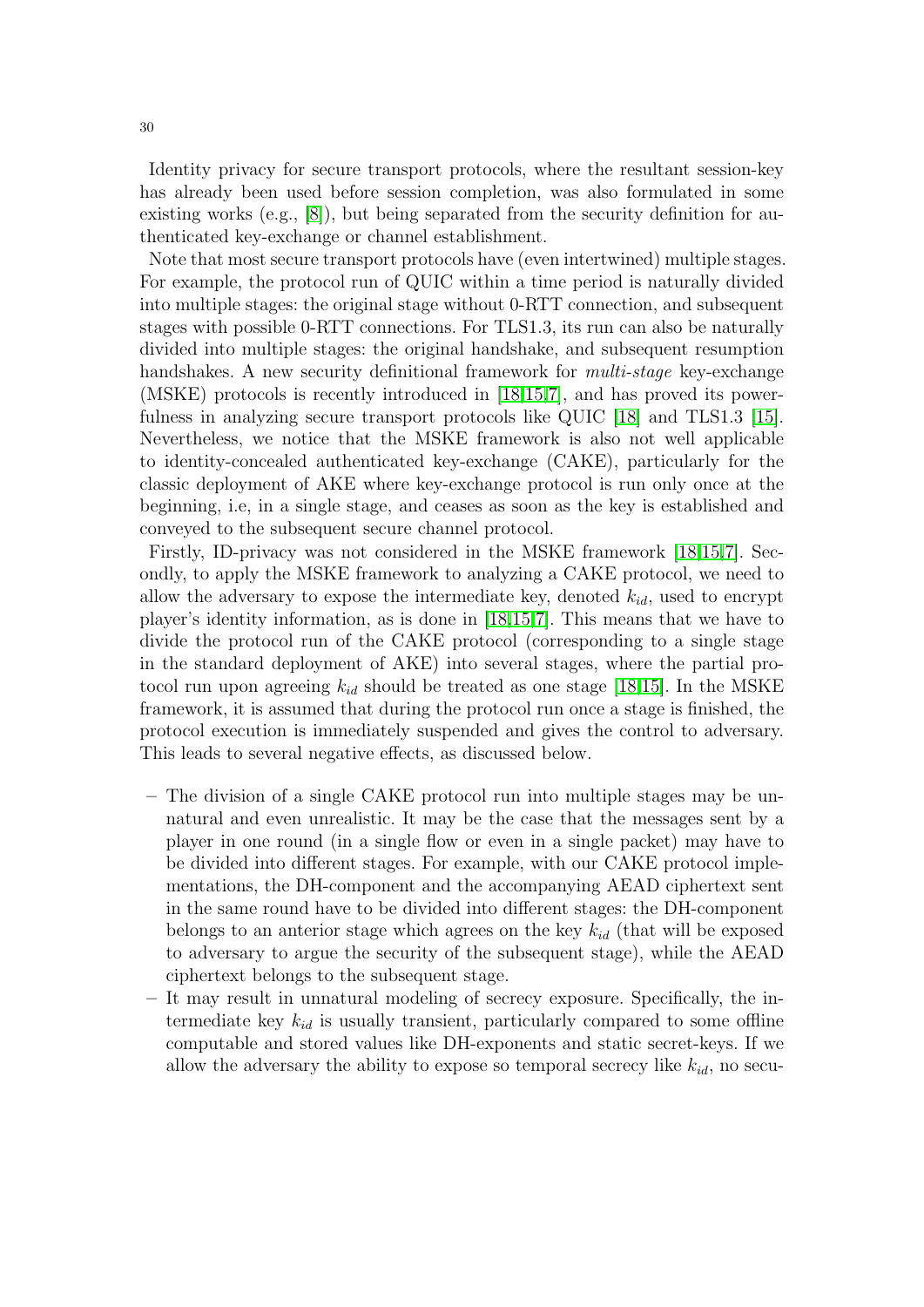Identity privacy for secure transport protocols, where the resultant session-key has already been used before session completion, was also formulated in some existing works (e.g., [8]), but being separated from the security definition for authenticated key-exchange or channel establishment.

Note that most secure transport protocols have (even intertwined) multiple stages. For example, the protocol run of QUIC within a time period is naturally divided into multiple stages: the original stage without 0-RTT connection, and subsequent stages with possible 0-RTT connections. For TLS1.3, its run can also be naturally divided into multiple stages: the original handshake, and subsequent resumption handshakes. A new security definitional framework for *multi-stage* key-exchange (MSKE) protocols is recently introduced in [18,15,7], and has proved its powerfulness in analyzing secure transport protocols like QUIC [18] and TLS1.3 [15]. Nevertheless, we notice that the MSKE framework is also not well applicable to identity-concealed authenticated key-exchange (CAKE), particularly for the classic deployment of AKE where key-exchange protocol is run only once at the beginning, i.e, in a single stage, and ceases as soon as the key is established and conveyed to the subsequent secure channel protocol.

Firstly, ID-privacy was not considered in the MSKE framework [18,15,7]. Secondly, to apply the MSKE framework to analyzing a CAKE protocol, we need to allow the adversary to expose the intermediate key, denoted $k_{id}$, used to encrypt player's identity information, as is done in [18,15,7]. This means that we have to divide the protocol run of the CAKE protocol (corresponding to a single stage in the standard deployment of AKE) into several stages, where the partial protocol run upon agreeing $k_{id}$ should be treated as one stage [18,15]. In the MSKE framework, it is assumed that during the protocol run once a stage is finished, the protocol execution is immediately suspended and gives the control to adversary. This leads to several negative effects, as discussed below.

- The division of a single CAKE protocol run into multiple stages may be unnatural and even unrealistic. It may be the case that the messages sent by a player in one round (in a single flow or even in a single packet) may have to be divided into different stages. For example, with our CAKE protocol implementations, the DH-component and the accompanying AEAD ciphertext sent in the same round have to be divided into different stages: the DH-component belongs to an anterior stage which agrees on the key $k_{id}$ (that will be exposed to adversary to argue the security of the subsequent stage), while the AEAD ciphertext belongs to the subsequent stage.
- It may result in unnatural modeling of secrecy exposure. Specifically, the intermediate key $k_{id}$ is usually transient, particularly compared to some offline computable and stored values like DH-exponents and static secret-keys. If we allow the adversary the ability to expose so temporal secrecy like $k_{id}$, no secu-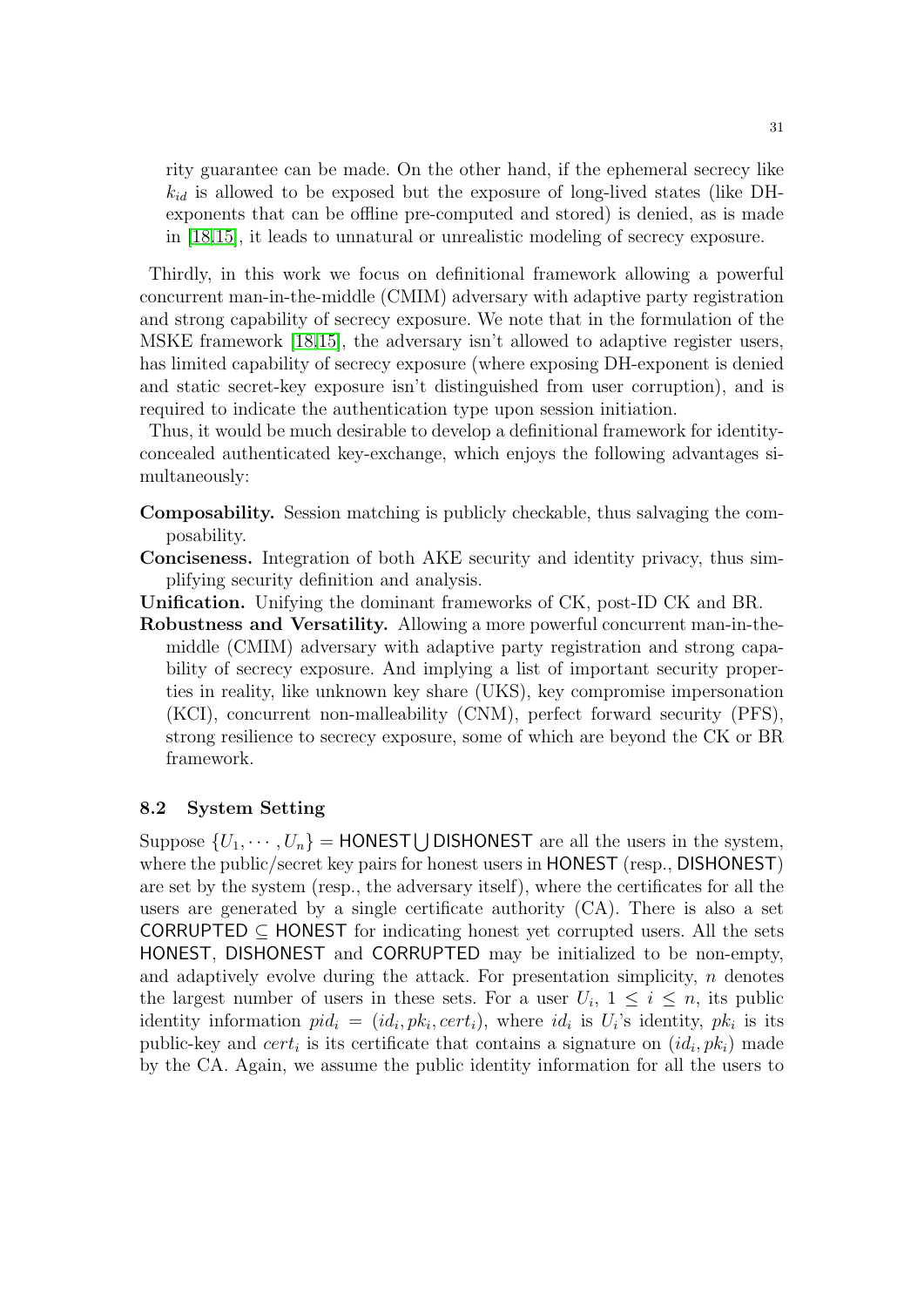rity guarantee can be made. On the other hand, if the ephemeral secrecy like $k_{id}$ is allowed to be exposed but the exposure of long-lived states (like DH-exponents that can be offline pre-computed and stored) is denied, as is made in [18,15], it leads to unnatural or unrealistic modeling of secrecy exposure.

Thirdly, in this work we focus on definitional framework allowing a powerful concurrent man-in-the-middle (CMIM) adversary with adaptive party registration and strong capability of secrecy exposure. We note that in the formulation of the MSKE framework [18,15], the adversary isn't allowed to adaptive register users, has limited capability of secrecy exposure (where exposing DH-exponent is denied and static secret-key exposure isn't distinguished from user corruption), and is required to indicate the authentication type upon session initiation.

Thus, it would be much desirable to develop a definitional framework for identity-concealed authenticated key-exchange, which enjoys the following advantages simultaneously:

**Composability.** Session matching is publicly checkable, thus salvaging the composability.

**Conciseness.** Integration of both AKE security and identity privacy, thus simplifying security definition and analysis.

**Unification.** Unifying the dominant frameworks of CK, post-ID CK and BR.

**Robustness and Versatility.** Allowing a more powerful concurrent man-in-the-middle (CMIM) adversary with adaptive party registration and strong capability of secrecy exposure. And implying a list of important security properties in reality, like unknown key share (UKS), key compromise impersonation (KCI), concurrent non-malleability (CNM), perfect forward security (PFS), strong resilience to secrecy exposure, some of which are beyond the CK or BR framework.

### 8.2 System Setting

Suppose $\{U_1, \cdots, U_n\} = \mathsf{HONEST} \bigcup \mathsf{DISHONEST}$ are all the users in the system, where the public/secret key pairs for honest users in $\mathsf{HONEST}$ (resp., $\mathsf{DISHONEST}$) are set by the system (resp., the adversary itself), where the certificates for all the users are generated by a single certificate authority (CA). There is also a set $\mathsf{CORRUPTED} \subseteq \mathsf{HONEST}$ for indicating honest yet corrupted users. All the sets $\mathsf{HONEST}$, $\mathsf{DISHONEST}$ and $\mathsf{CORRUPTED}$ may be initialized to be non-empty, and adaptively evolve during the attack. For presentation simplicity, $n$ denotes the largest number of users in these sets. For a user $U_i$, $1 \leq i \leq n$, its public identity information $pid_i = (id_i, pk_i, cert_i)$, where $id_i$ is $U_i$'s identity, $pk_i$ is its public-key and $cert_i$ is its certificate that contains a signature on $(id_i, pk_i)$ made by the CA. Again, we assume the public identity information for all the users to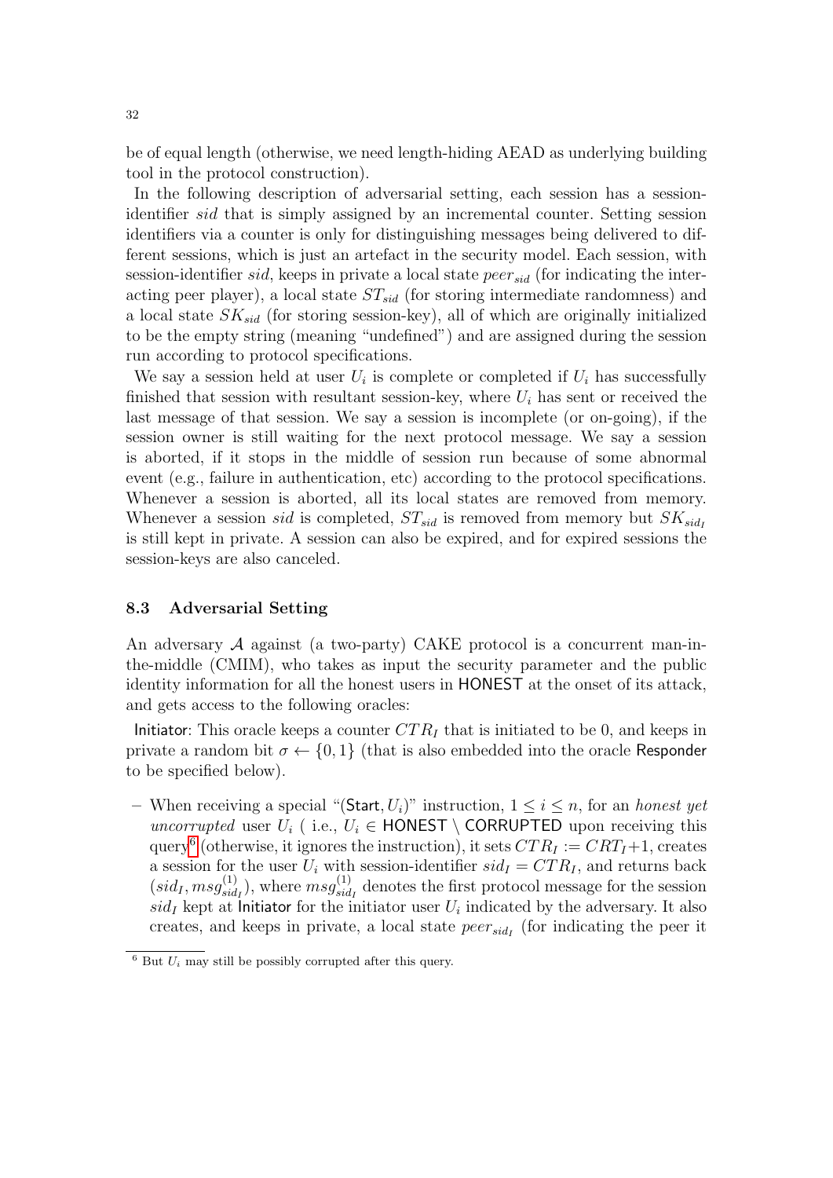be of equal length (otherwise, we need length-hiding AEAD as underlying building tool in the protocol construction).

In the following description of adversarial setting, each session has a session-identifier $sid$ that is simply assigned by an incremental counter. Setting session identifiers via a counter is only for distinguishing messages being delivered to different sessions, which is just an artefact in the security model. Each session, with session-identifier $sid$, keeps in private a local state $peer_{sid}$ (for indicating the interacting peer player), a local state $ST_{sid}$ (for storing intermediate randomness) and a local state $SK_{sid}$ (for storing session-key), all of which are originally initialized to be the empty string (meaning "undefined") and are assigned during the session run according to protocol specifications.

We say a session held at user $U_i$ is complete or completed if $U_i$ has successfully finished that session with resultant session-key, where $U_i$ has sent or received the last message of that session. We say a session is incomplete (or on-going), if the session owner is still waiting for the next protocol message. We say a session is aborted, if it stops in the middle of session run because of some abnormal event (e.g., failure in authentication, etc) according to the protocol specifications. Whenever a session is aborted, all its local states are removed from memory. Whenever a session $sid$ is completed, $ST_{sid}$ is removed from memory but $SK_{sid_I}$ is still kept in private. A session can also be expired, and for expired sessions the session-keys are also canceled.

### 8.3 Adversarial Setting

An adversary $\mathcal{A}$ against (a two-party) CAKE protocol is a concurrent man-in-the-middle (CMIM), who takes as input the security parameter and the public identity information for all the honest users in $\mathsf{HONEST}$ at the onset of its attack, and gets access to the following oracles:

$\mathsf{Initiator}$: This oracle keeps a counter $CTR_I$ that is initiated to be 0, and keeps in private a random bit $\sigma \leftarrow \{0,1\}$ (that is also embedded into the oracle $\mathsf{Responder}$ to be specified below).

- When receiving a special "$(\mathsf{Start}, U_i)$" instruction, $1 \leq i \leq n$, for an *honest yet uncorrupted* user $U_i$ ( i.e., $U_i \in \mathsf{HONEST} \setminus \mathsf{CORRUPTED}$ upon receiving this query[6] (otherwise, it ignores the instruction), it sets $CTR_I := CRT_I+1$, creates a session for the user $U_i$ with session-identifier $sid_I = CTR_I$, and returns back $(sid_I, msg^{(1)}_{sid_I})$, where $msg^{(1)}_{sid_I}$ denotes the first protocol message for the session $sid_I$ kept at $\mathsf{Initiator}$ for the initiator user $U_i$ indicated by the adversary. It also creates, and keeps in private, a local state $peer_{sid_I}$ (for indicating the peer it

[6] But $U_i$ may still be possibly corrupted after this query.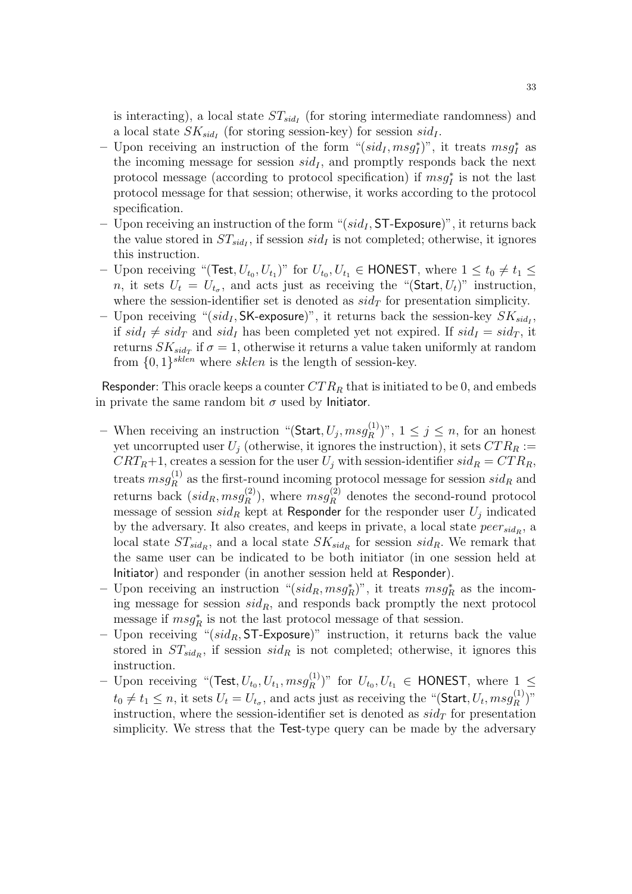is interacting), a local state $ST_{sid_I}$ (for storing intermediate randomness) and a local state $SK_{sid_I}$ (for storing session-key) for session $sid_I$.

- Upon receiving an instruction of the form "$(sid_I, msg_I^*)$", it treats $msg_I^*$ as the incoming message for session $sid_I$, and promptly responds back the next protocol message (according to protocol specification) if $msg_I^*$ is not the last protocol message for that session; otherwise, it works according to the protocol specification.
- Upon receiving an instruction of the form "$(sid_I, \mathsf{ST\text{-}Exposure})$", it returns back the value stored in $ST_{sid_I}$, if session $sid_I$ is not completed; otherwise, it ignores this instruction.
- Upon receiving "$(\mathsf{Test}, U_{t_0}, U_{t_1})$" for $U_{t_0}, U_{t_1} \in \mathsf{HONEST}$, where $1 \leq t_0 \neq t_1 \leq n$, it sets $U_t = U_{t_\sigma}$, and acts just as receiving the "$(\mathsf{Start}, U_t)$" instruction, where the session-identifier set is denoted as $sid_T$ for presentation simplicity.
- Upon receiving "$(sid_I, \mathsf{SK\text{-}exposure})$", it returns back the session-key $SK_{sid_I}$, if $sid_I \neq sid_T$ and $sid_I$ has been completed yet not expired. If $sid_I = sid_T$, it returns $SK_{sid_T}$ if $\sigma = 1$, otherwise it returns a value taken uniformly at random from $\{0,1\}^{sklen}$ where $sklen$ is the length of session-key.

Responder: This oracle keeps a counter $CTR_R$ that is initiated to be 0, and embeds in private the same random bit $\sigma$ used by Initiator.

- When receiving an instruction "$(\mathsf{Start}, U_j, msg_R^{(1)})$", $1 \leq j \leq n$, for an honest yet uncorrupted user $U_j$ (otherwise, it ignores the instruction), it sets $CTR_R := CRT_R + 1$, creates a session for the user $U_j$ with session-identifier $sid_R = CTR_R$, treats $msg_R^{(1)}$ as the first-round incoming protocol message for session $sid_R$ and returns back $(sid_R, msg_R^{(2)})$, where $msg_R^{(2)}$ denotes the second-round protocol message of session $sid_R$ kept at Responder for the responder user $U_j$ indicated by the adversary. It also creates, and keeps in private, a local state $peer_{sid_R}$, a local state $ST_{sid_R}$, and a local state $SK_{sid_R}$ for session $sid_R$. We remark that the same user can be indicated to be both initiator (in one session held at Initiator) and responder (in another session held at Responder).
- Upon receiving an instruction "$(sid_R, msg_R^*)$", it treats $msg_R^*$ as the incoming message for session $sid_R$, and responds back promptly the next protocol message if $msg_R^*$ is not the last protocol message of that session.
- Upon receiving "$(sid_R, \mathsf{ST\text{-}Exposure})$" instruction, it returns back the value stored in $ST_{sid_R}$, if session $sid_R$ is not completed; otherwise, it ignores this instruction.
- Upon receiving "$(\mathsf{Test}, U_{t_0}, U_{t_1}, msg_R^{(1)})$" for $U_{t_0}, U_{t_1} \in \mathsf{HONEST}$, where $1 \leq t_0 \neq t_1 \leq n$, it sets $U_t = U_{t_\sigma}$, and acts just as receiving the "$(\mathsf{Start}, U_t, msg_R^{(1)})$" instruction, where the session-identifier set is denoted as $sid_T$ for presentation simplicity. We stress that the Test-type query can be made by the adversary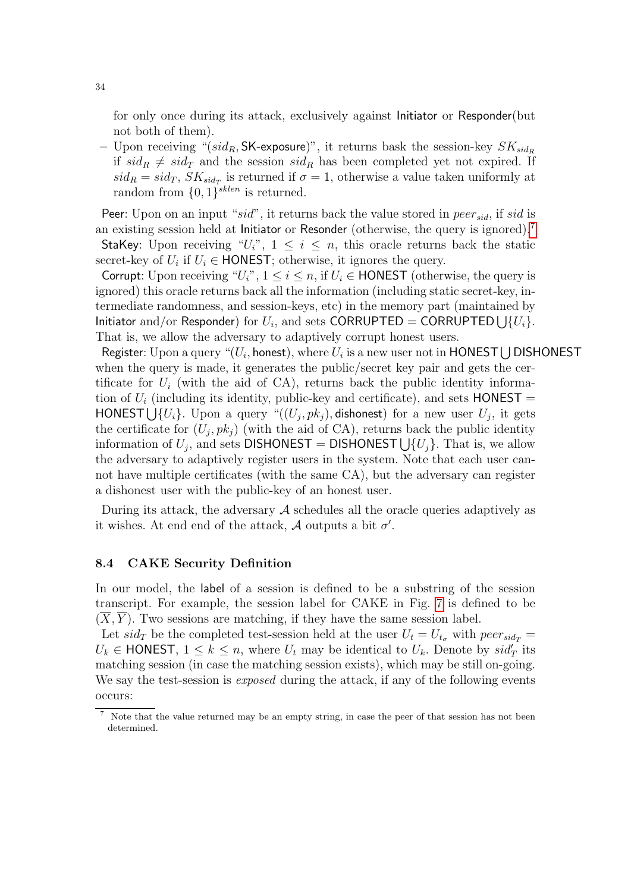for only once during its attack, exclusively against Initiator or Responder(but not both of them).

- Upon receiving "$(sid_R, \mathsf{SK\text{-}exposure})$", it returns bask the session-key $SK_{sid_R}$ if $sid_R \neq sid_T$ and the session $sid_R$ has been completed yet not expired. If $sid_R = sid_T$, $SK_{sid_T}$ is returned if $\sigma = 1$, otherwise a value taken uniformly at random from $\{0,1\}^{sklen}$ is returned.

Peer: Upon on an input "$sid$", it returns back the value stored in $peer_{sid}$, if $sid$ is an existing session held at Initiator or Resonder (otherwise, the query is ignored).[7]

StaKey: Upon receiving "$U_i$", $1 \leq i \leq n$, this oracle returns back the static secret-key of $U_i$ if $U_i \in \mathsf{HONEST}$; otherwise, it ignores the query.

Corrupt: Upon receiving "$U_i$", $1 \leq i \leq n$, if $U_i \in \mathsf{HONEST}$ (otherwise, the query is ignored) this oracle returns back all the information (including static secret-key, intermediate randomness, and session-keys, etc) in the memory part (maintained by Initiator and/or Responder) for $U_i$, and sets $\mathsf{CORRUPTED} = \mathsf{CORRUPTED} \bigcup \{U_i\}$. That is, we allow the adversary to adaptively corrupt honest users.

Register: Upon a query "$(U_i, \mathsf{honest})$, where $U_i$ is a new user not in $\mathsf{HONEST} \bigcup \mathsf{DISHONEST}$ when the query is made, it generates the public/secret key pair and gets the certificate for $U_i$ (with the aid of CA), returns back the public identity information of $U_i$ (including its identity, public-key and certificate), and sets $\mathsf{HONEST} = \mathsf{HONEST} \bigcup \{U_i\}$. Upon a query "$((U_j, pk_j), \mathsf{dishonest})$ for a new user $U_j$, it gets the certificate for $(U_j, pk_j)$ (with the aid of CA), returns back the public identity information of $U_j$, and sets $\mathsf{DISHONEST} = \mathsf{DISHONEST} \bigcup \{U_j\}$. That is, we allow the adversary to adaptively register users in the system. Note that each user cannot have multiple certificates (with the same CA), but the adversary can register a dishonest user with the public-key of an honest user.

During its attack, the adversary $\mathcal{A}$ schedules all the oracle queries adaptively as it wishes. At end end of the attack, $\mathcal{A}$ outputs a bit $\sigma'$.

### 8.4 CAKE Security Definition

In our model, the label of a session is defined to be a substring of the session transcript. For example, the session label for CAKE in Fig. 7 is defined to be $(\overline{X}, \overline{Y})$. Two sessions are matching, if they have the same session label.

Let $sid_T$ be the completed test-session held at the user $U_t = U_{t_\sigma}$ with $peer_{sid_T} = U_k \in \mathsf{HONEST}$, $1 \leq k \leq n$, where $U_t$ may be identical to $U_k$. Denote by $sid'_T$ its matching session (in case the matching session exists), which may be still on-going. We say the test-session is *exposed* during the attack, if any of the following events occurs:

[7] Note that the value returned may be an empty string, in case the peer of that session has not been determined.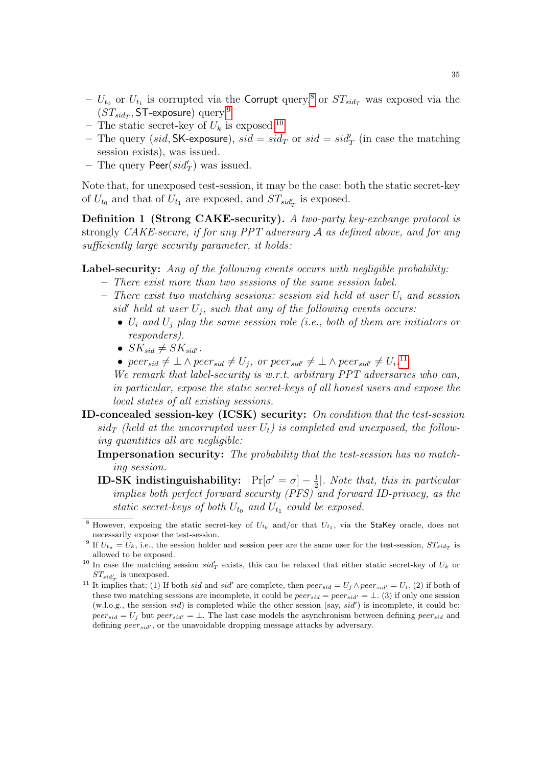- $U_{t_0}$ or $U_{t_1}$ is corrupted via the Corrupt query,[8] or $ST_{sid_T}$ was exposed via the $(ST_{sid_T}, \mathsf{ST\text{-}exposure})$ query.[9]
- The static secret-key of $U_k$ is exposed.[10]
- The query $(sid, \mathsf{SK\text{-}exposure})$, $sid = sid_T$ or $sid = sid'_T$ (in case the matching session exists), was issued.
- The query $\mathsf{Peer}(sid'_T)$ was issued.

Note that, for unexposed test-session, it may be the case: both the static secret-key of $U_{t_0}$ and that of $U_{t_1}$ are exposed, and $ST_{sid'_T}$ is exposed.

**Definition 1 (Strong CAKE-security).** *A two-party key-exchange protocol is* strongly *CAKE-secure, if for any PPT adversary $\mathcal{A}$ as defined above, and for any sufficiently large security parameter, it holds:*

**Label-security:** *Any of the following events occurs with negligible probability:*

- *There exist more than two sessions of the same session label.*
- *There exist two matching sessions: session sid held at user $U_i$ and session $sid'$ held at user $U_j$, such that any of the following events occurs:*
  - *$U_i$ and $U_j$ play the same session role (i.e., both of them are initiators or responders).*
  - *$SK_{sid} \neq SK_{sid'}$.*
  - *$peer_{sid} \neq \perp \wedge peer_{sid} \neq U_j$, or $peer_{sid'} \neq \perp \wedge peer_{sid'} \neq U_i$.*[11]

  *We remark that label-security is w.r.t. arbitrary PPT adversaries who can, in particular, expose the static secret-keys of all honest users and expose the local states of all existing sessions.*

**ID-concealed session-key (ICSK) security:** *On condition that the test-session $sid_T$ (held at the uncorrupted user $U_t$) is completed and unexposed, the following quantities all are negligible:*

**Impersonation security:** *The probability that the test-session has no matching session.*

**ID-SK indistinguishability:** $|\Pr[\sigma' = \sigma] - \frac{1}{2}|$. *Note that, this in particular implies both perfect forward security (PFS) and forward ID-privacy, as the static secret-keys of both $U_{t_0}$ and $U_{t_1}$ could be exposed.*

---

[8] However, exposing the static secret-key of $U_{t_0}$ and/or that $U_{t_1}$, via the StaKey oracle, does not necessarily expose the test-session.

[9] If $U_{t_\sigma} = U_k$, i.e., the session holder and session peer are the same user for the test-session, $ST_{sid_T}$ is allowed to be exposed.

[10] In case the matching session $sid'_T$ exists, this can be relaxed that either static secret-key of $U_k$ or $ST_{sid'_T}$ is unexposed.

[11] It implies that: (1) If both $sid$ and $sid'$ are complete, then $peer_{sid} = U_j \wedge peer_{sid'} = U_i$. (2) if both of these two matching sessions are incomplete, it could be $peer_{sid} = peer_{sid'} = \perp$. (3) if only one session (w.l.o.g., the session $sid$) is completed while the other session (say, $sid'$) is incomplete, it could be: $peer_{sid} = U_j$ but $peer_{sid'} = \perp$. The last case models the asynchronism between defining $peer_{sid}$ and defining $peer_{sid'}$, or the unavoidable dropping message attacks by adversary.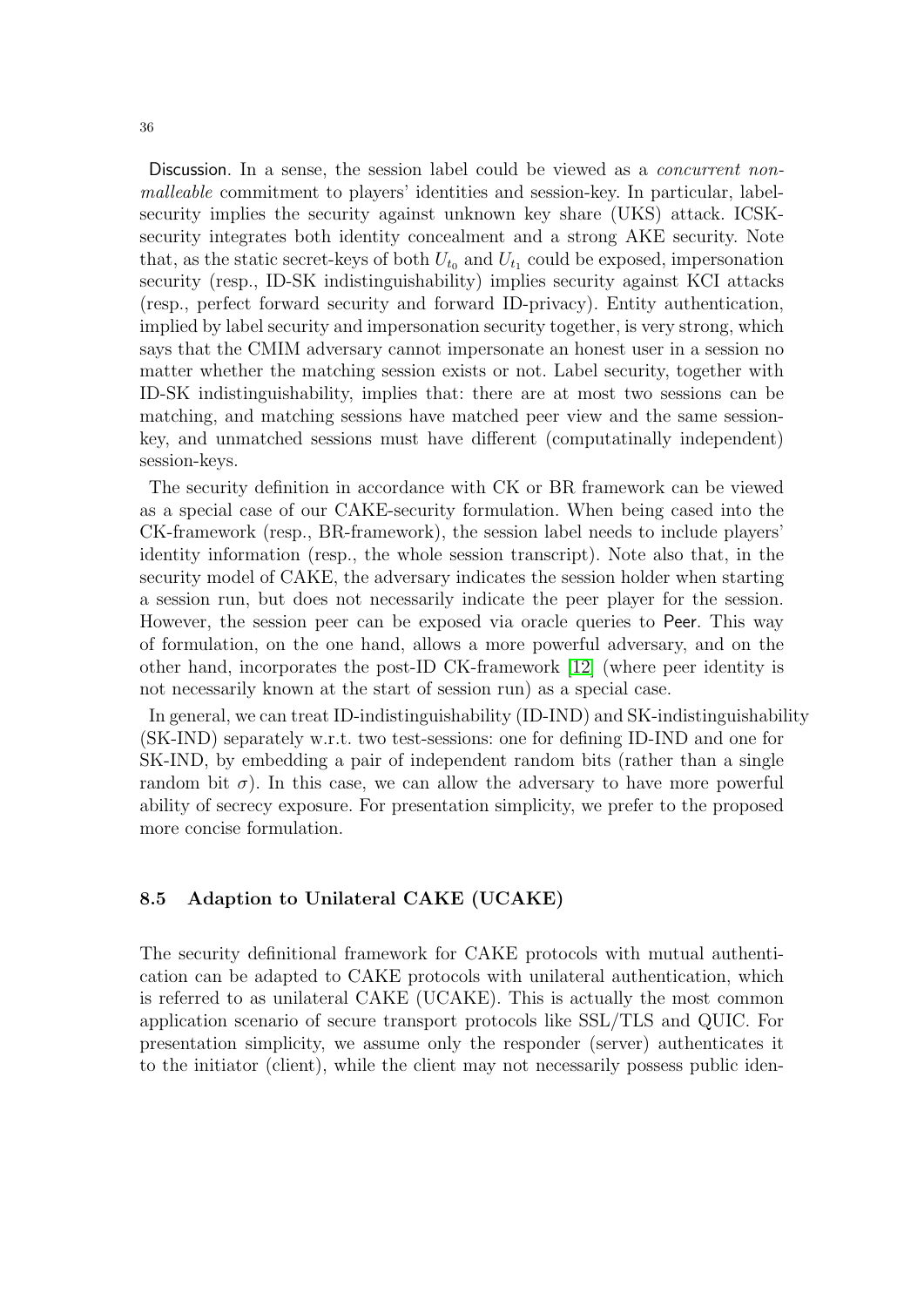Discussion. In a sense, the session label could be viewed as a *concurrent non-malleable* commitment to players' identities and session-key. In particular, label-security implies the security against unknown key share (UKS) attack. ICSK-security integrates both identity concealment and a strong AKE security. Note that, as the static secret-keys of both $U_{t_0}$ and $U_{t_1}$ could be exposed, impersonation security (resp., ID-SK indistinguishability) implies security against KCI attacks (resp., perfect forward security and forward ID-privacy). Entity authentication, implied by label security and impersonation security together, is very strong, which says that the CMIM adversary cannot impersonate an honest user in a session no matter whether the matching session exists or not. Label security, together with ID-SK indistinguishability, implies that: there are at most two sessions can be matching, and matching sessions have matched peer view and the same session-key, and unmatched sessions must have different (computatinally independent) session-keys.

The security definition in accordance with CK or BR framework can be viewed as a special case of our CAKE-security formulation. When being cased into the CK-framework (resp., BR-framework), the session label needs to include players' identity information (resp., the whole session transcript). Note also that, in the security model of CAKE, the adversary indicates the session holder when starting a session run, but does not necessarily indicate the peer player for the session. However, the session peer can be exposed via oracle queries to Peer. This way of formulation, on the one hand, allows a more powerful adversary, and on the other hand, incorporates the post-ID CK-framework [12] (where peer identity is not necessarily known at the start of session run) as a special case.

In general, we can treat ID-indistinguishability (ID-IND) and SK-indistinguishability (SK-IND) separately w.r.t. two test-sessions: one for defining ID-IND and one for SK-IND, by embedding a pair of independent random bits (rather than a single random bit $\sigma$). In this case, we can allow the adversary to have more powerful ability of secrecy exposure. For presentation simplicity, we prefer to the proposed more concise formulation.

### 8.5 Adaption to Unilateral CAKE (UCAKE)

The security definitional framework for CAKE protocols with mutual authentication can be adapted to CAKE protocols with unilateral authentication, which is referred to as unilateral CAKE (UCAKE). This is actually the most common application scenario of secure transport protocols like SSL/TLS and QUIC. For presentation simplicity, we assume only the responder (server) authenticates it to the initiator (client), while the client may not necessarily possess public iden-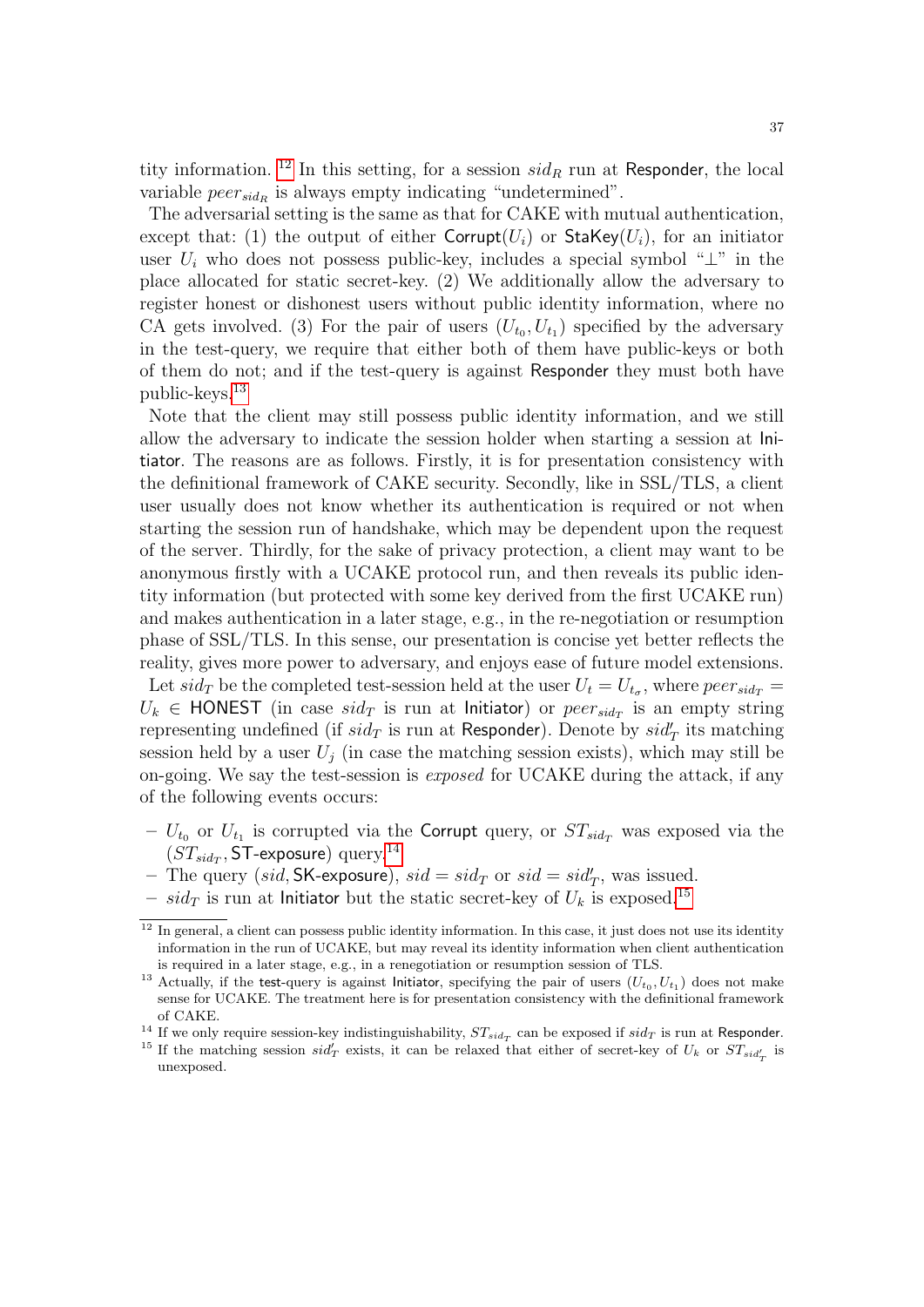tity information. [12] In this setting, for a session $sid_R$ run at Responder, the local variable $peer_{sid_R}$ is always empty indicating "undetermined".

The adversarial setting is the same as that for CAKE with mutual authentication, except that: (1) the output of either $\mathsf{Corrupt}(U_i)$ or $\mathsf{StaKey}(U_i)$, for an initiator user $U_i$ who does not possess public-key, includes a special symbol "$\perp$" in the place allocated for static secret-key. (2) We additionally allow the adversary to register honest or dishonest users without public identity information, where no CA gets involved. (3) For the pair of users $(U_{t_0}, U_{t_1})$ specified by the adversary in the test-query, we require that either both of them have public-keys or both of them do not; and if the test-query is against Responder they must both have public-keys.[13]

Note that the client may still possess public identity information, and we still allow the adversary to indicate the session holder when starting a session at Initiator. The reasons are as follows. Firstly, it is for presentation consistency with the definitional framework of CAKE security. Secondly, like in SSL/TLS, a client user usually does not know whether its authentication is required or not when starting the session run of handshake, which may be dependent upon the request of the server. Thirdly, for the sake of privacy protection, a client may want to be anonymous firstly with a UCAKE protocol run, and then reveals its public identity information (but protected with some key derived from the first UCAKE run) and makes authentication in a later stage, e.g., in the re-negotiation or resumption phase of SSL/TLS. In this sense, our presentation is concise yet better reflects the reality, gives more power to adversary, and enjoys ease of future model extensions.

Let $sid_T$ be the completed test-session held at the user $U_t = U_{t_\sigma}$, where $peer_{sid_T} = U_k \in \mathsf{HONEST}$ (in case $sid_T$ is run at Initiator) or $peer_{sid_T}$ is an empty string representing undefined (if $sid_T$ is run at Responder). Denote by $sid'_T$ its matching session held by a user $U_j$ (in case the matching session exists), which may still be on-going. We say the test-session is *exposed* for UCAKE during the attack, if any of the following events occurs:

- $U_{t_0}$ or $U_{t_1}$ is corrupted via the Corrupt query, or $ST_{sid_T}$ was exposed via the $(ST_{sid_T}, \mathsf{ST\text{-}exposure})$ query.[14]
- The query $(sid, \mathsf{SK\text{-}exposure})$, $sid = sid_T$ or $sid = sid'_T$, was issued.
- $sid_T$ is run at Initiator but the static secret-key of $U_k$ is exposed.[15]

---

[12] In general, a client can possess public identity information. In this case, it just does not use its identity information in the run of UCAKE, but may reveal its identity information when client authentication is required in a later stage, e.g., in a renegotiation or resumption session of TLS.

[13] Actually, if the test-query is against Initiator, specifying the pair of users $(U_{t_0}, U_{t_1})$ does not make sense for UCAKE. The treatment here is for presentation consistency with the definitional framework of CAKE.

[14] If we only require session-key indistinguishability, $ST_{sid_T}$ can be exposed if $sid_T$ is run at Responder.

[15] If the matching session $sid'_T$ exists, it can be relaxed that either of secret-key of $U_k$ or $ST_{sid'_T}$ is unexposed.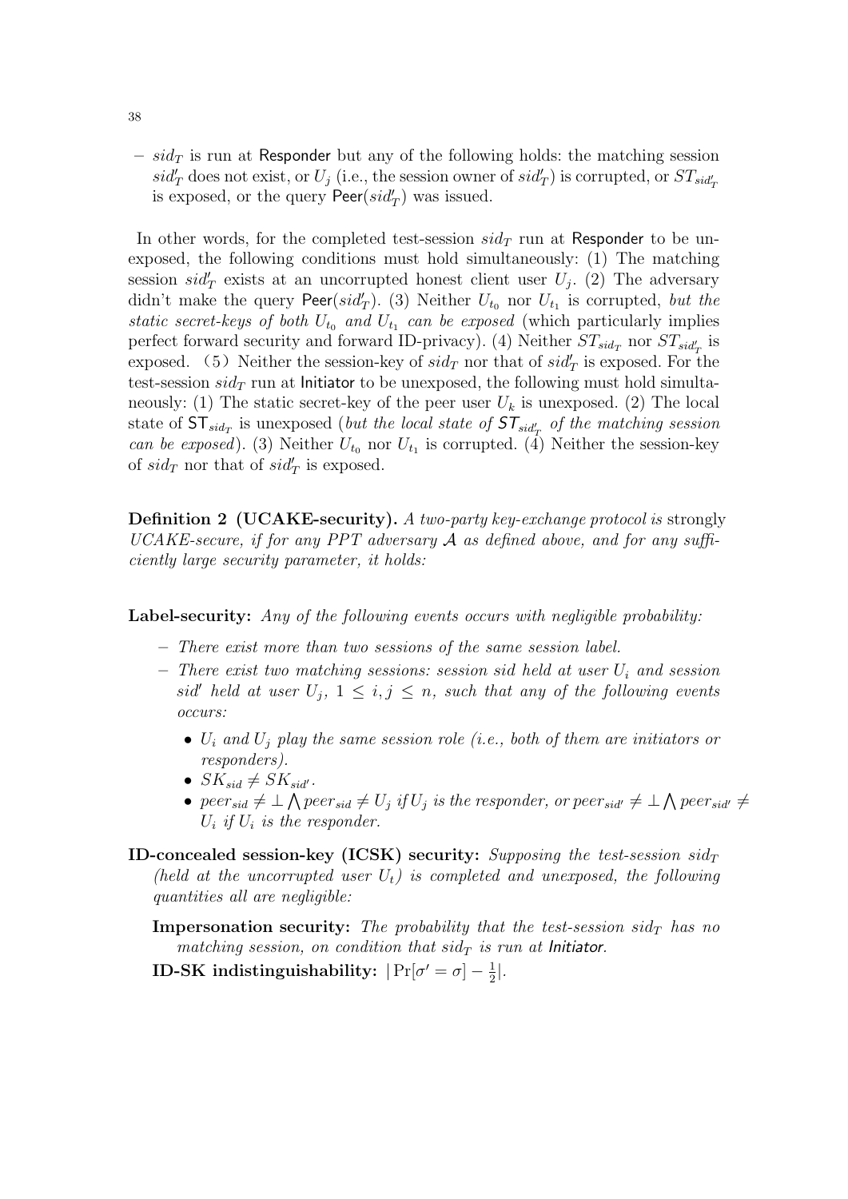– $sid_T$ is run at Responder but any of the following holds: the matching session $sid'_T$ does not exist, or $U_j$ (i.e., the session owner of $sid'_T$) is corrupted, or $ST_{sid'_T}$ is exposed, or the query $\mathsf{Peer}(sid'_T)$ was issued.

In other words, for the completed test-session $sid_T$ run at Responder to be unexposed, the following conditions must hold simultaneously: (1) The matching session $sid'_T$ exists at an uncorrupted honest client user $U_j$. (2) The adversary didn't make the query $\mathsf{Peer}(sid'_T)$. (3) Neither $U_{t_0}$ nor $U_{t_1}$ is corrupted, *but the static secret-keys of both $U_{t_0}$ and $U_{t_1}$ can be exposed* (which particularly implies perfect forward security and forward ID-privacy). (4) Neither $ST_{sid_T}$ nor $ST_{sid'_T}$ is exposed. (5) Neither the session-key of $sid_T$ nor that of $sid'_T$ is exposed. For the test-session $sid_T$ run at Initiator to be unexposed, the following must hold simultaneously: (1) The static secret-key of the peer user $U_k$ is unexposed. (2) The local state of $\mathsf{ST}_{sid_T}$ is unexposed (*but the local state of $\mathsf{ST}_{sid'_T}$ of the matching session can be exposed*). (3) Neither $U_{t_0}$ nor $U_{t_1}$ is corrupted. (4) Neither the session-key of $sid_T$ nor that of $sid'_T$ is exposed.

**Definition 2 (UCAKE-security).** *A two-party key-exchange protocol is* strongly *UCAKE-secure, if for any PPT adversary $\mathcal{A}$ as defined above, and for any sufficiently large security parameter, it holds:*

**Label-security:** *Any of the following events occurs with negligible probability:*

- *There exist more than two sessions of the same session label.*
- *There exist two matching sessions: session sid held at user $U_i$ and session $sid'$ held at user $U_j$, $1 \leq i, j \leq n$, such that any of the following events occurs:*
  - *$U_i$ and $U_j$ play the same session role (i.e., both of them are initiators or responders).*
  - *$SK_{sid} \neq SK_{sid'}$.*
  - *$peer_{sid} \neq \perp \bigwedge peer_{sid} \neq U_j$ if $U_j$ is the responder, or $peer_{sid'} \neq \perp \bigwedge peer_{sid'} \neq U_i$ if $U_i$ is the responder.*

**ID-concealed session-key (ICSK) security:** *Supposing the test-session $sid_T$ (held at the uncorrupted user $U_t$) is completed and unexposed, the following quantities all are negligible:*

**Impersonation security:** *The probability that the test-session $sid_T$ has no matching session, on condition that $sid_T$ is run at Initiator.*

**ID-SK indistinguishability:** $|\Pr[\sigma' = \sigma] - \frac{1}{2}|$.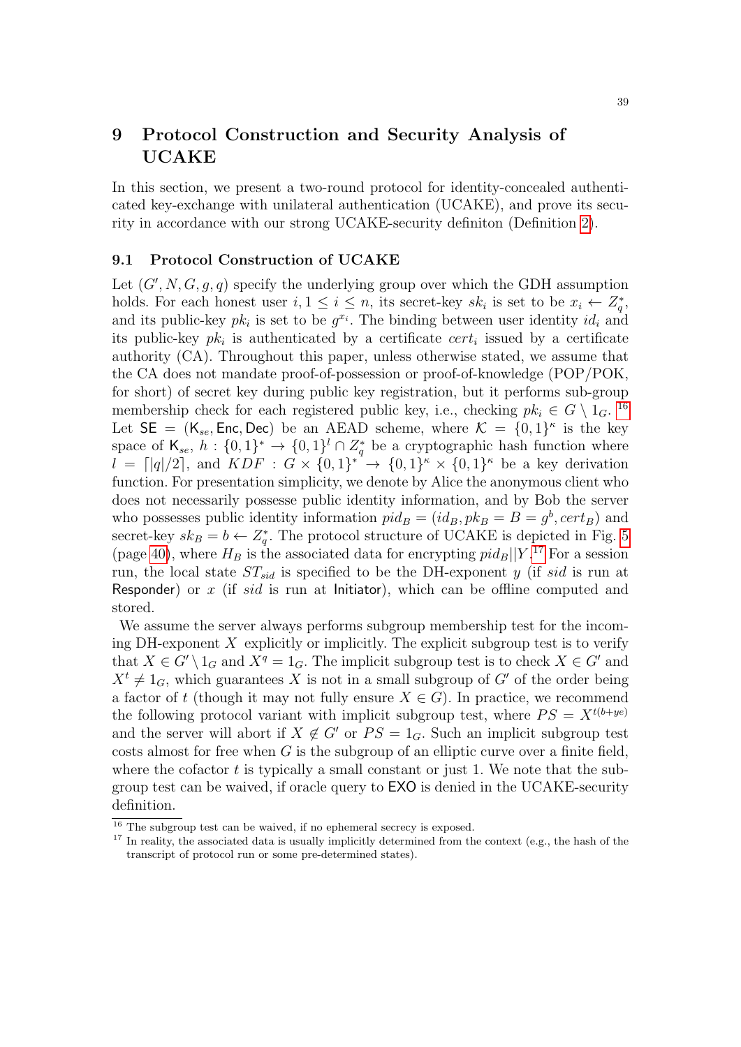# 9 Protocol Construction and Security Analysis of UCAKE

In this section, we present a two-round protocol for identity-concealed authenticated key-exchange with unilateral authentication (UCAKE), and prove its security in accordance with our strong UCAKE-security definiton (Definition 2).

## 9.1 Protocol Construction of UCAKE

Let $(G', N, G, g, q)$ specify the underlying group over which the GDH assumption holds. For each honest user $i, 1 \leq i \leq n$, its secret-key $sk_i$ is set to be $x_i \leftarrow Z_q^*$, and its public-key $pk_i$ is set to be $g^{x_i}$. The binding between user identity $id_i$ and its public-key $pk_i$ is authenticated by a certificate $cert_i$ issued by a certificate authority (CA). Throughout this paper, unless otherwise stated, we assume that the CA does not mandate proof-of-possession or proof-of-knowledge (POP/POK, for short) of secret key during public key registration, but it performs sub-group membership check for each registered public key, i.e., checking $pk_i \in G \setminus 1_G$. [16] Let $\mathsf{SE} = (\mathsf{K}_{se}, \mathsf{Enc}, \mathsf{Dec})$ be an AEAD scheme, where $\mathcal{K} = \{0,1\}^\kappa$ is the key space of $\mathsf{K}_{se}$, $h : \{0,1\}^* \rightarrow \{0,1\}^l \cap Z_q^*$ be a cryptographic hash function where $l = \lceil |q|/2 \rceil$, and $KDF : G \times \{0,1\}^* \rightarrow \{0,1\}^\kappa \times \{0,1\}^\kappa$ be a key derivation function. For presentation simplicity, we denote by Alice the anonymous client who does not necessarily possesse public identity information, and by Bob the server who possesses public identity information $pid_B = (id_B, pk_B = B = g^b, cert_B)$ and secret-key $sk_B = b \leftarrow Z_q^*$. The protocol structure of UCAKE is depicted in Fig. 5 (page 40), where $H_B$ is the associated data for encrypting $pid_B||Y$.[17] For a session run, the local state $ST_{sid}$ is specified to be the DH-exponent $y$ (if $sid$ is run at Responder) or $x$ (if $sid$ is run at Initiator), which can be offline computed and stored.

We assume the server always performs subgroup membership test for the incoming DH-exponent $X$ explicitly or implicitly. The explicit subgroup test is to verify that $X \in G' \setminus 1_G$ and $X^q = 1_G$. The implicit subgroup test is to check $X \in G'$ and $X^t \neq 1_G$, which guarantees $X$ is not in a small subgroup of $G'$ of the order being a factor of $t$ (though it may not fully ensure $X \in G$). In practice, we recommend the following protocol variant with implicit subgroup test, where $PS = X^{t(b+ye)}$ and the server will abort if $X \notin G'$ or $PS = 1_G$. Such an implicit subgroup test costs almost for free when $G$ is the subgroup of an elliptic curve over a finite field, where the cofactor $t$ is typically a small constant or just 1. We note that the subgroup test can be waived, if oracle query to $\mathsf{EXO}$ is denied in the UCAKE-security definition.

---

[16] The subgroup test can be waived, if no ephemeral secrecy is exposed.

[17] In reality, the associated data is usually implicitly determined from the context (e.g., the hash of the transcript of protocol run or some pre-determined states).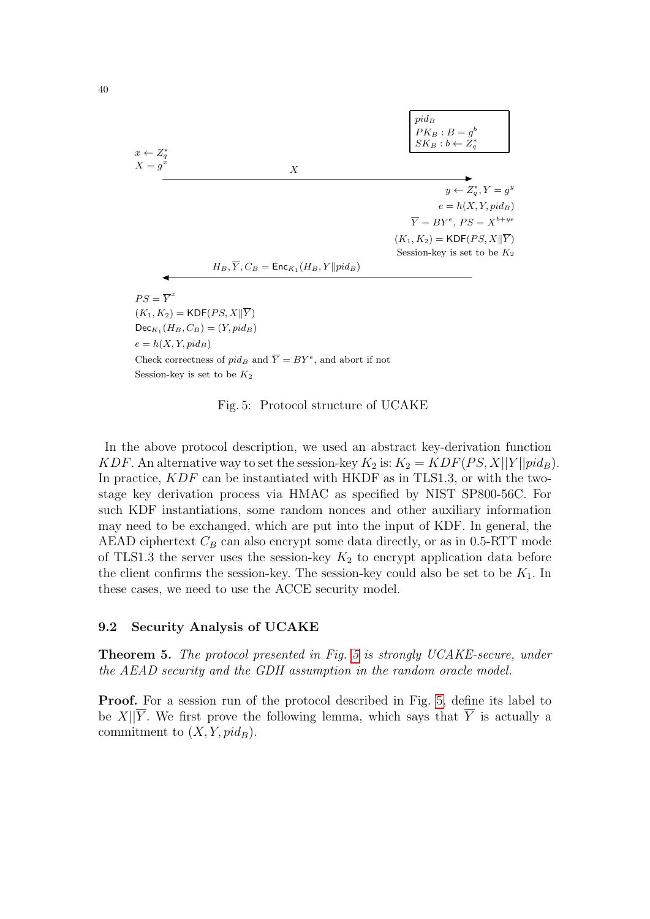$pid_B$
$PK_B : B = g^b$
$SK_B : b \leftarrow Z_q^*$

$x \leftarrow Z_q^*$
$X = g^x$

$\xrightarrow{\quad X \quad}$

$y \leftarrow Z_q^*, Y = g^y$
$e = h(X, Y, pid_B)$
$\overline{Y} = BY^e$, $PS = X^{b+ye}$
$(K_1, K_2) = \mathsf{KDF}(PS, X\|\overline{Y})$
Session-key is set to be $K_2$

$\xleftarrow{\quad H_B, \overline{Y}, C_B = \mathsf{Enc}_{K_1}(H_B, Y\|pid_B) \quad}$

$PS = \overline{Y}^x$
$(K_1, K_2) = \mathsf{KDF}(PS, X\|\overline{Y})$
$\mathsf{Dec}_{K_1}(H_B, C_B) = (Y, pid_B)$
$e = h(X, Y, pid_B)$
Check correctness of $pid_B$ and $\overline{Y} = BY^e$, and abort if not
Session-key is set to be $K_2$

Fig. 5: Protocol structure of UCAKE

In the above protocol description, we used an abstract key-derivation function $KDF$. An alternative way to set the session-key $K_2$ is: $K_2 = KDF(PS, X||Y||pid_B)$. In practice, $KDF$ can be instantiated with HKDF as in TLS1.3, or with the two-stage key derivation process via HMAC as specified by NIST SP800-56C. For such KDF instantiations, some random nonces and other auxiliary information may need to be exchanged, which are put into the input of KDF. In general, the AEAD ciphertext $C_B$ can also encrypt some data directly, or as in 0.5-RTT mode of TLS1.3 the server uses the session-key $K_2$ to encrypt application data before the client confirms the session-key. The session-key could also be set to be $K_1$. In these cases, we need to use the ACCE security model.

### 9.2 Security Analysis of UCAKE

**Theorem 5.** *The protocol presented in Fig. 5 is strongly UCAKE-secure, under the AEAD security and the GDH assumption in the random oracle model.*

**Proof.** For a session run of the protocol described in Fig. 5, define its label to be $X||\overline{Y}$. We first prove the following lemma, which says that $\overline{Y}$ is actually a commitment to $(X, Y, pid_B)$.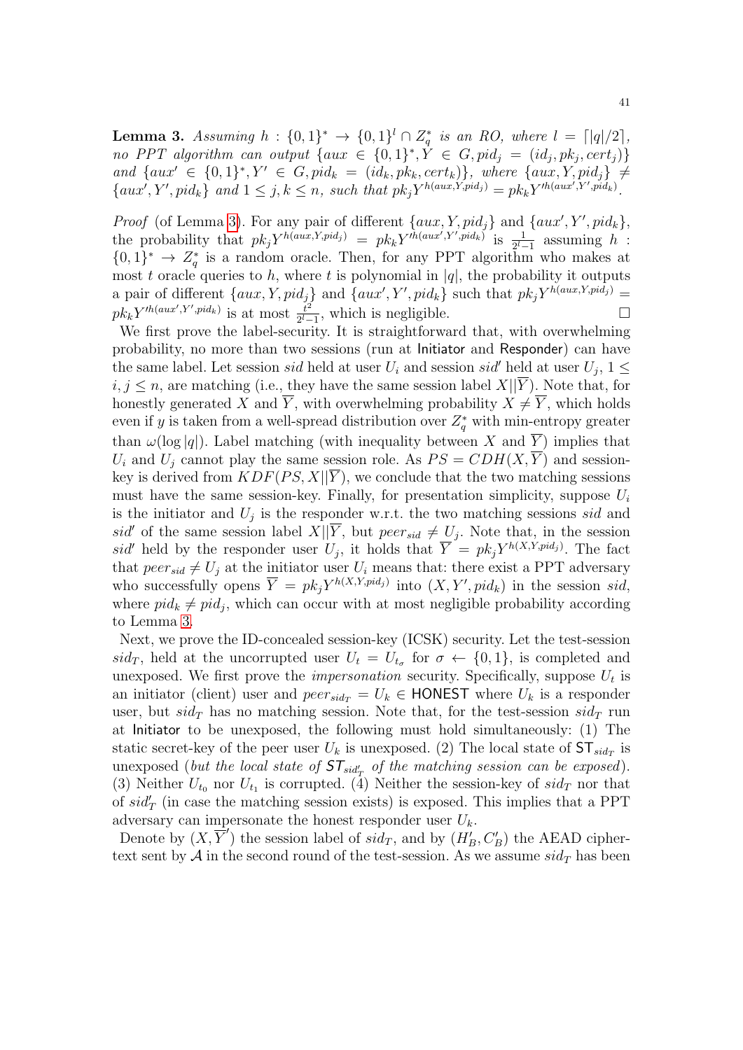**Lemma 3.** *Assuming $h : \{0,1\}^* \rightarrow \{0,1\}^l \cap Z_q^*$ is an RO, where $l = \lceil |q|/2 \rceil$, no PPT algorithm can output $\{aux \in \{0,1\}^*, Y \in G, pid_j = (id_j, pk_j, cert_j)\}$ and $\{aux' \in \{0,1\}^*, Y' \in G, pid_k = (id_k, pk_k, cert_k)\}$, where $\{aux, Y, pid_j\} \neq \{aux', Y', pid_k\}$ and $1 \leq j, k \leq n$, such that $pk_j Y^{h(aux,Y,pid_j)} = pk_k Y'^{h(aux',Y',pid_k)}$.*

*Proof* (of Lemma 3). For any pair of different $\{aux, Y, pid_j\}$ and $\{aux', Y', pid_k\}$, the probability that $pk_j Y^{h(aux,Y,pid_j)} = pk_k Y'^{h(aux',Y',pid_k)}$ is $\frac{1}{2^l-1}$ assuming $h : \{0,1\}^* \rightarrow Z_q^*$ is a random oracle. Then, for any PPT algorithm who makes at most $t$ oracle queries to $h$, where $t$ is polynomial in $|q|$, the probability it outputs a pair of different $\{aux, Y, pid_j\}$ and $\{aux', Y', pid_k\}$ such that $pk_j Y^{h(aux,Y,pid_j)} = pk_k Y'^{h(aux',Y',pid_k)}$ is at most $\frac{t^2}{2^l-1}$, which is negligible. □

We first prove the label-security. It is straightforward that, with overwhelming probability, no more than two sessions (run at Initiator and Responder) can have the same label. Let session $sid$ held at user $U_i$ and session $sid'$ held at user $U_j$, $1 \leq i, j \leq n$, are matching (i.e., they have the same session label $X||\overline{Y}$). Note that, for honestly generated $X$ and $\overline{Y}$, with overwhelming probability $X \neq \overline{Y}$, which holds even if $y$ is taken from a well-spread distribution over $Z_q^*$ with min-entropy greater than $\omega(\log |q|)$. Label matching (with inequality between $X$ and $\overline{Y}$) implies that $U_i$ and $U_j$ cannot play the same session role. As $PS = CDH(X, \overline{Y})$ and session-key is derived from $KDF(PS, X||\overline{Y})$, we conclude that the two matching sessions must have the same session-key. Finally, for presentation simplicity, suppose $U_i$ is the initiator and $U_j$ is the responder w.r.t. the two matching sessions $sid$ and $sid'$ of the same session label $X||\overline{Y}$, but $peer_{sid} \neq U_j$. Note that, in the session $sid'$ held by the responder user $U_j$, it holds that $\overline{Y} = pk_j Y^{h(X,Y,pid_j)}$. The fact that $peer_{sid} \neq U_j$ at the initiator user $U_i$ means that: there exist a PPT adversary who successfully opens $\overline{Y} = pk_j Y^{h(X,Y,pid_j)}$ into $(X, Y', pid_k)$ in the session $sid$, where $pid_k \neq pid_j$, which can occur with at most negligible probability according to Lemma 3.

Next, we prove the ID-concealed session-key (ICSK) security. Let the test-session $sid_T$, held at the uncorrupted user $U_t = U_{t_\sigma}$ for $\sigma \leftarrow \{0,1\}$, is completed and unexposed. We first prove the *impersonation* security. Specifically, suppose $U_t$ is an initiator (client) user and $peer_{sid_T} = U_k \in$ HONEST where $U_k$ is a responder user, but $sid_T$ has no matching session. Note that, for the test-session $sid_T$ run at Initiator to be unexposed, the following must hold simultaneously: (1) The static secret-key of the peer user $U_k$ is unexposed. (2) The local state of $\mathsf{ST}_{sid_T}$ is unexposed (*but the local state of $\mathsf{ST}_{sid'_T}$ of the matching session can be exposed*). (3) Neither $U_{t_0}$ nor $U_{t_1}$ is corrupted. (4) Neither the session-key of $sid_T$ nor that of $sid'_T$ (in case the matching session exists) is exposed. This implies that a PPT adversary can impersonate the honest responder user $U_k$.

Denote by $(X, \overline{Y}')$ the session label of $sid_T$, and by $(H'_B, C'_B)$ the AEAD ciphertext sent by $\mathcal{A}$ in the second round of the test-session. As we assume $sid_T$ has been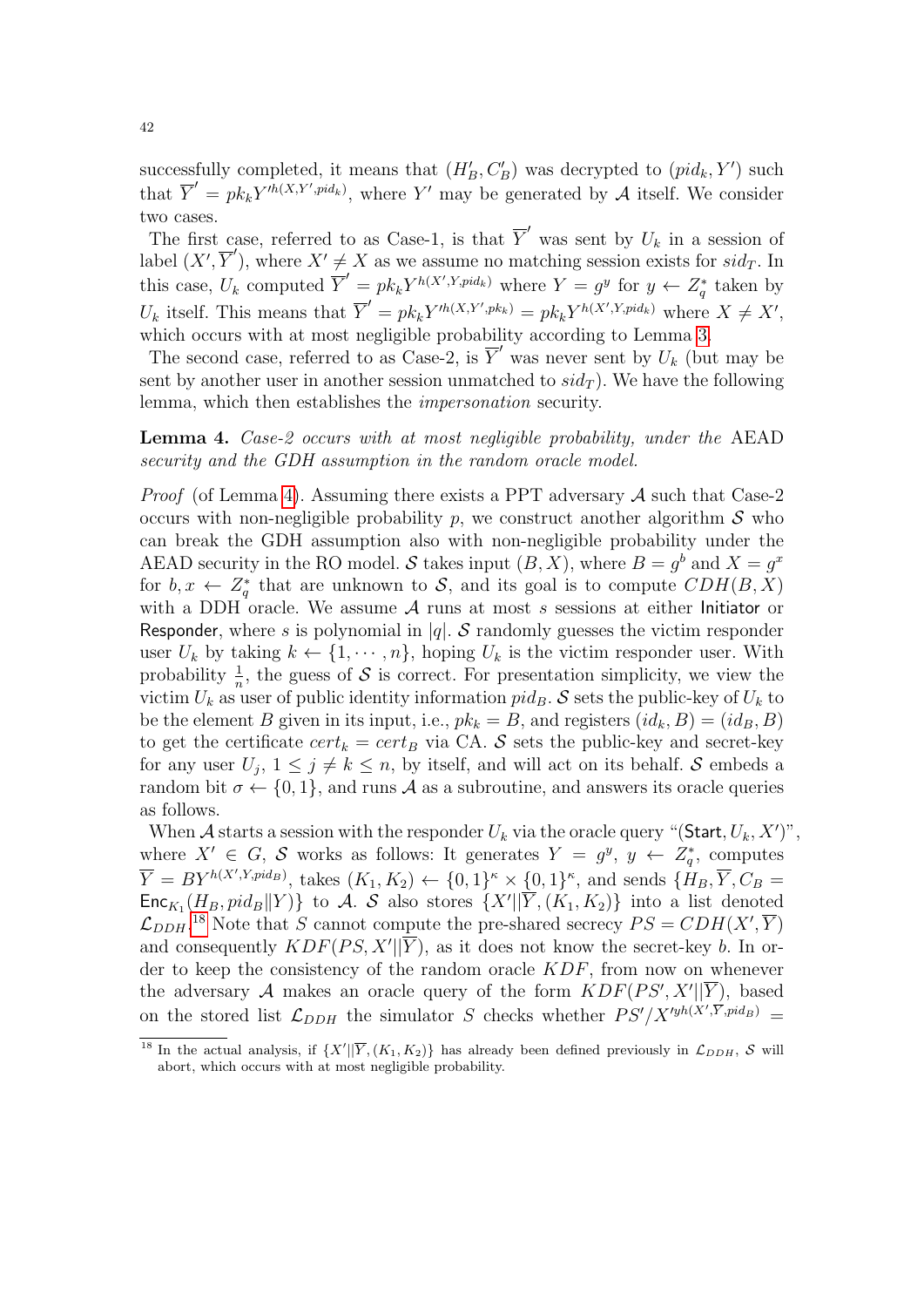successfully completed, it means that $(H'_B, C'_B)$ was decrypted to $(pid_k, Y')$ such that $\overline{Y}' = pk_k Y'^{h(X,Y',pid_k)}$, where $Y'$ may be generated by $\mathcal{A}$ itself. We consider two cases.

The first case, referred to as Case-1, is that $\overline{Y}'$ was sent by $U_k$ in a session of label $(X', \overline{Y}')$, where $X' \neq X$ as we assume no matching session exists for $sid_T$. In this case, $U_k$ computed $\overline{Y}' = pk_k Y^{h(X',Y,pid_k)}$ where $Y = g^y$ for $y \leftarrow Z_q^*$ taken by $U_k$ itself. This means that $\overline{Y}' = pk_k Y'^{h(X,Y',pk_k)} = pk_k Y^{h(X',Y,pid_k)}$ where $X \neq X'$, which occurs with at most negligible probability according to Lemma 3.

The second case, referred to as Case-2, is $\overline{Y}'$ was never sent by $U_k$ (but may be sent by another user in another session unmatched to $sid_T$). We have the following lemma, which then establishes the *impersonation* security.

**Lemma 4.** *Case-2 occurs with at most negligible probability, under the* AEAD *security and the GDH assumption in the random oracle model.*

*Proof* (of Lemma 4). Assuming there exists a PPT adversary $\mathcal{A}$ such that Case-2 occurs with non-negligible probability $p$, we construct another algorithm $\mathcal{S}$ who can break the GDH assumption also with non-negligible probability under the AEAD security in the RO model. $\mathcal{S}$ takes input $(B, X)$, where $B = g^b$ and $X = g^x$ for $b, x \leftarrow Z_q^*$ that are unknown to $\mathcal{S}$, and its goal is to compute $CDH(B, X)$ with a DDH oracle. We assume $\mathcal{A}$ runs at most $s$ sessions at either Initiator or Responder, where $s$ is polynomial in $|q|$. $\mathcal{S}$ randomly guesses the victim responder user $U_k$ by taking $k \leftarrow \{1, \cdots, n\}$, hoping $U_k$ is the victim responder user. With probability $\frac{1}{n}$, the guess of $\mathcal{S}$ is correct. For presentation simplicity, we view the victim $U_k$ as user of public identity information $pid_B$. $\mathcal{S}$ sets the public-key of $U_k$ to be the element $B$ given in its input, i.e., $pk_k = B$, and registers $(id_k, B) = (id_B, B)$ to get the certificate $cert_k = cert_B$ via CA. $\mathcal{S}$ sets the public-key and secret-key for any user $U_j$, $1 \leq j \neq k \leq n$, by itself, and will act on its behalf. $\mathcal{S}$ embeds a random bit $\sigma \leftarrow \{0, 1\}$, and runs $\mathcal{A}$ as a subroutine, and answers its oracle queries as follows.

When $\mathcal{A}$ starts a session with the responder $U_k$ via the oracle query "$(\mathsf{Start}, U_k, X')$", where $X' \in G$, $\mathcal{S}$ works as follows: It generates $Y = g^y$, $y \leftarrow Z_q^*$, computes $\overline{Y} = BY^{h(X',Y,pid_B)}$, takes $(K_1, K_2) \leftarrow \{0,1\}^\kappa \times \{0,1\}^\kappa$, and sends $\{H_B, \overline{Y}, C_B = \mathsf{Enc}_{K_1}(H_B, pid_B \| Y)\}$ to $\mathcal{A}$. $\mathcal{S}$ also stores $\{X' \| \overline{Y}, (K_1, K_2)\}$ into a list denoted $\mathcal{L}_{DDH}$.[18] Note that $S$ cannot compute the pre-shared secrecy $PS = CDH(X', \overline{Y})$ and consequently $KDF(PS, X' \| \overline{Y})$, as it does not know the secret-key $b$. In order to keep the consistency of the random oracle $KDF$, from now on whenever the adversary $\mathcal{A}$ makes an oracle query of the form $KDF(PS', X' \| \overline{Y})$, based on the stored list $\mathcal{L}_{DDH}$ the simulator $S$ checks whether $PS'/X'^{yh(X',\overline{Y},pid_B)} =$

[18] In the actual analysis, if $\{X' \| \overline{Y}, (K_1, K_2)\}$ has already been defined previously in $\mathcal{L}_{DDH}$, $\mathcal{S}$ will abort, which occurs with at most negligible probability.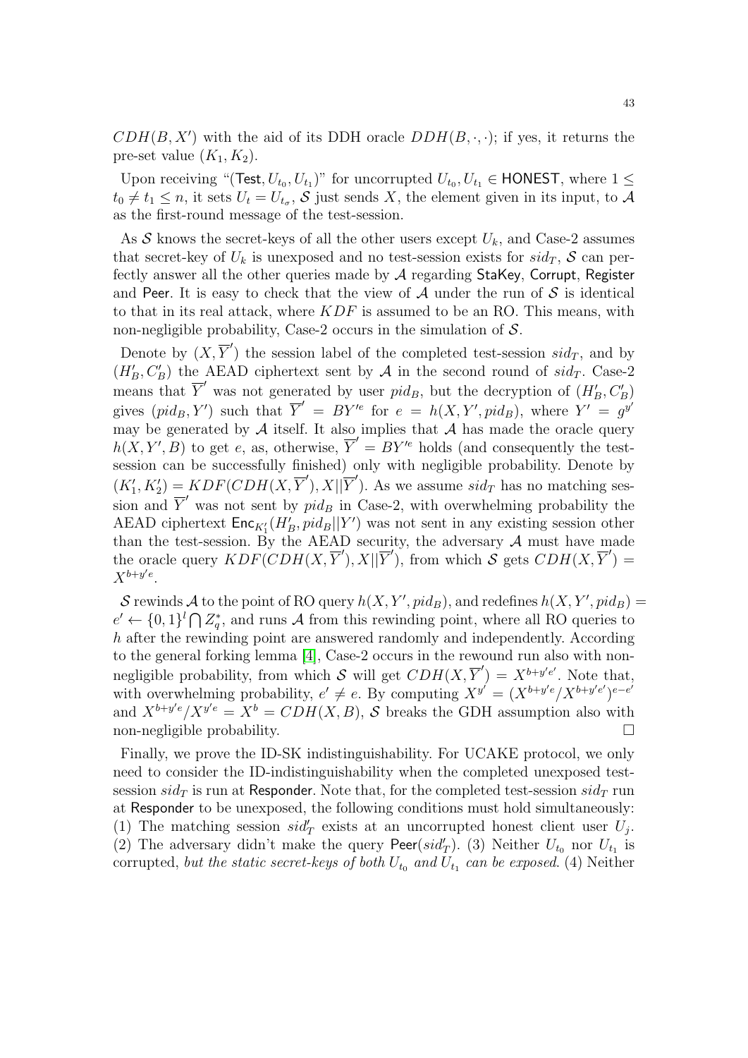$CDH(B, X')$ with the aid of its DDH oracle $DDH(B, \cdot, \cdot)$; if yes, it returns the pre-set value $(K_1, K_2)$.

Upon receiving "$(\mathsf{Test}, U_{t_0}, U_{t_1})$" for uncorrupted $U_{t_0}, U_{t_1} \in \mathsf{HONEST}$, where $1 \leq t_0 \neq t_1 \leq n$, it sets $U_t = U_{t_\sigma}$, $\mathcal{S}$ just sends $X$, the element given in its input, to $\mathcal{A}$ as the first-round message of the test-session.

As $\mathcal{S}$ knows the secret-keys of all the other users except $U_k$, and Case-2 assumes that secret-key of $U_k$ is unexposed and no test-session exists for $sid_T$, $\mathcal{S}$ can perfectly answer all the other queries made by $\mathcal{A}$ regarding StaKey, Corrupt, Register and Peer. It is easy to check that the view of $\mathcal{A}$ under the run of $\mathcal{S}$ is identical to that in its real attack, where $KDF$ is assumed to be an RO. This means, with non-negligible probability, Case-2 occurs in the simulation of $\mathcal{S}$.

Denote by $(X, \overline{Y}')$ the session label of the completed test-session $sid_T$, and by $(H'_B, C'_B)$ the AEAD ciphertext sent by $\mathcal{A}$ in the second round of $sid_T$. Case-2 means that $\overline{Y}'$ was not generated by user $pid_B$, but the decryption of $(H'_B, C'_B)$ gives $(pid_B, Y')$ such that $\overline{Y}' = BY'^e$ for $e = h(X, Y', pid_B)$, where $Y' = g^{y'}$ may be generated by $\mathcal{A}$ itself. It also implies that $\mathcal{A}$ has made the oracle query $h(X, Y', B)$ to get $e$, as, otherwise, $\overline{Y}' = BY'^e$ holds (and consequently the test-session can be successfully finished) only with negligible probability. Denote by $(K'_1, K'_2) = KDF(CDH(X, \overline{Y}'), X||\overline{Y}')$. As we assume $sid_T$ has no matching session and $\overline{Y}'$ was not sent by $pid_B$ in Case-2, with overwhelming probability the AEAD ciphertext $\mathsf{Enc}_{K'_1}(H'_B, pid_B||Y')$ was not sent in any existing session other than the test-session. By the AEAD security, the adversary $\mathcal{A}$ must have made the oracle query $KDF(CDH(X, \overline{Y}'), X||\overline{Y}')$, from which $\mathcal{S}$ gets $CDH(X, \overline{Y}') = X^{b+y'e}$.

$\mathcal{S}$ rewinds $\mathcal{A}$ to the point of RO query $h(X, Y', pid_B)$, and redefines $h(X, Y', pid_B) = e' \leftarrow \{0,1\}^l \bigcap Z_q^*$, and runs $\mathcal{A}$ from this rewinding point, where all RO queries to $h$ after the rewinding point are answered randomly and independently. According to the general forking lemma [4], Case-2 occurs in the rewound run also with non-negligible probability, from which $\mathcal{S}$ will get $CDH(X, \overline{Y}') = X^{b+y'e'}$. Note that, with overwhelming probability, $e' \neq e$. By computing $X^{y'} = (X^{b+y'e}/X^{b+y'e'})^{e-e'}$ and $X^{b+y'e}/X^{y'e} = X^b = CDH(X, B)$, $\mathcal{S}$ breaks the GDH assumption also with non-negligible probability. $\square$

Finally, we prove the ID-SK indistinguishability. For UCAKE protocol, we only need to consider the ID-indistinguishability when the completed unexposed test-session $sid_T$ is run at Responder. Note that, for the completed test-session $sid_T$ run at Responder to be unexposed, the following conditions must hold simultaneously: (1) The matching session $sid'_T$ exists at an uncorrupted honest client user $U_j$. (2) The adversary didn't make the query $\mathsf{Peer}(sid'_T)$. (3) Neither $U_{t_0}$ nor $U_{t_1}$ is corrupted, *but the static secret-keys of both $U_{t_0}$ and $U_{t_1}$ can be exposed.* (4) Neither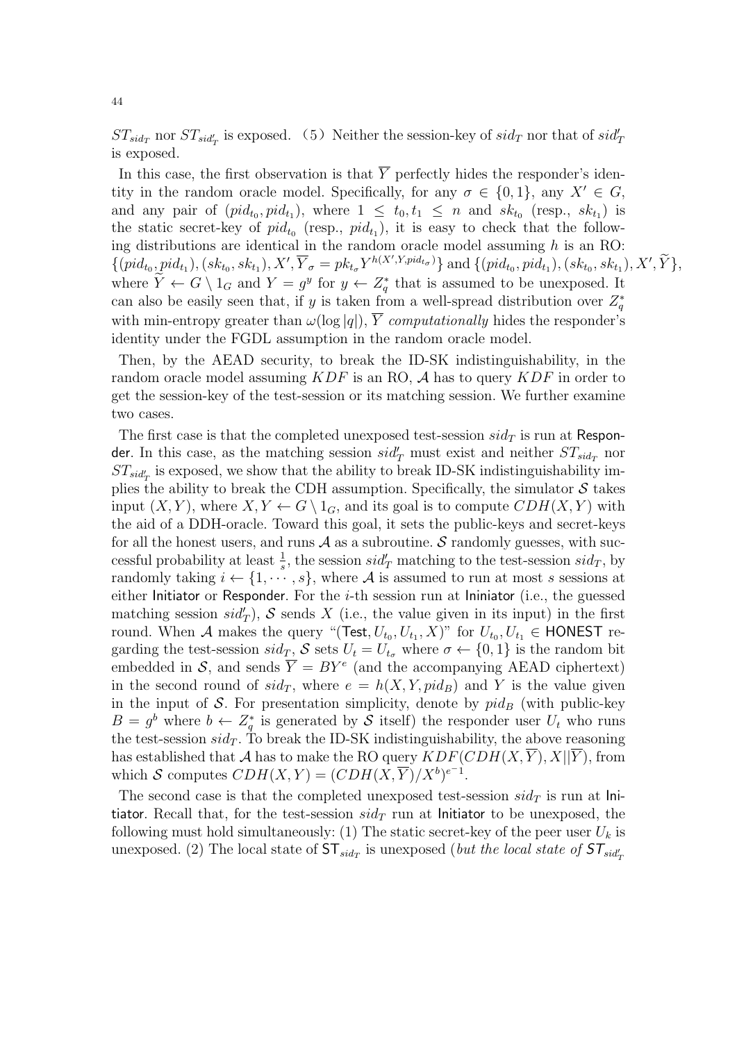$ST_{sid_T}$ nor $ST_{sid'_T}$ is exposed. (5) Neither the session-key of $sid_T$ nor that of $sid'_T$ is exposed.

In this case, the first observation is that $\overline{Y}$ perfectly hides the responder's identity in the random oracle model. Specifically, for any $\sigma \in \{0,1\}$, any $X' \in G$, and any pair of $(pid_{t_0}, pid_{t_1})$, where $1 \leq t_0, t_1 \leq n$ and $sk_{t_0}$ (resp., $sk_{t_1}$) is the static secret-key of $pid_{t_0}$ (resp., $pid_{t_1}$), it is easy to check that the following distributions are identical in the random oracle model assuming $h$ is an RO: $\{(pid_{t_0}, pid_{t_1}), (sk_{t_0}, sk_{t_1}), X', \overline{Y}_\sigma = pk_{t_\sigma} Y^{h(X', Y, pid_{t_\sigma})}\}$ and $\{(pid_{t_0}, pid_{t_1}), (sk_{t_0}, sk_{t_1}), X', \widetilde{Y}\}$, where $\widetilde{Y} \leftarrow G \setminus 1_G$ and $Y = g^y$ for $y \leftarrow Z_q^*$ that is assumed to be unexposed. It can also be easily seen that, if $y$ is taken from a well-spread distribution over $Z_q^*$ with min-entropy greater than $\omega(\log |q|)$, $\overline{Y}$ *computationally* hides the responder's identity under the FGDL assumption in the random oracle model.

Then, by the AEAD security, to break the ID-SK indistinguishability, in the random oracle model assuming $KDF$ is an RO, $\mathcal{A}$ has to query $KDF$ in order to get the session-key of the test-session or its matching session. We further examine two cases.

The first case is that the completed unexposed test-session $sid_T$ is run at Responder. In this case, as the matching session $sid'_T$ must exist and neither $ST_{sid_T}$ nor $ST_{sid'_T}$ is exposed, we show that the ability to break ID-SK indistinguishability implies the ability to break the CDH assumption. Specifically, the simulator $\mathcal{S}$ takes input $(X, Y)$, where $X, Y \leftarrow G \setminus 1_G$, and its goal is to compute $CDH(X, Y)$ with the aid of a DDH-oracle. Toward this goal, it sets the public-keys and secret-keys for all the honest users, and runs $\mathcal{A}$ as a subroutine. $\mathcal{S}$ randomly guesses, with successful probability at least $\frac{1}{s}$, the session $sid'_T$ matching to the test-session $sid_T$, by randomly taking $i \leftarrow \{1, \cdots, s\}$, where $\mathcal{A}$ is assumed to run at most $s$ sessions at either Initiator or Responder. For the $i$-th session run at Ininiator (i.e., the guessed matching session $sid'_T$), $\mathcal{S}$ sends $X$ (i.e., the value given in its input) in the first round. When $\mathcal{A}$ makes the query "$(\mathsf{Test}, U_{t_0}, U_{t_1}, X)$" for $U_{t_0}, U_{t_1} \in \mathsf{HONEST}$ regarding the test-session $sid_T$, $\mathcal{S}$ sets $U_t = U_{t_\sigma}$ where $\sigma \leftarrow \{0,1\}$ is the random bit embedded in $\mathcal{S}$, and sends $\overline{Y} = BY^e$ (and the accompanying AEAD ciphertext) in the second round of $sid_T$, where $e = h(X, Y, pid_B)$ and $Y$ is the value given in the input of $\mathcal{S}$. For presentation simplicity, denote by $pid_B$ (with public-key $B = g^b$ where $b \leftarrow Z_q^*$ is generated by $\mathcal{S}$ itself) the responder user $U_t$ who runs the test-session $sid_T$. To break the ID-SK indistinguishability, the above reasoning has established that $\mathcal{A}$ has to make the RO query $KDF(CDH(X, \overline{Y}), X||\overline{Y})$, from which $\mathcal{S}$ computes $CDH(X, Y) = (CDH(X, \overline{Y})/X^b)^{e^{-1}}$.

The second case is that the completed unexposed test-session $sid_T$ is run at Initiator. Recall that, for the test-session $sid_T$ run at Initiator to be unexposed, the following must hold simultaneously: (1) The static secret-key of the peer user $U_k$ is unexposed. (2) The local state of $\mathsf{ST}_{sid_T}$ is unexposed (*but the local state of* $\mathsf{ST}_{sid'_T}$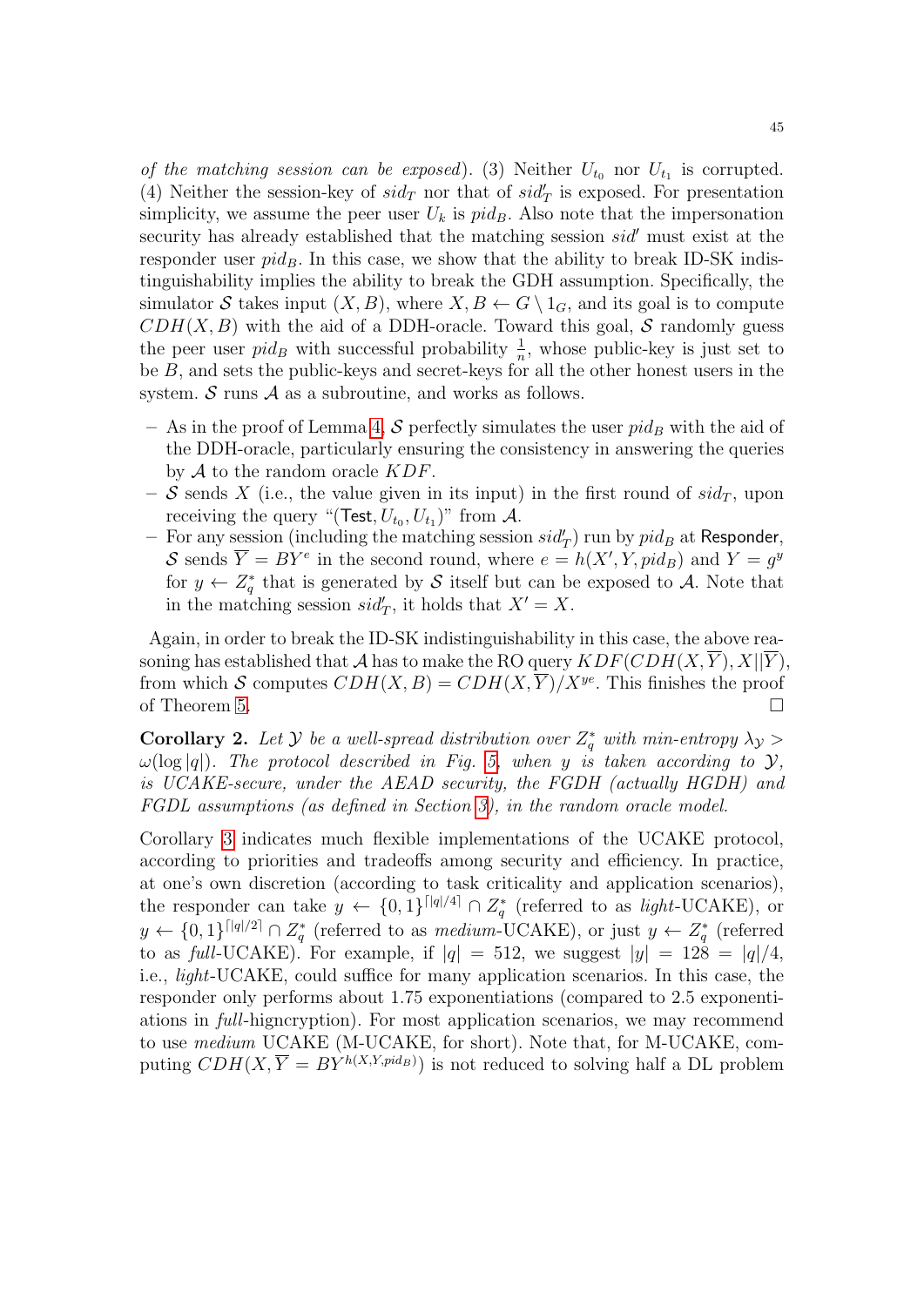*of the matching session can be exposed*). (3) Neither $U_{t_0}$ nor $U_{t_1}$ is corrupted. (4) Neither the session-key of $sid_T$ nor that of $sid'_T$ is exposed. For presentation simplicity, we assume the peer user $U_k$ is $pid_B$. Also note that the impersonation security has already established that the matching session $sid'$ must exist at the responder user $pid_B$. In this case, we show that the ability to break ID-SK indistinguishability implies the ability to break the GDH assumption. Specifically, the simulator $\mathcal{S}$ takes input $(X, B)$, where $X, B \leftarrow G \setminus 1_G$, and its goal is to compute $CDH(X, B)$ with the aid of a DDH-oracle. Toward this goal, $\mathcal{S}$ randomly guess the peer user $pid_B$ with successful probability $\frac{1}{n}$, whose public-key is just set to be $B$, and sets the public-keys and secret-keys for all the other honest users in the system. $\mathcal{S}$ runs $\mathcal{A}$ as a subroutine, and works as follows.

- As in the proof of Lemma 4, $\mathcal{S}$ perfectly simulates the user $pid_B$ with the aid of the DDH-oracle, particularly ensuring the consistency in answering the queries by $\mathcal{A}$ to the random oracle $KDF$.
- $\mathcal{S}$ sends $X$ (i.e., the value given in its input) in the first round of $sid_T$, upon receiving the query "($\mathsf{Test}, U_{t_0}, U_{t_1}$)" from $\mathcal{A}$.
- For any session (including the matching session $sid'_T$) run by $pid_B$ at $\mathsf{Responder}$, $\mathcal{S}$ sends $\overline{Y} = BY^e$ in the second round, where $e = h(X', Y, pid_B)$ and $Y = g^y$ for $y \leftarrow Z_q^*$ that is generated by $\mathcal{S}$ itself but can be exposed to $\mathcal{A}$. Note that in the matching session $sid'_T$, it holds that $X' = X$.

Again, in order to break the ID-SK indistinguishability in this case, the above reasoning has established that $\mathcal{A}$ has to make the RO query $KDF(CDH(X, \overline{Y}), X||\overline{Y})$, from which $\mathcal{S}$ computes $CDH(X, B) = CDH(X, \overline{Y})/X^{ye}$. This finishes the proof of Theorem 5. $\square$

**Corollary 2.** *Let $\mathcal{Y}$ be a well-spread distribution over $Z_q^*$ with min-entropy $\lambda_{\mathcal{Y}} > \omega(\log |q|)$. The protocol described in Fig. 5, when $y$ is taken according to $\mathcal{Y}$, is UCAKE-secure, under the AEAD security, the FGDH (actually HGDH) and FGDL assumptions (as defined in Section 3), in the random oracle model.*

Corollary 3 indicates much flexible implementations of the UCAKE protocol, according to priorities and tradeoffs among security and efficiency. In practice, at one's own discretion (according to task criticality and application scenarios), the responder can take $y \leftarrow \{0,1\}^{\lceil |q|/4 \rceil} \cap Z_q^*$ (referred to as *light*-UCAKE), or $y \leftarrow \{0,1\}^{\lceil |q|/2 \rceil} \cap Z_q^*$ (referred to as *medium*-UCAKE), or just $y \leftarrow Z_q^*$ (referred to as *full*-UCAKE). For example, if $|q| = 512$, we suggest $|y| = 128 = |q|/4$, i.e., *light*-UCAKE, could suffice for many application scenarios. In this case, the responder only performs about 1.75 exponentiations (compared to 2.5 exponentiations in *full*-higncryption). For most application scenarios, we may recommend to use *medium* UCAKE (M-UCAKE, for short). Note that, for M-UCAKE, computing $CDH(X, \overline{Y} = BY^{h(X,Y,pid_B)})$ is not reduced to solving half a DL problem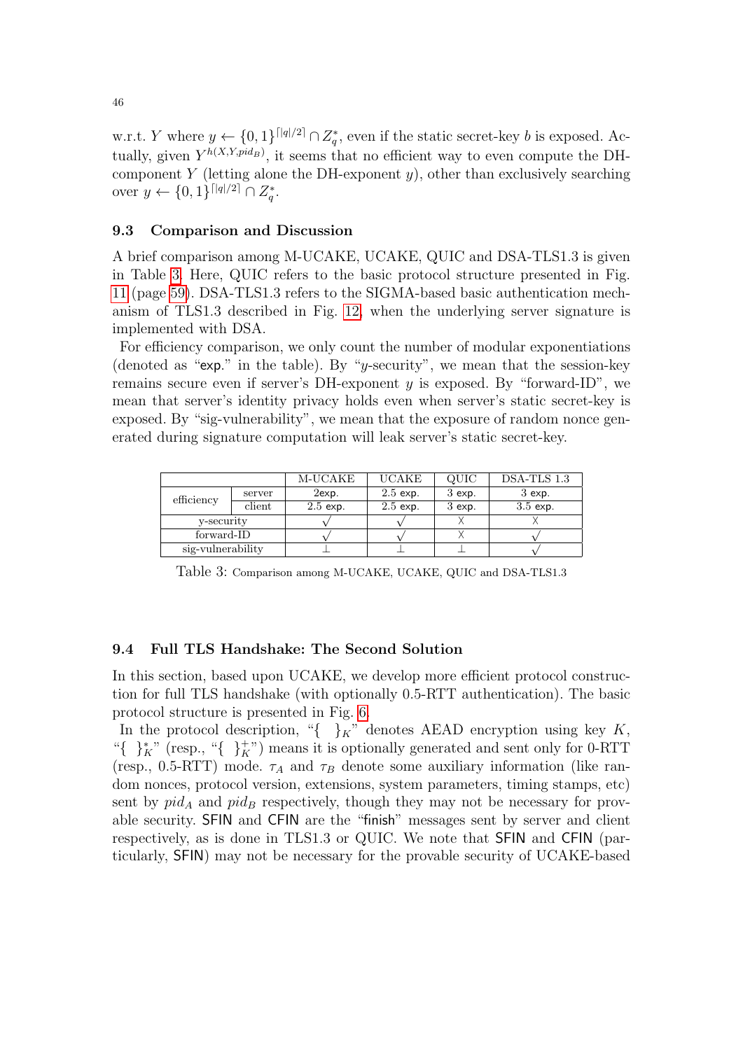w.r.t. $Y$ where $y \leftarrow \{0,1\}^{\lceil |q|/2 \rceil} \cap Z_q^*$, even if the static secret-key $b$ is exposed. Actually, given $Y^{h(X,Y,pid_B)}$, it seems that no efficient way to even compute the DH-component $Y$ (letting alone the DH-exponent $y$), other than exclusively searching over $y \leftarrow \{0,1\}^{\lceil |q|/2 \rceil} \cap Z_q^*$.

### 9.3 Comparison and Discussion

A brief comparison among M-UCAKE, UCAKE, QUIC and DSA-TLS1.3 is given in Table 3. Here, QUIC refers to the basic protocol structure presented in Fig. 11 (page 59). DSA-TLS1.3 refers to the SIGMA-based basic authentication mechanism of TLS1.3 described in Fig. 12, when the underlying server signature is implemented with DSA.

For efficiency comparison, we only count the number of modular exponentiations (denoted as "exp." in the table). By "$y$-security", we mean that the session-key remains secure even if server's DH-exponent $y$ is exposed. By "forward-ID", we mean that server's identity privacy holds even when server's static secret-key is exposed. By "sig-vulnerability", we mean that the exposure of random nonce generated during signature computation will leak server's static secret-key.

| | | M-UCAKE | UCAKE | QUIC | DSA-TLS 1.3 |
|---|---|---|---|---|---|
| efficiency | server | 2exp. | 2.5 exp. | 3 exp. | 3 exp. |
| | client | 2.5 exp. | 2.5 exp. | 3 exp. | 3.5 exp. |
| y-security | | $\surd$ | $\surd$ | X | X |
| forward-ID | | $\surd$ | $\surd$ | X | $\surd$ |
| sig-vulnerability | | $\perp$ | $\perp$ | $\perp$ | $\surd$ |

Table 3: Comparison among M-UCAKE, UCAKE, QUIC and DSA-TLS1.3

### 9.4 Full TLS Handshake: The Second Solution

In this section, based upon UCAKE, we develop more efficient protocol construction for full TLS handshake (with optionally 0.5-RTT authentication). The basic protocol structure is presented in Fig. 6.

In the protocol description, "$\{\ \ \}_K$" denotes AEAD encryption using key $K$, "$\{\ \}_K^*$" (resp., "$\{\ \}_K^+$") means it is optionally generated and sent only for 0-RTT (resp., 0.5-RTT) mode. $\tau_A$ and $\tau_B$ denote some auxiliary information (like random nonces, protocol version, extensions, system parameters, timing stamps, etc) sent by $pid_A$ and $pid_B$ respectively, though they may not be necessary for provable security. SFIN and CFIN are the "finish" messages sent by server and client respectively, as is done in TLS1.3 or QUIC. We note that SFIN and CFIN (particularly, SFIN) may not be necessary for the provable security of UCAKE-based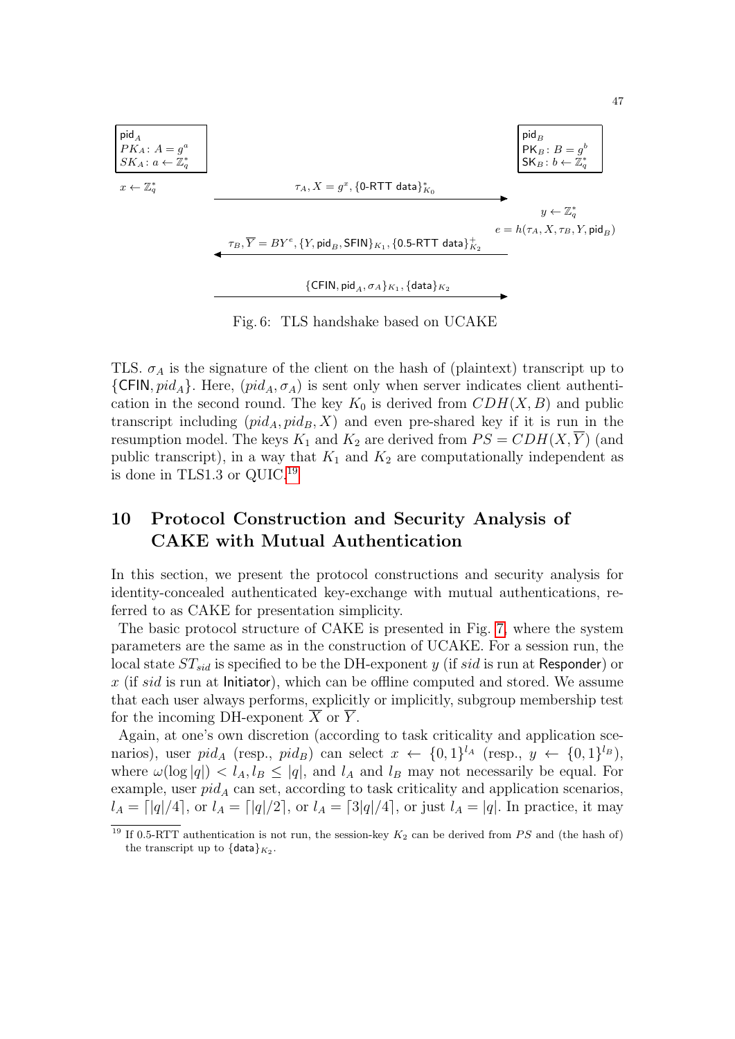| $\mathsf{pid}_A$ <br> $PK_A\colon A = g^a$ <br> $SK_A\colon a \leftarrow \mathbb{Z}_q^*$ | | $\mathsf{pid}_B$ <br> $\mathsf{PK}_B\colon B = g^b$ <br> $\mathsf{SK}_B\colon b \leftarrow \mathbb{Z}_q^*$ |
|---|---|---|
| $x \leftarrow \mathbb{Z}_q^*$ | $\tau_A, X = g^x, \{\text{0-RTT data}\}^*_{K_0}$ $\longrightarrow$ | |
| | | $y \leftarrow \mathbb{Z}_q^*$ <br> $e = h(\tau_A, X, \tau_B, Y, \mathsf{pid}_B)$ |
| | $\longleftarrow$ $\tau_B, \overline{Y} = BY^e, \{Y, \mathsf{pid}_B, \mathsf{SFIN}\}_{K_1}, \{\text{0.5-RTT data}\}^+_{K_2}$ | |
| | $\{\mathsf{CFIN}, \mathsf{pid}_A, \sigma_A\}_{K_1}, \{\mathsf{data}\}_{K_2}$ $\longrightarrow$ | |

Fig. 6: TLS handshake based on UCAKE

TLS. $\sigma_A$ is the signature of the client on the hash of (plaintext) transcript up to $\{\mathsf{CFIN}, pid_A\}$. Here, $(pid_A, \sigma_A)$ is sent only when server indicates client authentication in the second round. The key $K_0$ is derived from $CDH(X, B)$ and public transcript including $(pid_A, pid_B, X)$ and even pre-shared key if it is run in the resumption model. The keys $K_1$ and $K_2$ are derived from $PS = CDH(X, \overline{Y})$ (and public transcript), in a way that $K_1$ and $K_2$ are computationally independent as is done in TLS1.3 or QUIC.[19]

## 10 Protocol Construction and Security Analysis of CAKE with Mutual Authentication

In this section, we present the protocol constructions and security analysis for identity-concealed authenticated key-exchange with mutual authentications, referred to as CAKE for presentation simplicity.

The basic protocol structure of CAKE is presented in Fig. 7, where the system parameters are the same as in the construction of UCAKE. For a session run, the local state $ST_{sid}$ is specified to be the DH-exponent $y$ (if $sid$ is run at Responder) or $x$ (if $sid$ is run at Initiator), which can be offline computed and stored. We assume that each user always performs, explicitly or implicitly, subgroup membership test for the incoming DH-exponent $\overline{X}$ or $\overline{Y}$.

Again, at one's own discretion (according to task criticality and application scenarios), user $pid_A$ (resp., $pid_B$) can select $x \leftarrow \{0,1\}^{l_A}$ (resp., $y \leftarrow \{0,1\}^{l_B}$), where $\omega(\log |q|) < l_A, l_B \leq |q|$, and $l_A$ and $l_B$ may not necessarily be equal. For example, user $pid_A$ can set, according to task criticality and application scenarios, $l_A = \lceil |q|/4 \rceil$, or $l_A = \lceil |q|/2 \rceil$, or $l_A = \lceil 3|q|/4 \rceil$, or just $l_A = |q|$. In practice, it may

[19] If 0.5-RTT authentication is not run, the session-key $K_2$ can be derived from $PS$ and (the hash of) the transcript up to $\{\mathsf{data}\}_{K_2}$.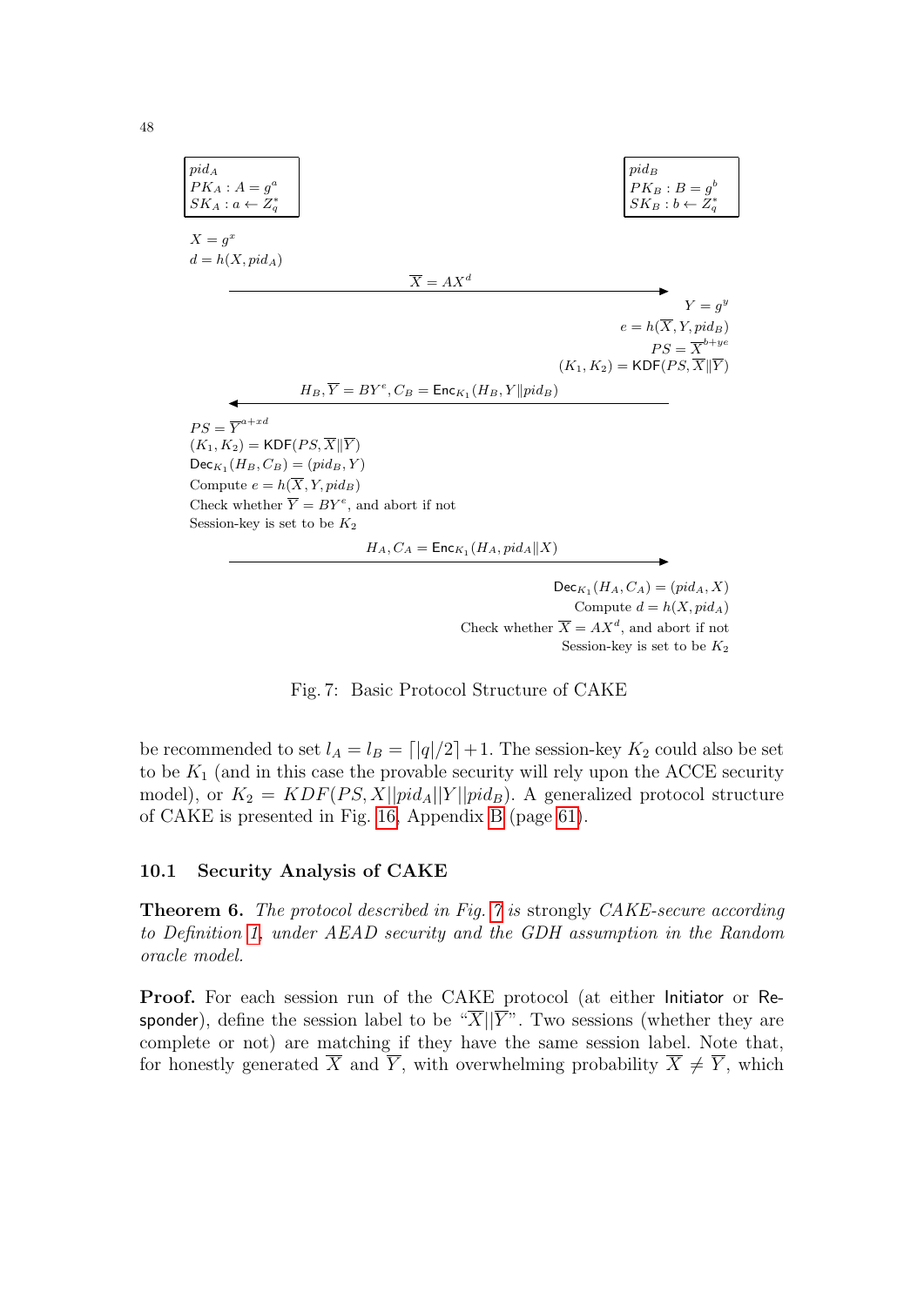| $pid_A$ | | $pid_B$ |
|---|---|---|
| $PK_A : A = g^a$ | | $PK_B : B = g^b$ |
| $SK_A : a \leftarrow Z_q^*$ | | $SK_B : b \leftarrow Z_q^*$ |

$X = g^x$
$d = h(X, pid_A)$

$\xrightarrow{\quad \overline{X} = AX^d \quad}$

$Y = g^y$
$e = h(\overline{X}, Y, pid_B)$
$PS = \overline{X}^{b+ye}$
$(K_1, K_2) = \mathsf{KDF}(PS, \overline{X} \| \overline{Y})$

$\xleftarrow{\quad H_B, \overline{Y} = BY^e, C_B = \mathsf{Enc}_{K_1}(H_B, Y \| pid_B) \quad}$

$PS = \overline{Y}^{a+xd}$
$(K_1, K_2) = \mathsf{KDF}(PS, \overline{X} \| \overline{Y})$
$\mathsf{Dec}_{K_1}(H_B, C_B) = (pid_B, Y)$
Compute $e = h(\overline{X}, Y, pid_B)$
Check whether $\overline{Y} = BY^e$, and abort if not
Session-key is set to be $K_2$

$\xrightarrow{\quad H_A, C_A = \mathsf{Enc}_{K_1}(H_A, pid_A \| X) \quad}$

$\mathsf{Dec}_{K_1}(H_A, C_A) = (pid_A, X)$
Compute $d = h(X, pid_A)$
Check whether $\overline{X} = AX^d$, and abort if not
Session-key is set to be $K_2$

Fig. 7: Basic Protocol Structure of CAKE

be recommended to set $l_A = l_B = \lceil |q|/2 \rceil + 1$. The session-key $K_2$ could also be set to be $K_1$ (and in this case the provable security will rely upon the ACCE security model), or $K_2 = KDF(PS, X||pid_A||Y||pid_B)$. A generalized protocol structure of CAKE is presented in Fig. 16, Appendix B (page 61).

### 10.1 Security Analysis of CAKE

**Theorem 6.** *The protocol described in Fig. 7 is* strongly *CAKE-secure according to Definition 1, under AEAD security and the GDH assumption in the Random oracle model.*

**Proof.** For each session run of the CAKE protocol (at either Initiator or Responder), define the session label to be "$\overline{X}||\overline{Y}$". Two sessions (whether they are complete or not) are matching if they have the same session label. Note that, for honestly generated $\overline{X}$ and $\overline{Y}$, with overwhelming probability $\overline{X} \neq \overline{Y}$, which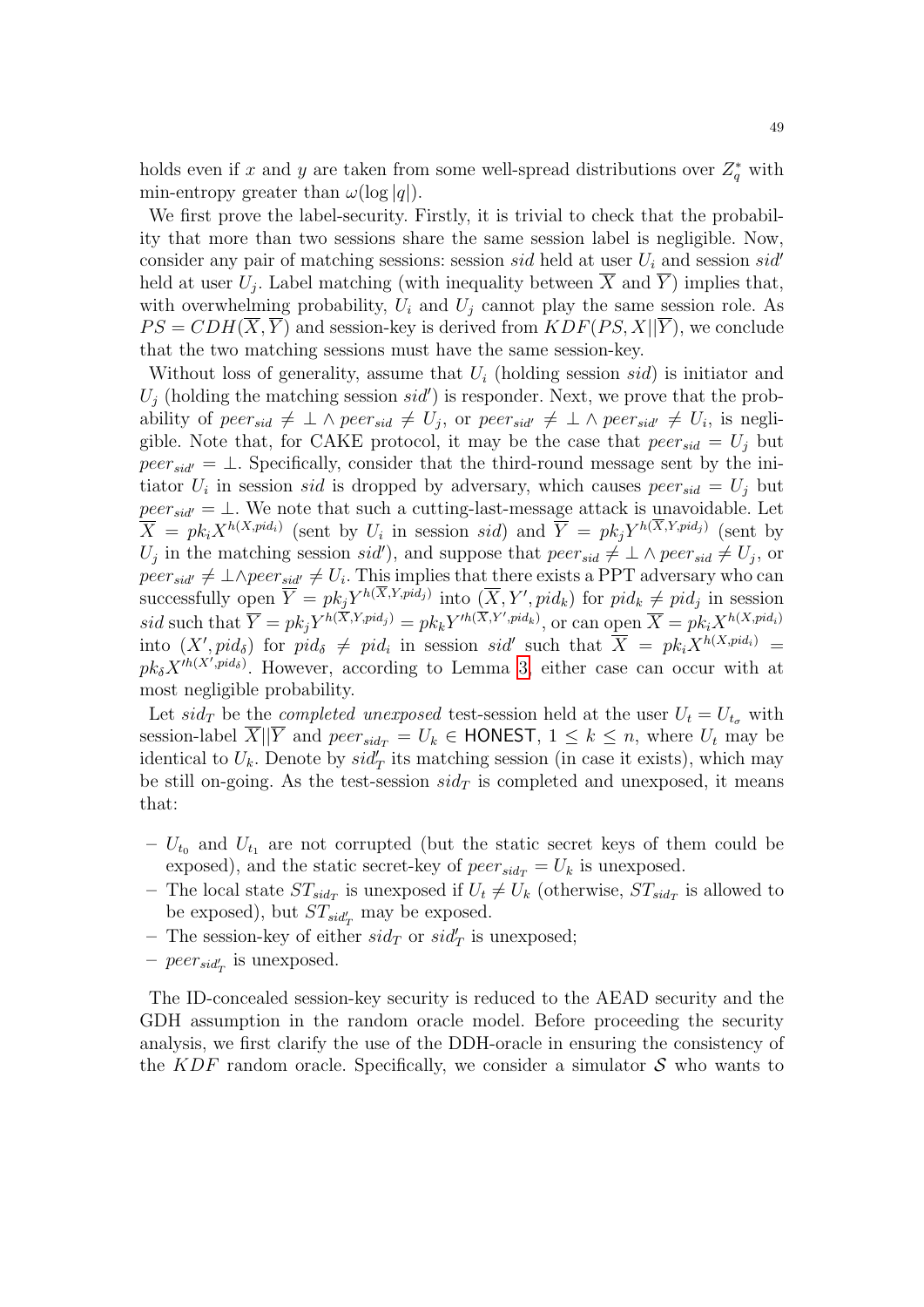holds even if $x$ and $y$ are taken from some well-spread distributions over $Z_q^*$ with min-entropy greater than $\omega(\log |q|)$.

We first prove the label-security. Firstly, it is trivial to check that the probability that more than two sessions share the same session label is negligible. Now, consider any pair of matching sessions: session $sid$ held at user $U_i$ and session $sid'$ held at user $U_j$. Label matching (with inequality between $\overline{X}$ and $\overline{Y}$) implies that, with overwhelming probability, $U_i$ and $U_j$ cannot play the same session role. As $PS = CDH(\overline{X}, \overline{Y})$ and session-key is derived from $KDF(PS, X||\overline{Y})$, we conclude that the two matching sessions must have the same session-key.

Without loss of generality, assume that $U_i$ (holding session $sid$) is initiator and $U_j$ (holding the matching session $sid'$) is responder. Next, we prove that the probability of $peer_{sid} \neq \perp \wedge peer_{sid} \neq U_j$, or $peer_{sid'} \neq \perp \wedge peer_{sid'} \neq U_i$, is negligible. Note that, for CAKE protocol, it may be the case that $peer_{sid} = U_j$ but $peer_{sid'} = \perp$. Specifically, consider that the third-round message sent by the initiator $U_i$ in session $sid$ is dropped by adversary, which causes $peer_{sid} = U_j$ but $peer_{sid'} = \perp$. We note that such a cutting-last-message attack is unavoidable. Let $\overline{X} = pk_i X^{h(X, pid_i)}$ (sent by $U_i$ in session $sid$) and $\overline{Y} = pk_j Y^{h(\overline{X}, Y, pid_j)}$ (sent by $U_j$ in the matching session $sid'$), and suppose that $peer_{sid} \neq \perp \wedge peer_{sid} \neq U_j$, or $peer_{sid'} \neq \perp \wedge peer_{sid'} \neq U_i$. This implies that there exists a PPT adversary who can successfully open $\overline{Y} = pk_j Y^{h(\overline{X}, Y, pid_j)}$ into $(\overline{X}, Y', pid_k)$ for $pid_k \neq pid_j$ in session $sid$ such that $\overline{Y} = pk_j Y^{h(\overline{X}, Y, pid_j)} = pk_k Y'^{h(\overline{X}, Y', pid_k)}$, or can open $\overline{X} = pk_i X^{h(X, pid_i)}$ into $(X', pid_\delta)$ for $pid_\delta \neq pid_i$ in session $sid'$ such that $\overline{X} = pk_i X^{h(X, pid_i)} = pk_\delta X'^{h(X', pid_\delta)}$. However, according to Lemma 3, either case can occur with at most negligible probability.

Let $sid_T$ be the *completed unexposed* test-session held at the user $U_t = U_{t_\sigma}$ with session-label $\overline{X}||\overline{Y}$ and $peer_{sid_T} = U_k \in$ HONEST, $1 \leq k \leq n$, where $U_t$ may be identical to $U_k$. Denote by $sid'_T$ its matching session (in case it exists), which may be still on-going. As the test-session $sid_T$ is completed and unexposed, it means that:

- $U_{t_0}$ and $U_{t_1}$ are not corrupted (but the static secret keys of them could be exposed), and the static secret-key of $peer_{sid_T} = U_k$ is unexposed.
- The local state $ST_{sid_T}$ is unexposed if $U_t \neq U_k$ (otherwise, $ST_{sid_T}$ is allowed to be exposed), but $ST_{sid'_T}$ may be exposed.
- The session-key of either $sid_T$ or $sid'_T$ is unexposed;
- $peer_{sid'_T}$ is unexposed.

The ID-concealed session-key security is reduced to the AEAD security and the GDH assumption in the random oracle model. Before proceeding the security analysis, we first clarify the use of the DDH-oracle in ensuring the consistency of the $KDF$ random oracle. Specifically, we consider a simulator $\mathcal{S}$ who wants to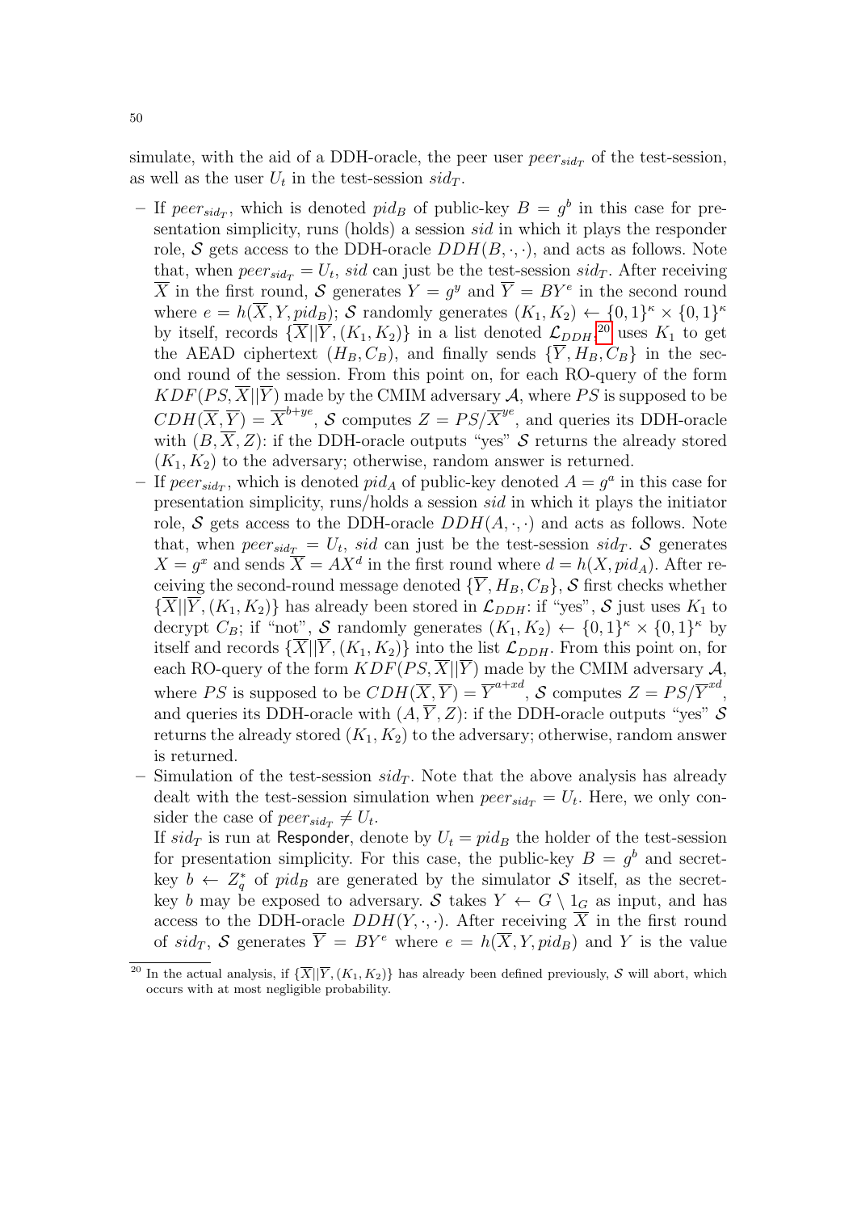simulate, with the aid of a DDH-oracle, the peer user $peer_{sid_T}$ of the test-session, as well as the user $U_t$ in the test-session $sid_T$.

- If $peer_{sid_T}$, which is denoted $pid_B$ of public-key $B = g^b$ in this case for presentation simplicity, runs (holds) a session $sid$ in which it plays the responder role, $\mathcal{S}$ gets access to the DDH-oracle $DDH(B, \cdot, \cdot)$, and acts as follows. Note that, when $peer_{sid_T} = U_t$, $sid$ can just be the test-session $sid_T$. After receiving $\overline{X}$ in the first round, $\mathcal{S}$ generates $Y = g^y$ and $\overline{Y} = BY^e$ in the second round where $e = h(\overline{X}, Y, pid_B)$; $\mathcal{S}$ randomly generates $(K_1, K_2) \leftarrow \{0,1\}^\kappa \times \{0,1\}^\kappa$ by itself, records $\{\overline{X}||\overline{Y}, (K_1, K_2)\}$ in a list denoted $\mathcal{L}_{DDH}$,[20] uses $K_1$ to get the AEAD ciphertext $(H_B, C_B)$, and finally sends $\{\overline{Y}, H_B, C_B\}$ in the second round of the session. From this point on, for each RO-query of the form $KDF(PS, \overline{X}||\overline{Y})$ made by the CMIM adversary $\mathcal{A}$, where $PS$ is supposed to be $CDH(\overline{X}, \overline{Y}) = \overline{X}^{b+ye}$, $\mathcal{S}$ computes $Z = PS/\overline{X}^{ye}$, and queries its DDH-oracle with $(B, \overline{X}, Z)$: if the DDH-oracle outputs "yes" $\mathcal{S}$ returns the already stored $(K_1, K_2)$ to the adversary; otherwise, random answer is returned.
- If $peer_{sid_T}$, which is denoted $pid_A$ of public-key denoted $A = g^a$ in this case for presentation simplicity, runs/holds a session $sid$ in which it plays the initiator role, $\mathcal{S}$ gets access to the DDH-oracle $DDH(A, \cdot, \cdot)$ and acts as follows. Note that, when $peer_{sid_T} = U_t$, $sid$ can just be the test-session $sid_T$. $\mathcal{S}$ generates $X = g^x$ and sends $\overline{X} = AX^d$ in the first round where $d = h(X, pid_A)$. After receiving the second-round message denoted $\{\overline{Y}, H_B, C_B\}$, $\mathcal{S}$ first checks whether $\{\overline{X}||\overline{Y}, (K_1, K_2)\}$ has already been stored in $\mathcal{L}_{DDH}$: if "yes", $\mathcal{S}$ just uses $K_1$ to decrypt $C_B$; if "not", $\mathcal{S}$ randomly generates $(K_1, K_2) \leftarrow \{0,1\}^\kappa \times \{0,1\}^\kappa$ by itself and records $\{\overline{X}||\overline{Y}, (K_1, K_2)\}$ into the list $\mathcal{L}_{DDH}$. From this point on, for each RO-query of the form $KDF(PS, \overline{X}||\overline{Y})$ made by the CMIM adversary $\mathcal{A}$, where $PS$ is supposed to be $CDH(\overline{X}, \overline{Y}) = \overline{Y}^{a+xd}$, $\mathcal{S}$ computes $Z = PS/\overline{Y}^{xd}$, and queries its DDH-oracle with $(A, \overline{Y}, Z)$: if the DDH-oracle outputs "yes" $\mathcal{S}$ returns the already stored $(K_1, K_2)$ to the adversary; otherwise, random answer is returned.
- Simulation of the test-session $sid_T$. Note that the above analysis has already dealt with the test-session simulation when $peer_{sid_T} = U_t$. Here, we only consider the case of $peer_{sid_T} \neq U_t$.

  If $sid_T$ is run at Responder, denote by $U_t = pid_B$ the holder of the test-session for presentation simplicity. For this case, the public-key $B = g^b$ and secret-key $b \leftarrow Z_q^*$ of $pid_B$ are generated by the simulator $\mathcal{S}$ itself, as the secret-key $b$ may be exposed to adversary. $\mathcal{S}$ takes $Y \leftarrow G \setminus 1_G$ as input, and has access to the DDH-oracle $DDH(Y, \cdot, \cdot)$. After receiving $\overline{X}$ in the first round of $sid_T$, $\mathcal{S}$ generates $\overline{Y} = BY^e$ where $e = h(\overline{X}, Y, pid_B)$ and $Y$ is the value

[20] In the actual analysis, if $\{\overline{X}||\overline{Y}, (K_1, K_2)\}$ has already been defined previously, $\mathcal{S}$ will abort, which occurs with at most negligible probability.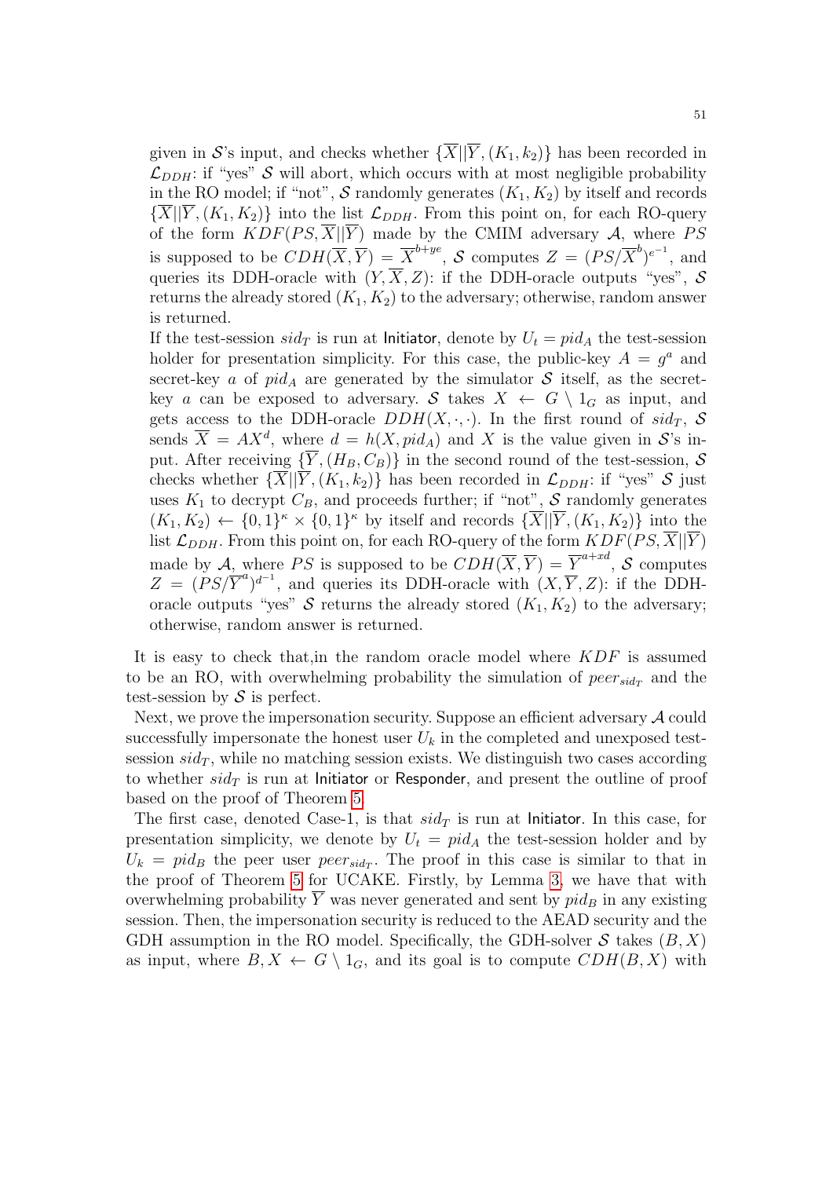given in $\mathcal{S}$'s input, and checks whether $\{\overline{X}||\overline{Y},(K_1,k_2)\}$ has been recorded in $\mathcal{L}_{DDH}$: if "yes" $\mathcal{S}$ will abort, which occurs with at most negligible probability in the RO model; if "not", $\mathcal{S}$ randomly generates $(K_1,K_2)$ by itself and records $\{\overline{X}||\overline{Y},(K_1,K_2)\}$ into the list $\mathcal{L}_{DDH}$. From this point on, for each RO-query of the form $KDF(PS,\overline{X}||\overline{Y})$ made by the CMIM adversary $\mathcal{A}$, where $PS$ is supposed to be $CDH(\overline{X},\overline{Y}) = \overline{X}^{b+ye}$, $\mathcal{S}$ computes $Z = (PS/\overline{X}^b)^{e^{-1}}$, and queries its DDH-oracle with $(Y,\overline{X},Z)$: if the DDH-oracle outputs "yes", $\mathcal{S}$ returns the already stored $(K_1,K_2)$ to the adversary; otherwise, random answer is returned.

If the test-session $sid_T$ is run at Initiator, denote by $U_t = pid_A$ the test-session holder for presentation simplicity. For this case, the public-key $A = g^a$ and secret-key $a$ of $pid_A$ are generated by the simulator $\mathcal{S}$ itself, as the secret-key $a$ can be exposed to adversary. $\mathcal{S}$ takes $X \leftarrow G \setminus 1_G$ as input, and gets access to the DDH-oracle $DDH(X,\cdot,\cdot)$. In the first round of $sid_T$, $\mathcal{S}$ sends $\overline{X} = AX^d$, where $d = h(X, pid_A)$ and $X$ is the value given in $\mathcal{S}$'s input. After receiving $\{\overline{Y},(H_B,C_B)\}$ in the second round of the test-session, $\mathcal{S}$ checks whether $\{\overline{X}||\overline{Y},(K_1,k_2)\}$ has been recorded in $\mathcal{L}_{DDH}$: if "yes" $\mathcal{S}$ just uses $K_1$ to decrypt $C_B$, and proceeds further; if "not", $\mathcal{S}$ randomly generates $(K_1,K_2) \leftarrow \{0,1\}^\kappa \times \{0,1\}^\kappa$ by itself and records $\{\overline{X}||\overline{Y},(K_1,K_2)\}$ into the list $\mathcal{L}_{DDH}$. From this point on, for each RO-query of the form $KDF(PS,\overline{X}||\overline{Y})$ made by $\mathcal{A}$, where $PS$ is supposed to be $CDH(\overline{X},\overline{Y}) = \overline{Y}^{a+xd}$, $\mathcal{S}$ computes $Z = (PS/\overline{Y}^a)^{d^{-1}}$, and queries its DDH-oracle with $(X,\overline{Y},Z)$: if the DDH-oracle outputs "yes" $\mathcal{S}$ returns the already stored $(K_1,K_2)$ to the adversary; otherwise, random answer is returned.

It is easy to check that,in the random oracle model where $KDF$ is assumed to be an RO, with overwhelming probability the simulation of $peer_{sid_T}$ and the test-session by $\mathcal{S}$ is perfect.

Next, we prove the impersonation security. Suppose an efficient adversary $\mathcal{A}$ could successfully impersonate the honest user $U_k$ in the completed and unexposed test-session $sid_T$, while no matching session exists. We distinguish two cases according to whether $sid_T$ is run at Initiator or Responder, and present the outline of proof based on the proof of Theorem 5.

The first case, denoted Case-1, is that $sid_T$ is run at Initiator. In this case, for presentation simplicity, we denote by $U_t = pid_A$ the test-session holder and by $U_k = pid_B$ the peer user $peer_{sid_T}$. The proof in this case is similar to that in the proof of Theorem 5 for UCAKE. Firstly, by Lemma 3, we have that with overwhelming probability $\overline{Y}$ was never generated and sent by $pid_B$ in any existing session. Then, the impersonation security is reduced to the AEAD security and the GDH assumption in the RO model. Specifically, the GDH-solver $\mathcal{S}$ takes $(B,X)$ as input, where $B,X \leftarrow G \setminus 1_G$, and its goal is to compute $CDH(B,X)$ with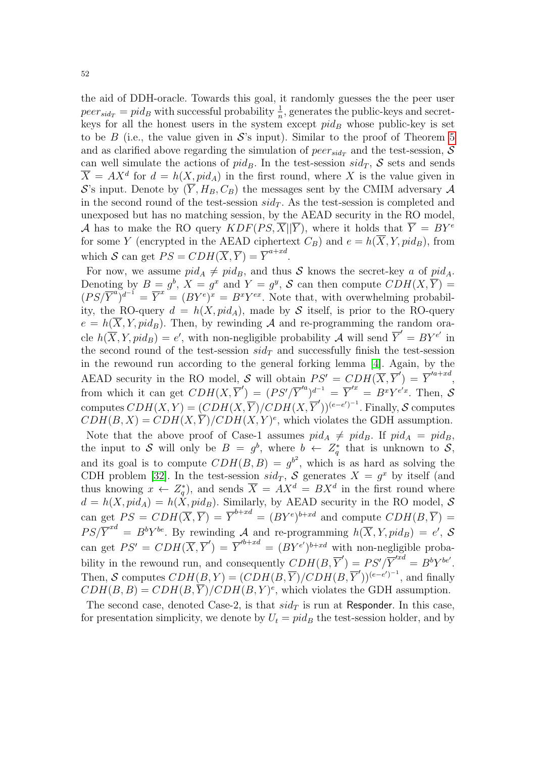the aid of DDH-oracle. Towards this goal, it randomly guesses the the peer user $peer_{sid_T} = pid_B$ with successful probability $\frac{1}{n}$, generates the public-keys and secret-keys for all the honest users in the system except $pid_B$ whose public-key is set to be $B$ (i.e., the value given in $\mathcal{S}$'s input). Similar to the proof of Theorem 5 and as clarified above regarding the simulation of $peer_{sid_T}$ and the test-session, $\mathcal{S}$ can well simulate the actions of $pid_B$. In the test-session $sid_T$, $\mathcal{S}$ sets and sends $\overline{X} = AX^d$ for $d = h(X, pid_A)$ in the first round, where $X$ is the value given in $\mathcal{S}$'s input. Denote by $(\overline{Y}, H_B, C_B)$ the messages sent by the CMIM adversary $\mathcal{A}$ in the second round of the test-session $sid_T$. As the test-session is completed and unexposed but has no matching session, by the AEAD security in the RO model, $\mathcal{A}$ has to make the RO query $KDF(PS, \overline{X}||\overline{Y})$, where it holds that $\overline{Y} = BY^e$ for some $Y$ (encrypted in the AEAD ciphertext $C_B$) and $e = h(\overline{X}, Y, pid_B)$, from which $\mathcal{S}$ can get $PS = CDH(\overline{X}, \overline{Y}) = \overline{Y}^{a+xd}$.

For now, we assume $pid_A \neq pid_B$, and thus $\mathcal{S}$ knows the secret-key $a$ of $pid_A$. Denoting by $B = g^b$, $X = g^x$ and $Y = g^y$, $\mathcal{S}$ can then compute $CDH(X, \overline{Y}) = (PS/\overline{Y}^a)^{d^{-1}} = \overline{Y}^x = (BY^e)^x = B^xY^{ex}$. Note that, with overwhelming probability, the RO-query $d = h(X, pid_A)$, made by $\mathcal{S}$ itself, is prior to the RO-query $e = h(\overline{X}, Y, pid_B)$. Then, by rewinding $\mathcal{A}$ and re-programming the random oracle $h(\overline{X}, Y, pid_B) = e'$, with non-negligible probability $\mathcal{A}$ will send $\overline{Y}' = BY^{e'}$ in the second round of the test-session $sid_T$ and successfully finish the test-session in the rewound run according to the general forking lemma [4]. Again, by the AEAD security in the RO model, $\mathcal{S}$ will obtain $PS' = CDH(\overline{X}, \overline{Y}') = \overline{Y}'^{a+xd}$, from which it can get $CDH(X, \overline{Y}') = (PS'/\overline{Y}'^a)^{d^{-1}} = \overline{Y}'^x = B^xY^{e'x}$. Then, $\mathcal{S}$ computes $CDH(X, Y) = (CDH(X, \overline{Y})/CDH(X, \overline{Y}'))^{(e-e')^{-1}}$. Finally, $\mathcal{S}$ computes $CDH(B, X) = CDH(X, \overline{Y})/CDH(X, Y)^e$, which violates the GDH assumption.

Note that the above proof of Case-1 assumes $pid_A \neq pid_B$. If $pid_A = pid_B$, the input to $\mathcal{S}$ will only be $B = g^b$, where $b \leftarrow Z_q^*$ that is unknown to $\mathcal{S}$, and its goal is to compute $CDH(B, B) = g^{b^2}$, which is as hard as solving the CDH problem [32]. In the test-session $sid_T$, $\mathcal{S}$ generates $X = g^x$ by itself (and thus knowing $x \leftarrow Z_q^*$), and sends $\overline{X} = AX^d = BX^d$ in the first round where $d = h(X, pid_A) = h(X, pid_B)$. Similarly, by AEAD security in the RO model, $\mathcal{S}$ can get $PS = CDH(\overline{X}, \overline{Y}) = \overline{Y}^{b+xd} = (BY^e)^{b+xd}$ and compute $CDH(B, \overline{Y}) = PS/\overline{Y}^{xd} = B^bY^{be}$. By rewinding $\mathcal{A}$ and re-programming $h(\overline{X}, Y, pid_B) = e'$, $\mathcal{S}$ can get $PS' = CDH(\overline{X}, \overline{Y}') = \overline{Y}'^{b+xd} = (BY^{e'})^{b+xd}$ with non-negligible probability in the rewound run, and consequently $CDH(B, \overline{Y}') = PS'/\overline{Y}'^{xd} = B^bY^{be'}$. Then, $\mathcal{S}$ computes $CDH(B, Y) = (CDH(B, \overline{Y})/CDH(B, \overline{Y}'))^{(e-e')^{-1}}$, and finally $CDH(B, B) = CDH(B, \overline{Y})/CDH(B, Y)^e$, which violates the GDH assumption.

The second case, denoted Case-2, is that $sid_T$ is run at Responder. In this case, for presentation simplicity, we denote by $U_t = pid_B$ the test-session holder, and by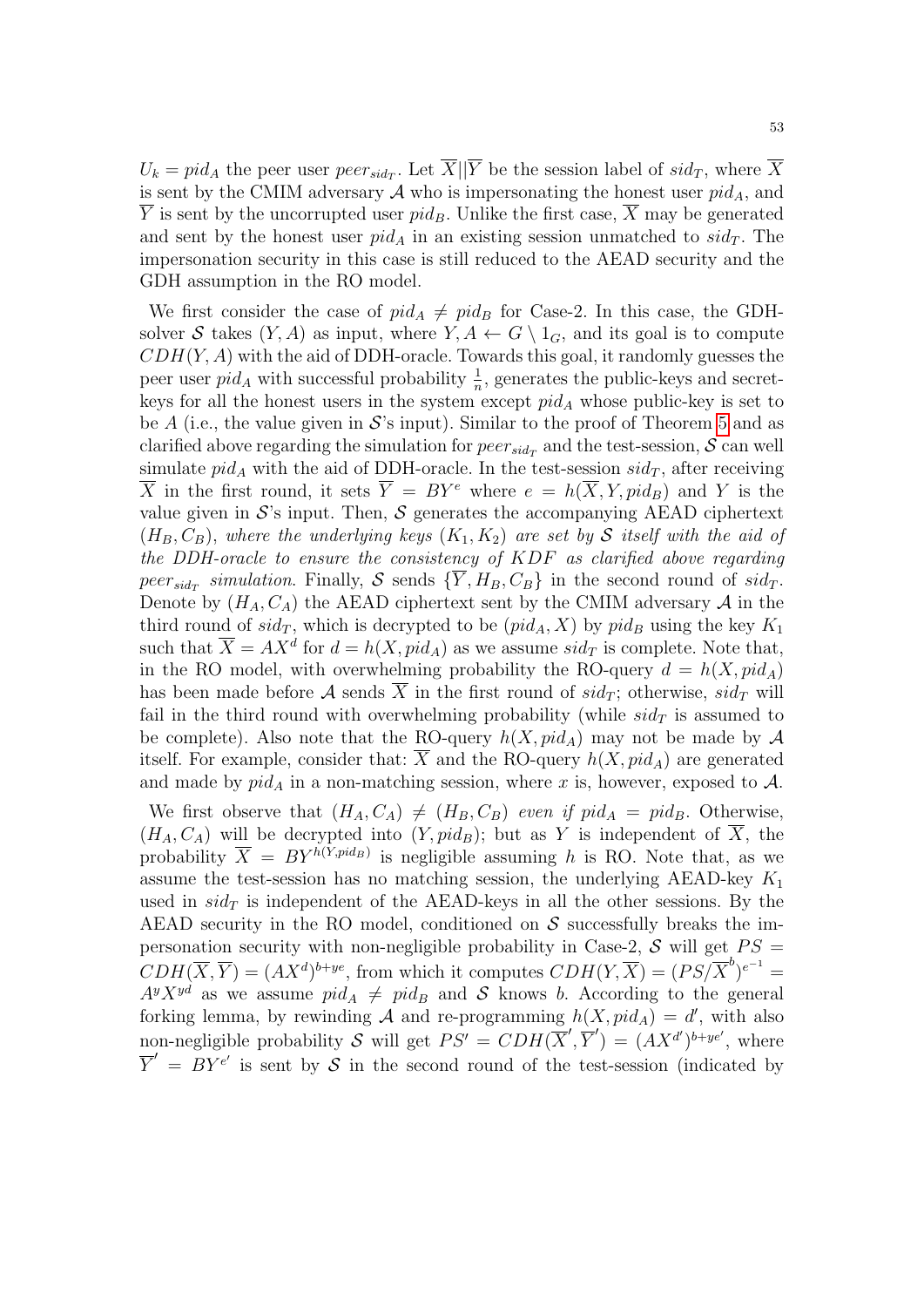$U_k = pid_A$ the peer user $peer_{sid_T}$. Let $\overline{X}||\overline{Y}$ be the session label of $sid_T$, where $\overline{X}$ is sent by the CMIM adversary $\mathcal{A}$ who is impersonating the honest user $pid_A$, and $\overline{Y}$ is sent by the uncorrupted user $pid_B$. Unlike the first case, $\overline{X}$ may be generated and sent by the honest user $pid_A$ in an existing session unmatched to $sid_T$. The impersonation security in this case is still reduced to the AEAD security and the GDH assumption in the RO model.

We first consider the case of $pid_A \neq pid_B$ for Case-2. In this case, the GDH-solver $\mathcal{S}$ takes $(Y, A)$ as input, where $Y, A \leftarrow G \setminus 1_G$, and its goal is to compute $CDH(Y, A)$ with the aid of DDH-oracle. Towards this goal, it randomly guesses the peer user $pid_A$ with successful probability $\frac{1}{n}$, generates the public-keys and secret-keys for all the honest users in the system except $pid_A$ whose public-key is set to be $A$ (i.e., the value given in $\mathcal{S}$'s input). Similar to the proof of Theorem 5 and as clarified above regarding the simulation for $peer_{sid_T}$ and the test-session, $\mathcal{S}$ can well simulate $pid_A$ with the aid of DDH-oracle. In the test-session $sid_T$, after receiving $\overline{X}$ in the first round, it sets $\overline{Y} = BY^e$ where $e = h(\overline{X}, Y, pid_B)$ and $Y$ is the value given in $\mathcal{S}$'s input. Then, $\mathcal{S}$ generates the accompanying AEAD ciphertext $(H_B, C_B)$, *where the underlying keys* $(K_1, K_2)$ *are set by* $\mathcal{S}$ *itself with the aid of the DDH-oracle to ensure the consistency of* $KDF$ *as clarified above regarding* $peer_{sid_T}$ *simulation.* Finally, $\mathcal{S}$ sends $\{\overline{Y}, H_B, C_B\}$ in the second round of $sid_T$. Denote by $(H_A, C_A)$ the AEAD ciphertext sent by the CMIM adversary $\mathcal{A}$ in the third round of $sid_T$, which is decrypted to be $(pid_A, X)$ by $pid_B$ using the key $K_1$ such that $\overline{X} = AX^d$ for $d = h(X, pid_A)$ as we assume $sid_T$ is complete. Note that, in the RO model, with overwhelming probability the RO-query $d = h(X, pid_A)$ has been made before $\mathcal{A}$ sends $\overline{X}$ in the first round of $sid_T$; otherwise, $sid_T$ will fail in the third round with overwhelming probability (while $sid_T$ is assumed to be complete). Also note that the RO-query $h(X, pid_A)$ may not be made by $\mathcal{A}$ itself. For example, consider that: $\overline{X}$ and the RO-query $h(X, pid_A)$ are generated and made by $pid_A$ in a non-matching session, where $x$ is, however, exposed to $\mathcal{A}$.

We first observe that $(H_A, C_A) \neq (H_B, C_B)$ *even if* $pid_A = pid_B$. Otherwise, $(H_A, C_A)$ will be decrypted into $(Y, pid_B)$; but as $Y$ is independent of $\overline{X}$, the probability $\overline{X} = BY^{h(Y, pid_B)}$ is negligible assuming $h$ is RO. Note that, as we assume the test-session has no matching session, the underlying AEAD-key $K_1$ used in $sid_T$ is independent of the AEAD-keys in all the other sessions. By the AEAD security in the RO model, conditioned on $\mathcal{S}$ successfully breaks the impersonation security with non-negligible probability in Case-2, $\mathcal{S}$ will get $PS = CDH(\overline{X}, \overline{Y}) = (AX^d)^{b+ye}$, from which it computes $CDH(Y, \overline{X}) = (PS/\overline{X}^b)^{e^{-1}} = A^y X^{yd}$ as we assume $pid_A \neq pid_B$ and $\mathcal{S}$ knows $b$. According to the general forking lemma, by rewinding $\mathcal{A}$ and re-programming $h(X, pid_A) = d'$, with also non-negligible probability $\mathcal{S}$ will get $PS' = CDH(\overline{X}', \overline{Y}') = (AX^{d'})^{b+ye'}$, where $\overline{Y}' = BY^{e'}$ is sent by $\mathcal{S}$ in the second round of the test-session (indicated by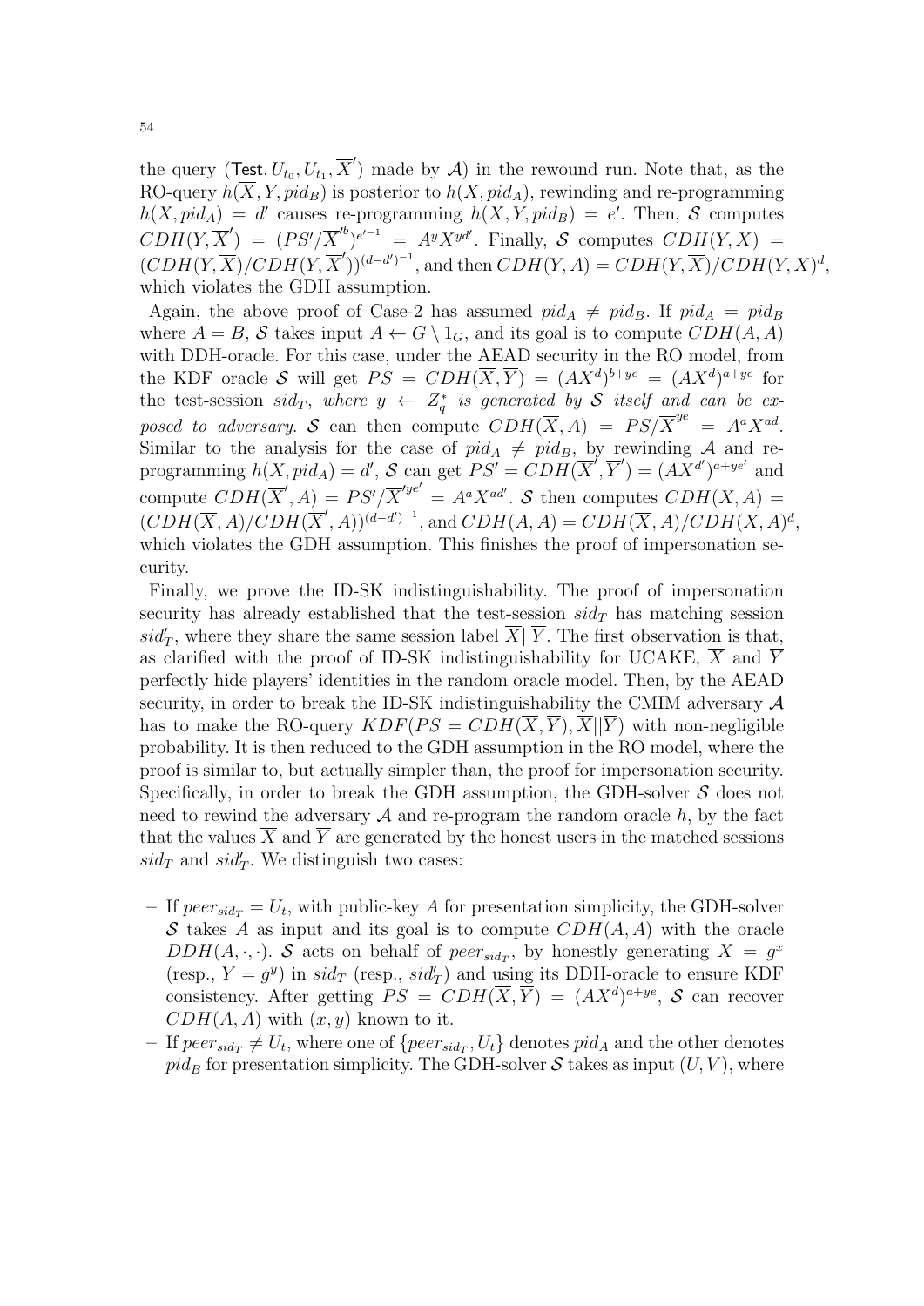the query $(\mathsf{Test}, U_{t_0}, U_{t_1}, \overline{X}')$ made by $\mathcal{A}$) in the rewound run. Note that, as the RO-query $h(\overline{X}, Y, pid_B)$ is posterior to $h(X, pid_A)$, rewinding and re-programming $h(X, pid_A) = d'$ causes re-programming $h(\overline{X}, Y, pid_B) = e'$. Then, $\mathcal{S}$ computes $CDH(Y, \overline{X}') = (PS'/\overline{X}'^{b})^{e'^{-1}} = A^y X^{yd'}$. Finally, $\mathcal{S}$ computes $CDH(Y, X) = (CDH(Y, \overline{X})/CDH(Y, \overline{X}'))^{(d-d')^{-1}}$, and then $CDH(Y, A) = CDH(Y, \overline{X})/CDH(Y, X)^d$, which violates the GDH assumption.

Again, the above proof of Case-2 has assumed $pid_A \neq pid_B$. If $pid_A = pid_B$ where $A = B$, $\mathcal{S}$ takes input $A \leftarrow G \setminus 1_G$, and its goal is to compute $CDH(A, A)$ with DDH-oracle. For this case, under the AEAD security in the RO model, from the KDF oracle $\mathcal{S}$ will get $PS = CDH(\overline{X}, \overline{Y}) = (AX^d)^{b+ye} = (AX^d)^{a+ye}$ for the test-session $sid_T$, *where* $y \leftarrow Z_q^*$ *is generated by* $\mathcal{S}$ *itself and can be exposed to adversary.* $\mathcal{S}$ can then compute $CDH(\overline{X}, A) = PS/\overline{X}^{ye} = A^a X^{ad}$. Similar to the analysis for the case of $pid_A \neq pid_B$, by rewinding $\mathcal{A}$ and re-programming $h(X, pid_A) = d'$, $\mathcal{S}$ can get $PS' = CDH(\overline{X}', \overline{Y}') = (AX^{d'})^{a+ye'}$ and compute $CDH(\overline{X}', A) = PS'/\overline{X}'^{ye'} = A^a X^{ad'}$. $\mathcal{S}$ then computes $CDH(X, A) = (CDH(\overline{X}, A)/CDH(\overline{X}', A))^{(d-d')^{-1}}$, and $CDH(A, A) = CDH(\overline{X}, A)/CDH(X, A)^d$, which violates the GDH assumption. This finishes the proof of impersonation security.

Finally, we prove the ID-SK indistinguishability. The proof of impersonation security has already established that the test-session $sid_T$ has matching session $sid'_T$, where they share the same session label $\overline{X}||\overline{Y}$. The first observation is that, as clarified with the proof of ID-SK indistinguishability for UCAKE, $\overline{X}$ and $\overline{Y}$ perfectly hide players' identities in the random oracle model. Then, by the AEAD security, in order to break the ID-SK indistinguishability the CMIM adversary $\mathcal{A}$ has to make the RO-query $KDF(PS = CDH(\overline{X}, \overline{Y}), \overline{X}||\overline{Y})$ with non-negligible probability. It is then reduced to the GDH assumption in the RO model, where the proof is similar to, but actually simpler than, the proof for impersonation security. Specifically, in order to break the GDH assumption, the GDH-solver $\mathcal{S}$ does not need to rewind the adversary $\mathcal{A}$ and re-program the random oracle $h$, by the fact that the values $\overline{X}$ and $\overline{Y}$ are generated by the honest users in the matched sessions $sid_T$ and $sid'_T$. We distinguish two cases:

- If $peer_{sid_T} = U_t$, with public-key $A$ for presentation simplicity, the GDH-solver $\mathcal{S}$ takes $A$ as input and its goal is to compute $CDH(A, A)$ with the oracle $DDH(A, \cdot, \cdot)$. $\mathcal{S}$ acts on behalf of $peer_{sid_T}$, by honestly generating $X = g^x$ (resp., $Y = g^y$) in $sid_T$ (resp., $sid'_T$) and using its DDH-oracle to ensure KDF consistency. After getting $PS = CDH(\overline{X}, \overline{Y}) = (AX^d)^{a+ye}$, $\mathcal{S}$ can recover $CDH(A, A)$ with $(x, y)$ known to it.
- If $peer_{sid_T} \neq U_t$, where one of $\{peer_{sid_T}, U_t\}$ denotes $pid_A$ and the other denotes $pid_B$ for presentation simplicity. The GDH-solver $\mathcal{S}$ takes as input $(U, V)$, where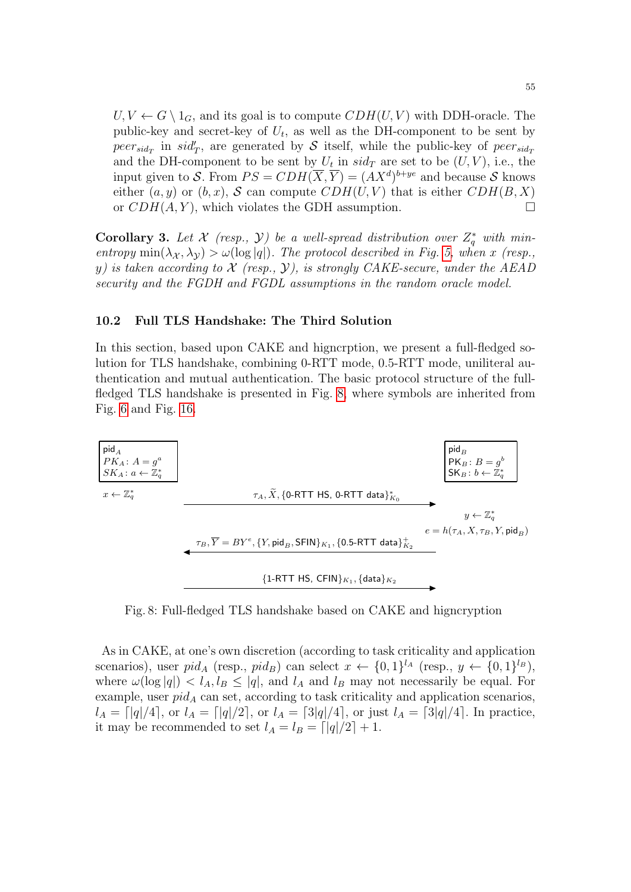$U, V \leftarrow G \setminus 1_G$, and its goal is to compute $CDH(U, V)$ with DDH-oracle. The public-key and secret-key of $U_t$, as well as the DH-component to be sent by $peer_{sid_T}$ in $sid'_T$, are generated by $\mathcal{S}$ itself, while the public-key of $peer_{sid_T}$ and the DH-component to be sent by $U_t$ in $sid_T$ are set to be $(U, V)$, i.e., the input given to $\mathcal{S}$. From $PS = CDH(\overline{X}, \overline{Y}) = (AX^d)^{b+ye}$ and because $\mathcal{S}$ knows either $(a, y)$ or $(b, x)$, $\mathcal{S}$ can compute $CDH(U, V)$ that is either $CDH(B, X)$ or $CDH(A, Y)$, which violates the GDH assumption. □

**Corollary 3.** *Let $\mathcal{X}$ (resp., $\mathcal{Y}$) be a well-spread distribution over $Z_q^*$ with min-entropy $\min(\lambda_{\mathcal{X}}, \lambda_{\mathcal{Y}}) > \omega(\log |q|)$. The protocol described in Fig. 5, when $x$ (resp., $y$) is taken according to $\mathcal{X}$ (resp., $\mathcal{Y}$), is strongly CAKE-secure, under the AEAD security and the FGDH and FGDL assumptions in the random oracle model.*

### 10.2 Full TLS Handshake: The Third Solution

In this section, based upon CAKE and higncrption, we present a full-fledged solution for TLS handshake, combining 0-RTT mode, 0.5-RTT mode, uniliteral authentication and mutual authentication. The basic protocol structure of the full-fledged TLS handshake is presented in Fig. 8, where symbols are inherited from Fig. 6 and Fig. 16.

| $\mathsf{pid}_A$ <br> $PK_A: A = g^a$ <br> $SK_A: a \leftarrow \mathbb{Z}_q^*$ | | $\mathsf{pid}_B$ <br> $\mathsf{PK}_B: B = g^b$ <br> $\mathsf{SK}_B: b \leftarrow \mathbb{Z}_q^*$ |
|---|---|---|
| $x \leftarrow \mathbb{Z}_q^*$ | $\tau_A, \widetilde{X}, \{\text{0-RTT HS, 0-RTT data}\}^*_{K_0}$ $\longrightarrow$ | |
| | | $y \leftarrow \mathbb{Z}_q^*$ <br> $e = h(\tau_A, X, \tau_B, Y, \mathsf{pid}_B)$ |
| | $\longleftarrow$ $\tau_B, \overline{Y} = BY^e, \{Y, \mathsf{pid}_B, \text{SFIN}\}_{K_1}, \{\text{0.5-RTT data}\}^+_{K_2}$ | |
| | $\{\text{1-RTT HS, CFIN}\}_{K_1}, \{\text{data}\}_{K_2}$ $\longrightarrow$ | |

Fig. 8: Full-fledged TLS handshake based on CAKE and higncryption

As in CAKE, at one's own discretion (according to task criticality and application scenarios), user $pid_A$ (resp., $pid_B$) can select $x \leftarrow \{0,1\}^{l_A}$ (resp., $y \leftarrow \{0,1\}^{l_B}$), where $\omega(\log |q|) < l_A, l_B \leq |q|$, and $l_A$ and $l_B$ may not necessarily be equal. For example, user $pid_A$ can set, according to task criticality and application scenarios, $l_A = \lceil |q|/4 \rceil$, or $l_A = \lceil |q|/2 \rceil$, or $l_A = \lceil 3|q|/4 \rceil$, or just $l_A = \lceil 3|q|/4 \rceil$. In practice, it may be recommended to set $l_A = l_B = \lceil |q|/2 \rceil + 1$.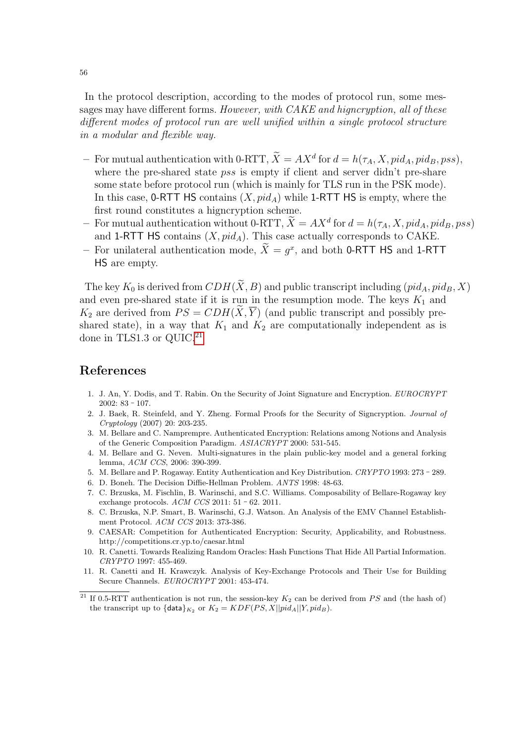In the protocol description, according to the modes of protocol run, some messages may have different forms. *However, with CAKE and higncryption, all of these different modes of protocol run are well unified within a single protocol structure in a modular and flexible way.*

- For mutual authentication with 0-RTT, $\widetilde{X} = AX^d$ for $d = h(\tau_A, X, pid_A, pid_B, pss)$, where the pre-shared state $pss$ is empty if client and server didn't pre-share some state before protocol run (which is mainly for TLS run in the PSK mode). In this case, 0-RTT HS contains $(X, pid_A)$ while 1-RTT HS is empty, where the first round constitutes a higncryption scheme.
- For mutual authentication without 0-RTT, $\widetilde{X} = AX^d$ for $d = h(\tau_A, X, pid_A, pid_B, pss)$ and 1-RTT HS contains $(X, pid_A)$. This case actually corresponds to CAKE.
- For unilateral authentication mode, $\widetilde{X} = g^x$, and both 0-RTT HS and 1-RTT HS are empty.

The key $K_0$ is derived from $CDH(\widetilde{X}, B)$ and public transcript including $(pid_A, pid_B, X)$ and even pre-shared state if it is run in the resumption mode. The keys $K_1$ and $K_2$ are derived from $PS = CDH(\widetilde{X}, \overline{Y})$ (and public transcript and possibly pre-shared state), in a way that $K_1$ and $K_2$ are computationally independent as is done in TLS1.3 or QUIC.[21]

## References

1. J. An, Y. Dodis, and T. Rabin. On the Security of Joint Signature and Encryption. *EUROCRYPT* 2002: 83 – 107.
2. J. Baek, R. Steinfeld, and Y. Zheng. Formal Proofs for the Security of Signcryption. *Journal of Cryptology* (2007) 20: 203-235.
3. M. Bellare and C. Namprempre. Authenticated Encryption: Relations among Notions and Analysis of the Generic Composition Paradigm. *ASIACRYPT* 2000: 531-545.
4. M. Bellare and G. Neven. Multi-signatures in the plain public-key model and a general forking lemma, *ACM CCS*, 2006: 390-399.
5. M. Bellare and P. Rogaway. Entity Authentication and Key Distribution. *CRYPTO* 1993: 273 – 289.
6. D. Boneh. The Decision Diffie-Hellman Problem. *ANTS* 1998: 48-63.
7. C. Brzuska, M. Fischlin, B. Warinschi, and S.C. Williams. Composability of Bellare-Rogaway key exchange protocols. *ACM CCS* 2011: 51 – 62. 2011.
8. C. Brzuska, N.P. Smart, B. Warinschi, G.J. Watson. An Analysis of the EMV Channel Establishment Protocol. *ACM CCS* 2013: 373-386.
9. CAESAR: Competition for Authenticated Encryption: Security, Applicability, and Robustness. http://competitions.cr.yp.to/caesar.html
10. R. Canetti. Towards Realizing Random Oracles: Hash Functions That Hide All Partial Information. *CRYPTO* 1997: 455-469.
11. R. Canetti and H. Krawczyk. Analysis of Key-Exchange Protocols and Their Use for Building Secure Channels. *EUROCRYPT* 2001: 453-474.

[21] If 0.5-RTT authentication is not run, the session-key $K_2$ can be derived from $PS$ and (the hash of) the transcript up to $\{\mathsf{data}\}_{K_2}$ or $K_2 = KDF(PS, X||pid_A||Y, pid_B)$.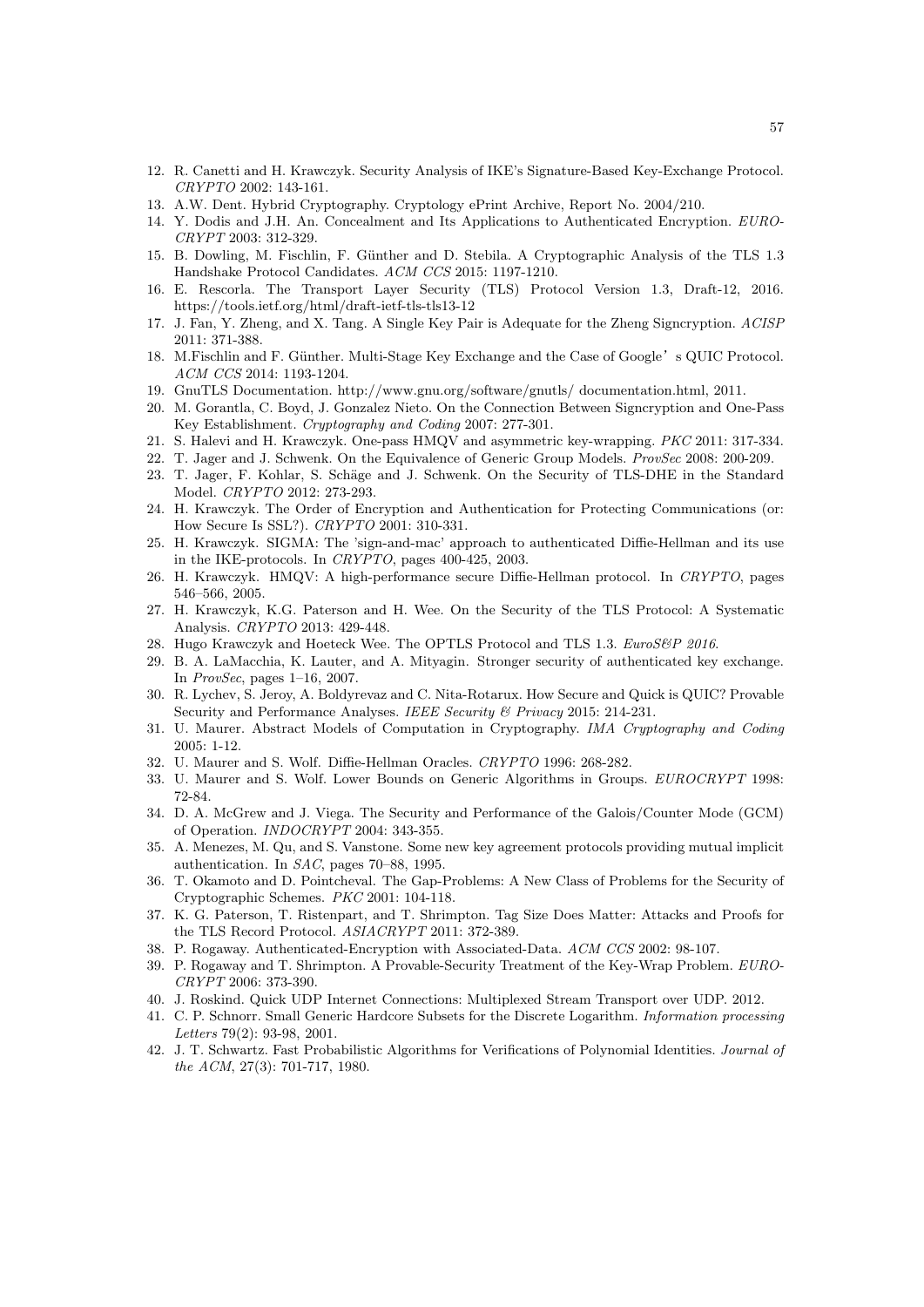12. R. Canetti and H. Krawczyk. Security Analysis of IKE's Signature-Based Key-Exchange Protocol. *CRYPTO* 2002: 143-161.
13. A.W. Dent. Hybrid Cryptography. Cryptology ePrint Archive, Report No. 2004/210.
14. Y. Dodis and J.H. An. Concealment and Its Applications to Authenticated Encryption. *EUROCRYPT* 2003: 312-329.
15. B. Dowling, M. Fischlin, F. Günther and D. Stebila. A Cryptographic Analysis of the TLS 1.3 Handshake Protocol Candidates. *ACM CCS* 2015: 1197-1210.
16. E. Rescorla. The Transport Layer Security (TLS) Protocol Version 1.3, Draft-12, 2016. https://tools.ietf.org/html/draft-ietf-tls-tls13-12
17. J. Fan, Y. Zheng, and X. Tang. A Single Key Pair is Adequate for the Zheng Signcryption. *ACISP* 2011: 371-388.
18. M.Fischlin and F. Günther. Multi-Stage Key Exchange and the Case of Google's QUIC Protocol. *ACM CCS* 2014: 1193-1204.
19. GnuTLS Documentation. http://www.gnu.org/software/gnutls/ documentation.html, 2011.
20. M. Gorantla, C. Boyd, J. Gonzalez Nieto. On the Connection Between Signcryption and One-Pass Key Establishment. *Cryptography and Coding* 2007: 277-301.
21. S. Halevi and H. Krawczyk. One-pass HMQV and asymmetric key-wrapping. *PKC* 2011: 317-334.
22. T. Jager and J. Schwenk. On the Equivalence of Generic Group Models. *ProvSec* 2008: 200-209.
23. T. Jager, F. Kohlar, S. Schäge and J. Schwenk. On the Security of TLS-DHE in the Standard Model. *CRYPTO* 2012: 273-293.
24. H. Krawczyk. The Order of Encryption and Authentication for Protecting Communications (or: How Secure Is SSL?). *CRYPTO* 2001: 310-331.
25. H. Krawczyk. SIGMA: The 'sign-and-mac' approach to authenticated Diffie-Hellman and its use in the IKE-protocols. In *CRYPTO*, pages 400-425, 2003.
26. H. Krawczyk. HMQV: A high-performance secure Diffie-Hellman protocol. In *CRYPTO*, pages 546–566, 2005.
27. H. Krawczyk, K.G. Paterson and H. Wee. On the Security of the TLS Protocol: A Systematic Analysis. *CRYPTO* 2013: 429-448.
28. Hugo Krawczyk and Hoeteck Wee. The OPTLS Protocol and TLS 1.3. *EuroS&P 2016*.
29. B. A. LaMacchia, K. Lauter, and A. Mityagin. Stronger security of authenticated key exchange. In *ProvSec*, pages 1–16, 2007.
30. R. Lychev, S. Jeroy, A. Boldyrevaz and C. Nita-Rotarux. How Secure and Quick is QUIC? Provable Security and Performance Analyses. *IEEE Security & Privacy* 2015: 214-231.
31. U. Maurer. Abstract Models of Computation in Cryptography. *IMA Cryptography and Coding* 2005: 1-12.
32. U. Maurer and S. Wolf. Diffie-Hellman Oracles. *CRYPTO* 1996: 268-282.
33. U. Maurer and S. Wolf. Lower Bounds on Generic Algorithms in Groups. *EUROCRYPT* 1998: 72-84.
34. D. A. McGrew and J. Viega. The Security and Performance of the Galois/Counter Mode (GCM) of Operation. *INDOCRYPT* 2004: 343-355.
35. A. Menezes, M. Qu, and S. Vanstone. Some new key agreement protocols providing mutual implicit authentication. In *SAC*, pages 70–88, 1995.
36. T. Okamoto and D. Pointcheval. The Gap-Problems: A New Class of Problems for the Security of Cryptographic Schemes. *PKC* 2001: 104-118.
37. K. G. Paterson, T. Ristenpart, and T. Shrimpton. Tag Size Does Matter: Attacks and Proofs for the TLS Record Protocol. *ASIACRYPT* 2011: 372-389.
38. P. Rogaway. Authenticated-Encryption with Associated-Data. *ACM CCS* 2002: 98-107.
39. P. Rogaway and T. Shrimpton. A Provable-Security Treatment of the Key-Wrap Problem. *EUROCRYPT* 2006: 373-390.
40. J. Roskind. Quick UDP Internet Connections: Multiplexed Stream Transport over UDP. 2012.
41. C. P. Schnorr. Small Generic Hardcore Subsets for the Discrete Logarithm. *Information processing Letters* 79(2): 93-98, 2001.
42. J. T. Schwartz. Fast Probabilistic Algorithms for Verifications of Polynomial Identities. *Journal of the ACM*, 27(3): 701-717, 1980.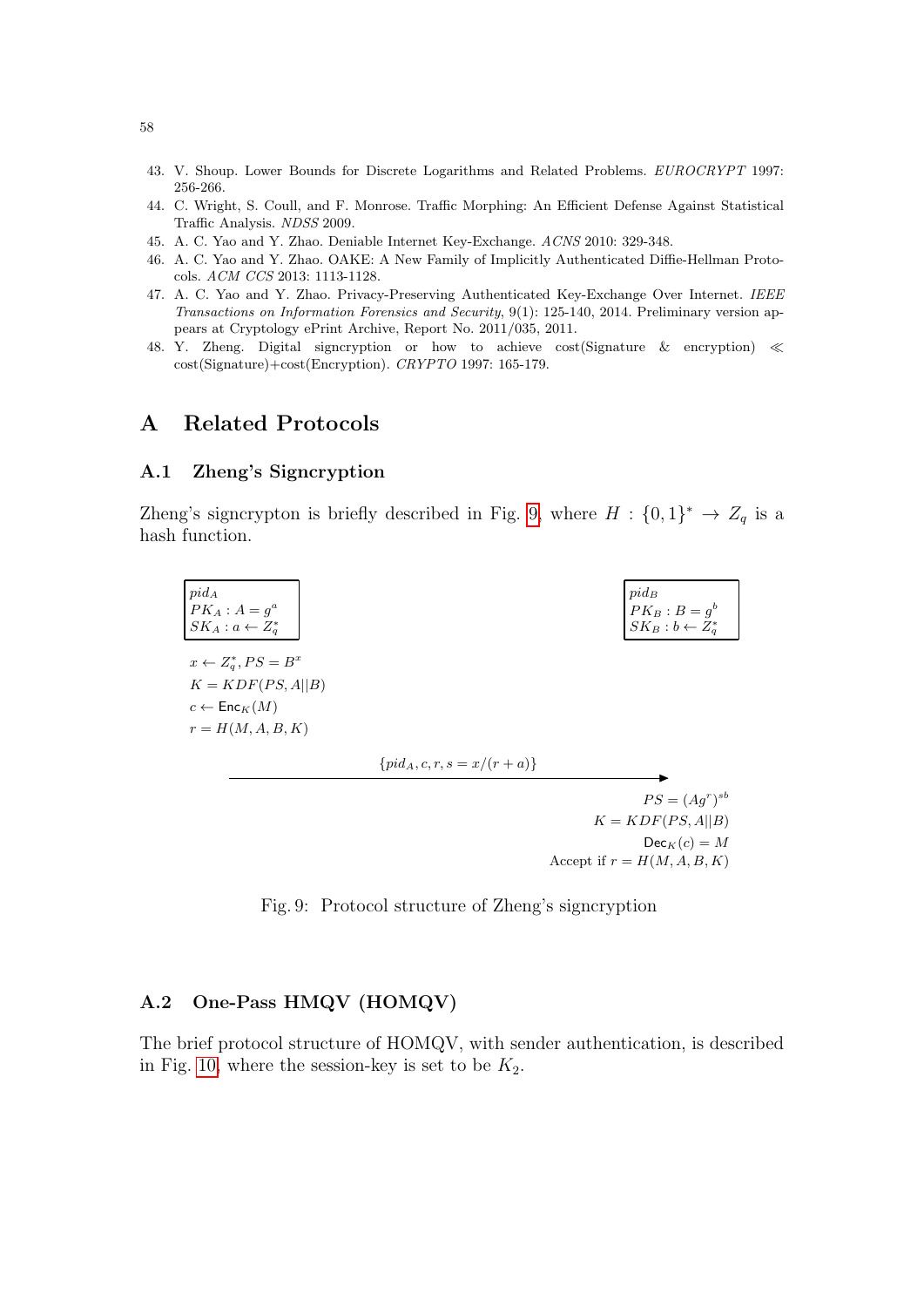43. V. Shoup. Lower Bounds for Discrete Logarithms and Related Problems. *EUROCRYPT* 1997: 256-266.
44. C. Wright, S. Coull, and F. Monrose. Traffic Morphing: An Efficient Defense Against Statistical Traffic Analysis. *NDSS* 2009.
45. A. C. Yao and Y. Zhao. Deniable Internet Key-Exchange. *ACNS* 2010: 329-348.
46. A. C. Yao and Y. Zhao. OAKE: A New Family of Implicitly Authenticated Diffie-Hellman Protocols. *ACM CCS* 2013: 1113-1128.
47. A. C. Yao and Y. Zhao. Privacy-Preserving Authenticated Key-Exchange Over Internet. *IEEE Transactions on Information Forensics and Security*, 9(1): 125-140, 2014. Preliminary version appears at Cryptology ePrint Archive, Report No. 2011/035, 2011.
48. Y. Zheng. Digital signcryption or how to achieve cost(Signature & encryption) ≪ cost(Signature)+cost(Encryption). *CRYPTO* 1997: 165-179.

# A Related Protocols

## A.1 Zheng's Signcryption

Zheng's signcrypton is briefly described in Fig. 9, where $H : \{0,1\}^* \to Z_q$ is a hash function.

| $pid_A$ | | $pid_B$ |
|---|---|---|
| $PK_A : A = g^a$ | | $PK_B : B = g^b$ |
| $SK_A : a \leftarrow Z_q^*$ | | $SK_B : b \leftarrow Z_q^*$ |

$x \leftarrow Z_q^*, PS = B^x$

$K = KDF(PS, A||B)$

$c \leftarrow \mathsf{Enc}_K(M)$

$r = H(M, A, B, K)$

$$\xrightarrow{\{pid_A, c, r, s = x/(r+a)\}}$$

$PS = (Ag^r)^{sb}$

$K = KDF(PS, A||B)$

$\mathsf{Dec}_K(c) = M$

Accept if $r = H(M, A, B, K)$

Fig. 9: Protocol structure of Zheng's signcryption

## A.2 One-Pass HMQV (HOMQV)

The brief protocol structure of HOMQV, with sender authentication, is described in Fig. 10, where the session-key is set to be $K_2$.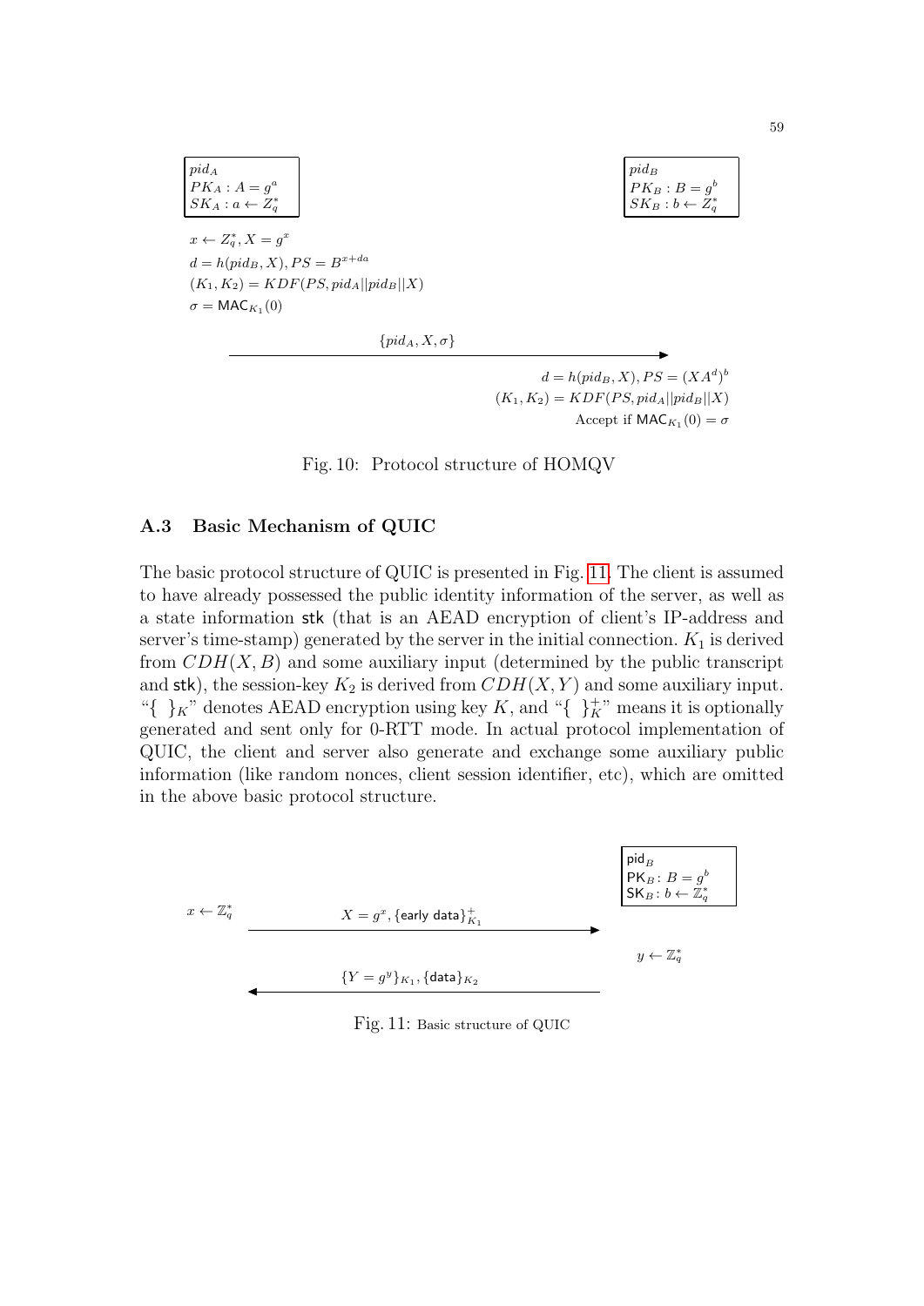$pid_A$
$PK_A : A = g^a$
$SK_A : a \leftarrow Z_q^*$

$pid_B$
$PK_B : B = g^b$
$SK_B : b \leftarrow Z_q^*$

$x \leftarrow Z_q^*, X = g^x$
$d = h(pid_B, X), PS = B^{x+da}$
$(K_1, K_2) = KDF(PS, pid_A || pid_B || X)$
$\sigma = \mathsf{MAC}_{K_1}(0)$

$\{pid_A, X, \sigma\}$ →

$d = h(pid_B, X), PS = (XA^d)^b$
$(K_1, K_2) = KDF(PS, pid_A || pid_B || X)$
Accept if $\mathsf{MAC}_{K_1}(0) = \sigma$

Fig. 10: Protocol structure of HOMQV

### A.3 Basic Mechanism of QUIC

The basic protocol structure of QUIC is presented in Fig. 11. The client is assumed to have already possessed the public identity information of the server, as well as a state information $\mathsf{stk}$ (that is an AEAD encryption of client's IP-address and server's time-stamp) generated by the server in the initial connection. $K_1$ is derived from $CDH(X, B)$ and some auxiliary input (determined by the public transcript and $\mathsf{stk}$), the session-key $K_2$ is derived from $CDH(X, Y)$ and some auxiliary input. "$\{\ \}_K$" denotes AEAD encryption using key $K$, and "$\{\ \}_K^+$" means it is optionally generated and sent only for 0-RTT mode. In actual protocol implementation of QUIC, the client and server also generate and exchange some auxiliary public information (like random nonces, client session identifier, etc), which are omitted in the above basic protocol structure.

$\mathsf{pid}_B$
$\mathsf{PK}_B : B = g^b$
$\mathsf{SK}_B : b \leftarrow \mathbb{Z}_q^*$

$x \leftarrow \mathbb{Z}_q^*$

$X = g^x, \{\mathsf{early\ data}\}_{K_1}^+$ →

$y \leftarrow \mathbb{Z}_q^*$

← $\{Y = g^y\}_{K_1}, \{\mathsf{data}\}_{K_2}$

Fig. 11: Basic structure of QUIC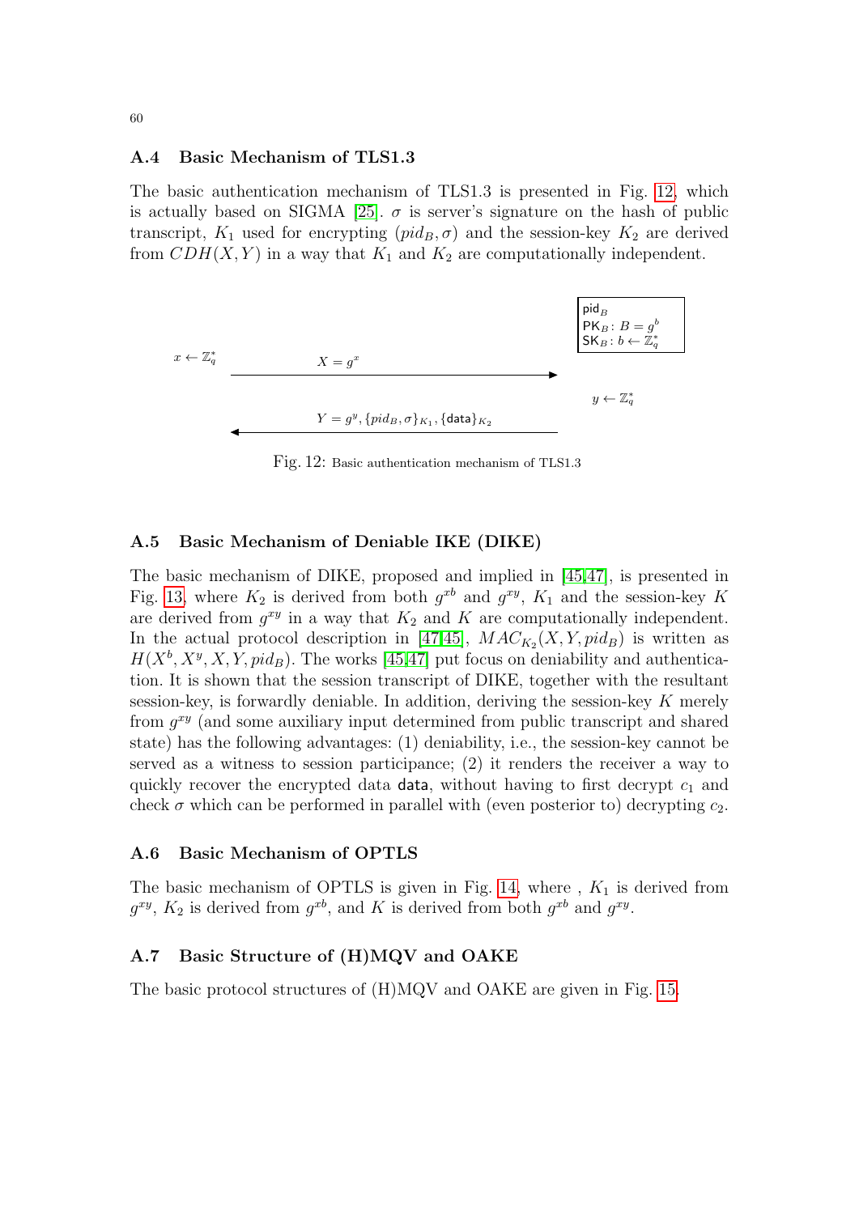### A.4 Basic Mechanism of TLS1.3

The basic authentication mechanism of TLS1.3 is presented in Fig. 12, which is actually based on SIGMA [25]. $\sigma$ is server's signature on the hash of public transcript, $K_1$ used for encrypting $(pid_B, \sigma)$ and the session-key $K_2$ are derived from $CDH(X, Y)$ in a way that $K_1$ and $K_2$ are computationally independent.

$\mathsf{pid}_B$
$\mathsf{PK}_B$: $B = g^b$
$\mathsf{SK}_B$: $b \leftarrow \mathbb{Z}_q^*$

$x \leftarrow \mathbb{Z}_q^*$ $\quad X = g^x \longrightarrow$

$y \leftarrow \mathbb{Z}_q^*$

$\longleftarrow Y = g^y, \{pid_B, \sigma\}_{K_1}, \{\mathsf{data}\}_{K_2}$

Fig. 12: Basic authentication mechanism of TLS1.3

### A.5 Basic Mechanism of Deniable IKE (DIKE)

The basic mechanism of DIKE, proposed and implied in [45,47], is presented in Fig. 13, where $K_2$ is derived from both $g^{xb}$ and $g^{xy}$, $K_1$ and the session-key $K$ are derived from $g^{xy}$ in a way that $K_2$ and $K$ are computationally independent. In the actual protocol description in [47,45], $MAC_{K_2}(X, Y, pid_B)$ is written as $H(X^b, X^y, X, Y, pid_B)$. The works [45,47] put focus on deniability and authentication. It is shown that the session transcript of DIKE, together with the resultant session-key, is forwardly deniable. In addition, deriving the session-key $K$ merely from $g^{xy}$ (and some auxiliary input determined from public transcript and shared state) has the following advantages: (1) deniability, i.e., the session-key cannot be served as a witness to session participance; (2) it renders the receiver a way to quickly recover the encrypted data $\mathsf{data}$, without having to first decrypt $c_1$ and check $\sigma$ which can be performed in parallel with (even posterior to) decrypting $c_2$.

### A.6 Basic Mechanism of OPTLS

The basic mechanism of OPTLS is given in Fig. 14, where , $K_1$ is derived from $g^{xy}$, $K_2$ is derived from $g^{xb}$, and $K$ is derived from both $g^{xb}$ and $g^{xy}$.

### A.7 Basic Structure of (H)MQV and OAKE

The basic protocol structures of (H)MQV and OAKE are given in Fig. 15.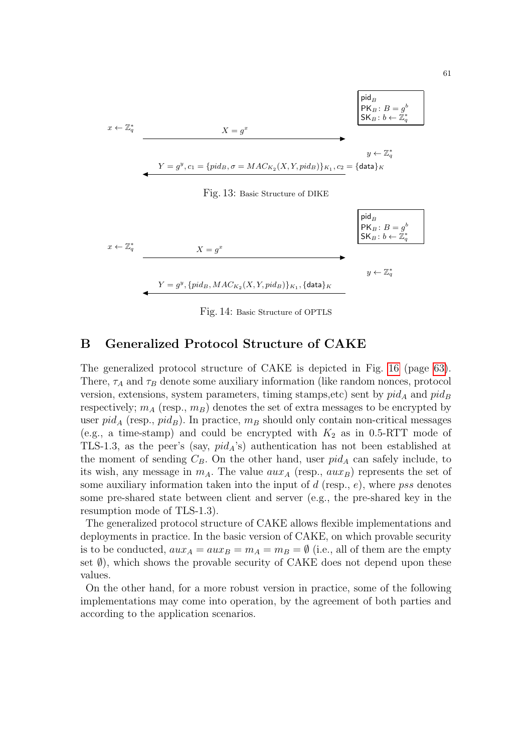| | | $\mathsf{pid}_B$ <br> $\mathsf{PK}_B$: $B = g^b$ <br> $\mathsf{SK}_B$: $b \leftarrow \mathbb{Z}_q^*$ |
|---|---|---|
| $x \leftarrow \mathbb{Z}_q^*$ | $X = g^x$ $\longrightarrow$ | |
| | | $y \leftarrow \mathbb{Z}_q^*$ |
| | $\longleftarrow$ $Y = g^y, c_1 = \{pid_B, \sigma = MAC_{K_2}(X, Y, pid_B)\}_{K_1}, c_2 = \{\mathsf{data}\}_K$ | |

Fig. 13: Basic Structure of DIKE

| | | $\mathsf{pid}_B$ <br> $\mathsf{PK}_B$: $B = g^b$ <br> $\mathsf{SK}_B$: $b \leftarrow \mathbb{Z}_q^*$ |
|---|---|---|
| $x \leftarrow \mathbb{Z}_q^*$ | $X = g^x$ $\longrightarrow$ | |
| | | $y \leftarrow \mathbb{Z}_q^*$ |
| | $\longleftarrow$ $Y = g^y, \{pid_B, MAC_{K_2}(X, Y, pid_B)\}_{K_1}, \{\mathsf{data}\}_K$ | |

Fig. 14: Basic Structure of OPTLS

## B Generalized Protocol Structure of CAKE

The generalized protocol structure of CAKE is depicted in Fig. 16 (page 63). There, $\tau_A$ and $\tau_B$ denote some auxiliary information (like random nonces, protocol version, extensions, system parameters, timing stamps,etc) sent by $pid_A$ and $pid_B$ respectively; $m_A$ (resp., $m_B$) denotes the set of extra messages to be encrypted by user $pid_A$ (resp., $pid_B$). In practice, $m_B$ should only contain non-critical messages (e.g., a time-stamp) and could be encrypted with $K_2$ as in 0.5-RTT mode of TLS-1.3, as the peer's (say, $pid_A$'s) authentication has not been established at the moment of sending $C_B$. On the other hand, user $pid_A$ can safely include, to its wish, any message in $m_A$. The value $aux_A$ (resp., $aux_B$) represents the set of some auxiliary information taken into the input of $d$ (resp., $e$), where $pss$ denotes some pre-shared state between client and server (e.g., the pre-shared key in the resumption mode of TLS-1.3).

The generalized protocol structure of CAKE allows flexible implementations and deployments in practice. In the basic version of CAKE, on which provable security is to be conducted, $aux_A = aux_B = m_A = m_B = \emptyset$ (i.e., all of them are the empty set $\emptyset$), which shows the provable security of CAKE does not depend upon these values.

On the other hand, for a more robust version in practice, some of the following implementations may come into operation, by the agreement of both parties and according to the application scenarios.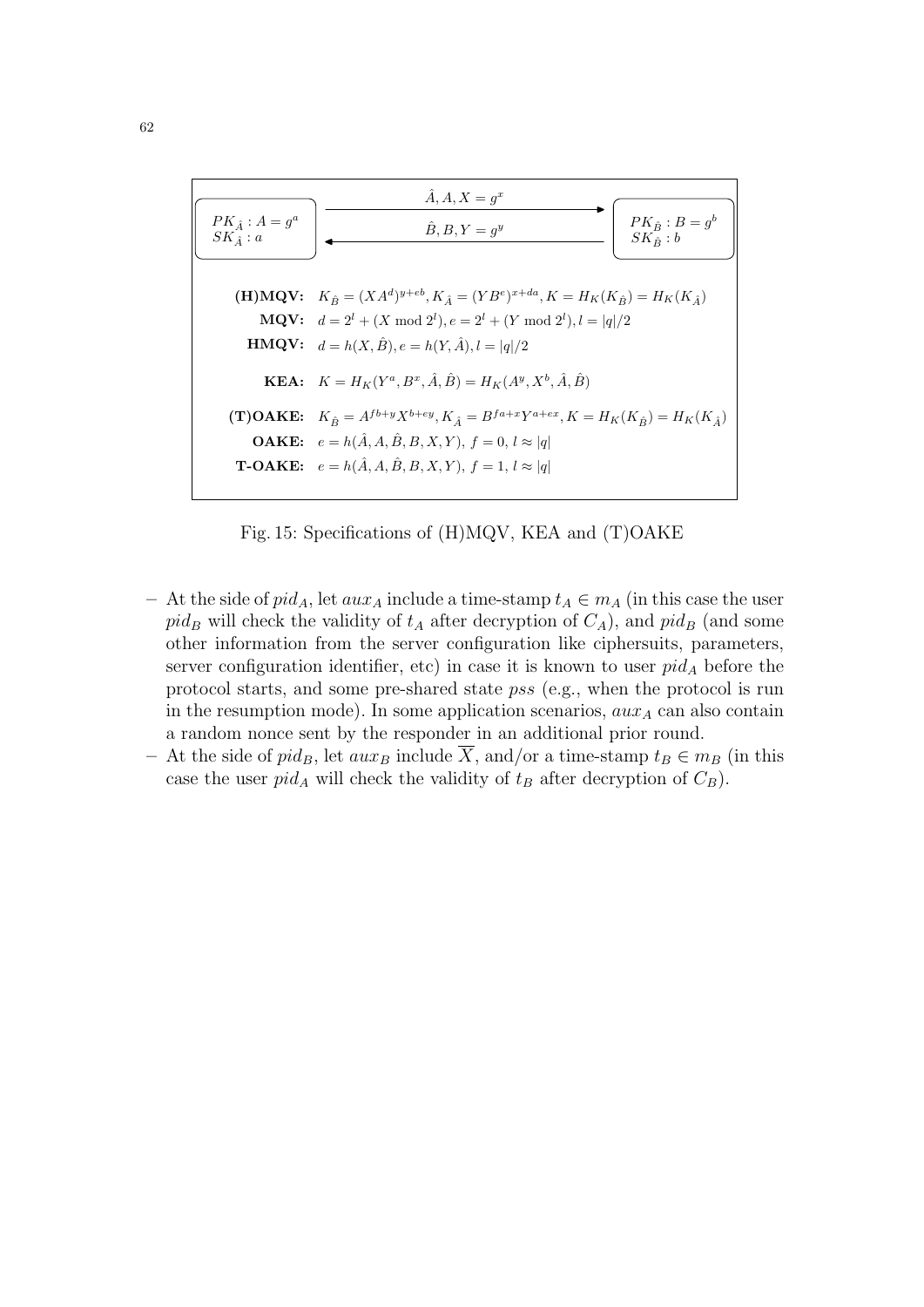$PK_{\hat{A}} : A = g^a$
$SK_{\hat{A}} : a$

$\hat{A}, A, X = g^x$ →

← $\hat{B}, B, Y = g^y$

$PK_{\hat{B}} : B = g^b$
$SK_{\hat{B}} : b$

**(H)MQV:** $K_{\hat{B}} = (XA^d)^{y+eb}, K_{\hat{A}} = (YB^e)^{x+da}, K = H_K(K_{\hat{B}}) = H_K(K_{\hat{A}})$

**MQV:** $d = 2^l + (X \bmod 2^l), e = 2^l + (Y \bmod 2^l), l = |q|/2$

**HMQV:** $d = h(X, \hat{B}), e = h(Y, \hat{A}), l = |q|/2$

**KEA:** $K = H_K(Y^a, B^x, \hat{A}, \hat{B}) = H_K(A^y, X^b, \hat{A}, \hat{B})$

**(T)OAKE:** $K_{\hat{B}} = A^{fb+y}X^{b+ey}, K_{\hat{A}} = B^{fa+x}Y^{a+ex}, K = H_K(K_{\hat{B}}) = H_K(K_{\hat{A}})$

**OAKE:** $e = h(\hat{A}, A, \hat{B}, B, X, Y),\ f = 0,\ l \approx |q|$

**T-OAKE:** $e = h(\hat{A}, A, \hat{B}, B, X, Y),\ f = 1,\ l \approx |q|$

Fig. 15: Specifications of (H)MQV, KEA and (T)OAKE

- At the side of $pid_A$, let $aux_A$ include a time-stamp $t_A \in m_A$ (in this case the user $pid_B$ will check the validity of $t_A$ after decryption of $C_A$), and $pid_B$ (and some other information from the server configuration like ciphersuits, parameters, server configuration identifier, etc) in case it is known to user $pid_A$ before the protocol starts, and some pre-shared state $pss$ (e.g., when the protocol is run in the resumption mode). In some application scenarios, $aux_A$ can also contain a random nonce sent by the responder in an additional prior round.
- At the side of $pid_B$, let $aux_B$ include $\overline{X}$, and/or a time-stamp $t_B \in m_B$ (in this case the user $pid_A$ will check the validity of $t_B$ after decryption of $C_B$).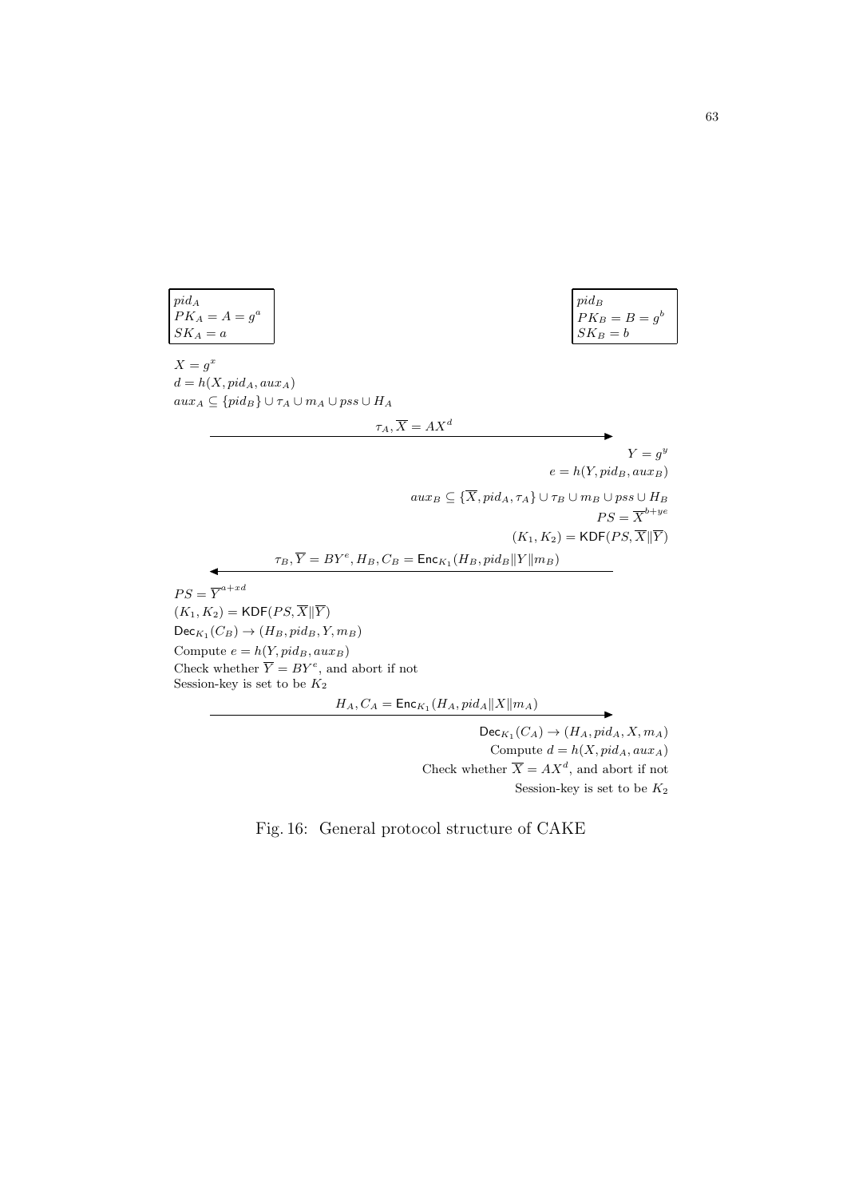$pid_A$
$PK_A = A = g^a$
$SK_A = a$

$pid_B$
$PK_B = B = g^b$
$SK_B = b$

$X = g^x$
$d = h(X, pid_A, aux_A)$
$aux_A \subseteq \{pid_B\} \cup \tau_A \cup m_A \cup pss \cup H_A$

$\tau_A, \overline{X} = AX^d$ →

$Y = g^y$
$e = h(Y, pid_B, aux_B)$
$aux_B \subseteq \{\overline{X}, pid_A, \tau_A\} \cup \tau_B \cup m_B \cup pss \cup H_B$
$PS = \overline{X}^{b+ye}$
$(K_1, K_2) = \mathsf{KDF}(PS, \overline{X} \| \overline{Y})$

← $\tau_B, \overline{Y} = BY^e, H_B, C_B = \mathsf{Enc}_{K_1}(H_B, pid_B \| Y \| m_B)$

$PS = \overline{Y}^{a+xd}$
$(K_1, K_2) = \mathsf{KDF}(PS, \overline{X} \| \overline{Y})$
$\mathsf{Dec}_{K_1}(C_B) \rightarrow (H_B, pid_B, Y, m_B)$
Compute $e = h(Y, pid_B, aux_B)$
Check whether $\overline{Y} = BY^e$, and abort if not
Session-key is set to be $K_2$

$H_A, C_A = \mathsf{Enc}_{K_1}(H_A, pid_A \| X \| m_A)$ →

$\mathsf{Dec}_{K_1}(C_A) \rightarrow (H_A, pid_A, X, m_A)$
Compute $d = h(X, pid_A, aux_A)$
Check whether $\overline{X} = AX^d$, and abort if not
Session-key is set to be $K_2$

Fig. 16: General protocol structure of CAKE